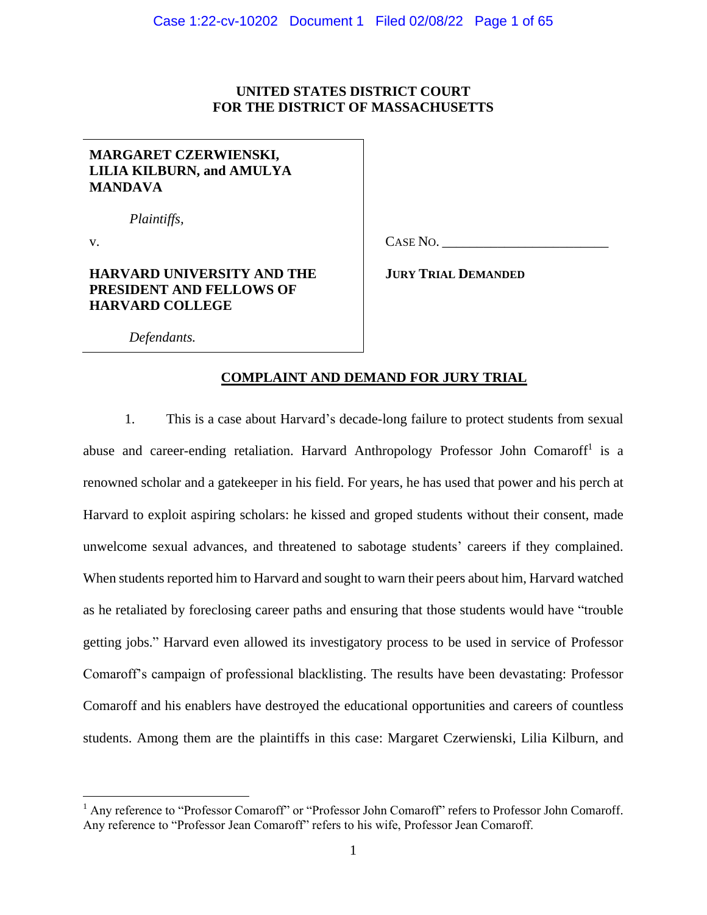**UNITED STATES DISTRICT COURT**
**FOR THE DISTRICT OF MASSACHUSETTS**

| | |
|---|---|
| **MARGARET CZERWIENSKI, LILIA KILBURN, and AMULYA MANDAVA**<br><br>*Plaintiffs,*<br><br>v.<br><br>**HARVARD UNIVERSITY AND THE PRESIDENT AND FELLOWS OF HARVARD COLLEGE**<br><br>*Defendants.* | CASE NO. ________________________<br><br>**JURY TRIAL DEMANDED** |

## COMPLAINT AND DEMAND FOR JURY TRIAL

1. This is a case about Harvard's decade-long failure to protect students from sexual abuse and career-ending retaliation. Harvard Anthropology Professor John Comaroff[1] is a renowned scholar and a gatekeeper in his field. For years, he has used that power and his perch at Harvard to exploit aspiring scholars: he kissed and groped students without their consent, made unwelcome sexual advances, and threatened to sabotage students' careers if they complained. When students reported him to Harvard and sought to warn their peers about him, Harvard watched as he retaliated by foreclosing career paths and ensuring that those students would have "trouble getting jobs." Harvard even allowed its investigatory process to be used in service of Professor Comaroff's campaign of professional blacklisting. The results have been devastating: Professor Comaroff and his enablers have destroyed the educational opportunities and careers of countless students. Among them are the plaintiffs in this case: Margaret Czerwienski, Lilia Kilburn, and

[1] Any reference to "Professor Comaroff" or "Professor John Comaroff" refers to Professor John Comaroff. Any reference to "Professor Jean Comaroff" refers to his wife, Professor Jean Comaroff.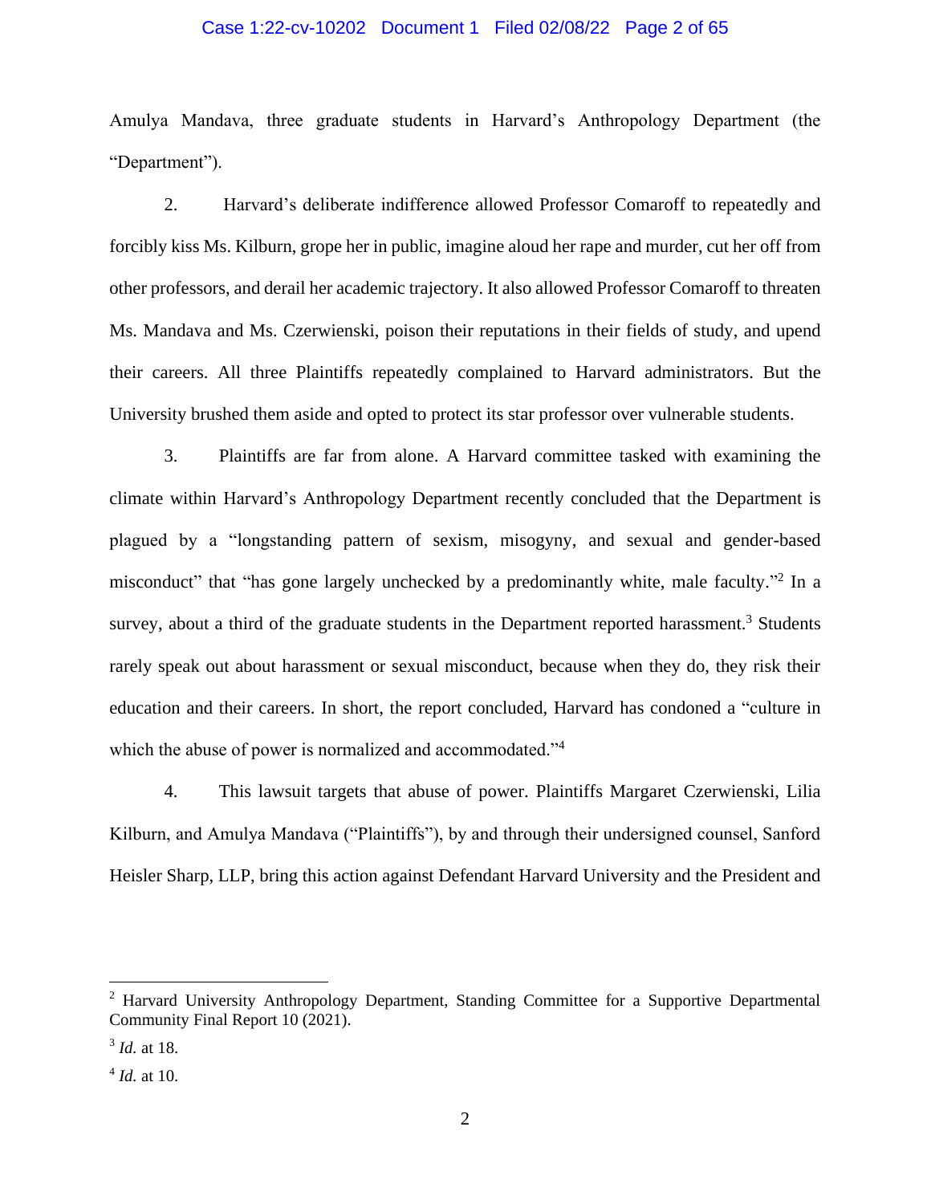Amulya Mandava, three graduate students in Harvard's Anthropology Department (the "Department").

2. Harvard's deliberate indifference allowed Professor Comaroff to repeatedly and forcibly kiss Ms. Kilburn, grope her in public, imagine aloud her rape and murder, cut her off from other professors, and derail her academic trajectory. It also allowed Professor Comaroff to threaten Ms. Mandava and Ms. Czerwienski, poison their reputations in their fields of study, and upend their careers. All three Plaintiffs repeatedly complained to Harvard administrators. But the University brushed them aside and opted to protect its star professor over vulnerable students.

3. Plaintiffs are far from alone. A Harvard committee tasked with examining the climate within Harvard's Anthropology Department recently concluded that the Department is plagued by a "longstanding pattern of sexism, misogyny, and sexual and gender-based misconduct" that "has gone largely unchecked by a predominantly white, male faculty."[2] In a survey, about a third of the graduate students in the Department reported harassment.[3] Students rarely speak out about harassment or sexual misconduct, because when they do, they risk their education and their careers. In short, the report concluded, Harvard has condoned a "culture in which the abuse of power is normalized and accommodated."[4]

4. This lawsuit targets that abuse of power. Plaintiffs Margaret Czerwienski, Lilia Kilburn, and Amulya Mandava ("Plaintiffs"), by and through their undersigned counsel, Sanford Heisler Sharp, LLP, bring this action against Defendant Harvard University and the President and

---

[2] Harvard University Anthropology Department, Standing Committee for a Supportive Departmental Community Final Report 10 (2021).

[3] *Id.* at 18.

[4] *Id.* at 10.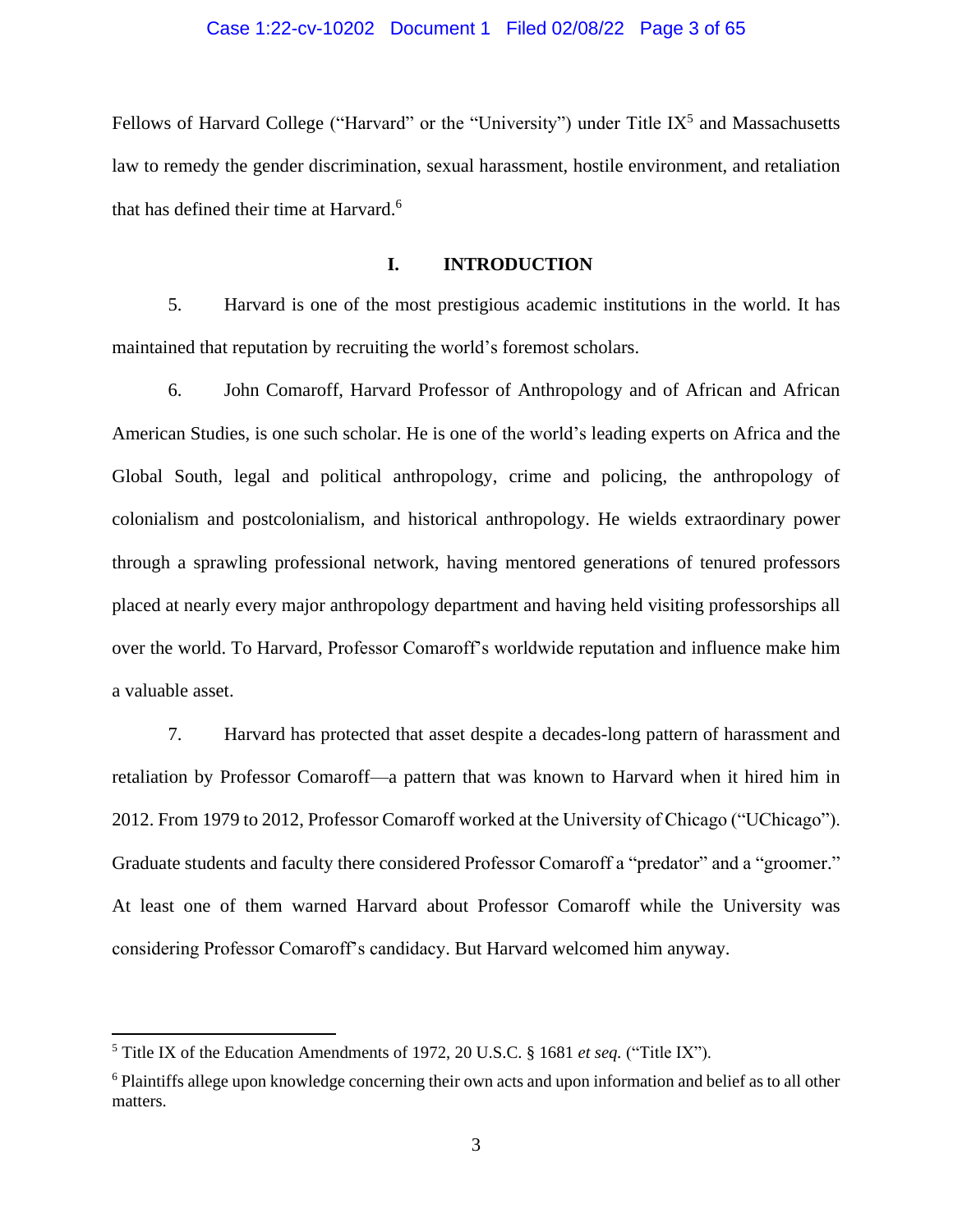Fellows of Harvard College ("Harvard" or the "University") under Title IX[5] and Massachusetts law to remedy the gender discrimination, sexual harassment, hostile environment, and retaliation that has defined their time at Harvard.[6]

## I. INTRODUCTION

5. Harvard is one of the most prestigious academic institutions in the world. It has maintained that reputation by recruiting the world's foremost scholars.

6. John Comaroff, Harvard Professor of Anthropology and of African and African American Studies, is one such scholar. He is one of the world's leading experts on Africa and the Global South, legal and political anthropology, crime and policing, the anthropology of colonialism and postcolonialism, and historical anthropology. He wields extraordinary power through a sprawling professional network, having mentored generations of tenured professors placed at nearly every major anthropology department and having held visiting professorships all over the world. To Harvard, Professor Comaroff's worldwide reputation and influence make him a valuable asset.

7. Harvard has protected that asset despite a decades-long pattern of harassment and retaliation by Professor Comaroff—a pattern that was known to Harvard when it hired him in 2012. From 1979 to 2012, Professor Comaroff worked at the University of Chicago ("UChicago"). Graduate students and faculty there considered Professor Comaroff a "predator" and a "groomer." At least one of them warned Harvard about Professor Comaroff while the University was considering Professor Comaroff's candidacy. But Harvard welcomed him anyway.

---

[5] Title IX of the Education Amendments of 1972, 20 U.S.C. § 1681 *et seq.* ("Title IX").

[6] Plaintiffs allege upon knowledge concerning their own acts and upon information and belief as to all other matters.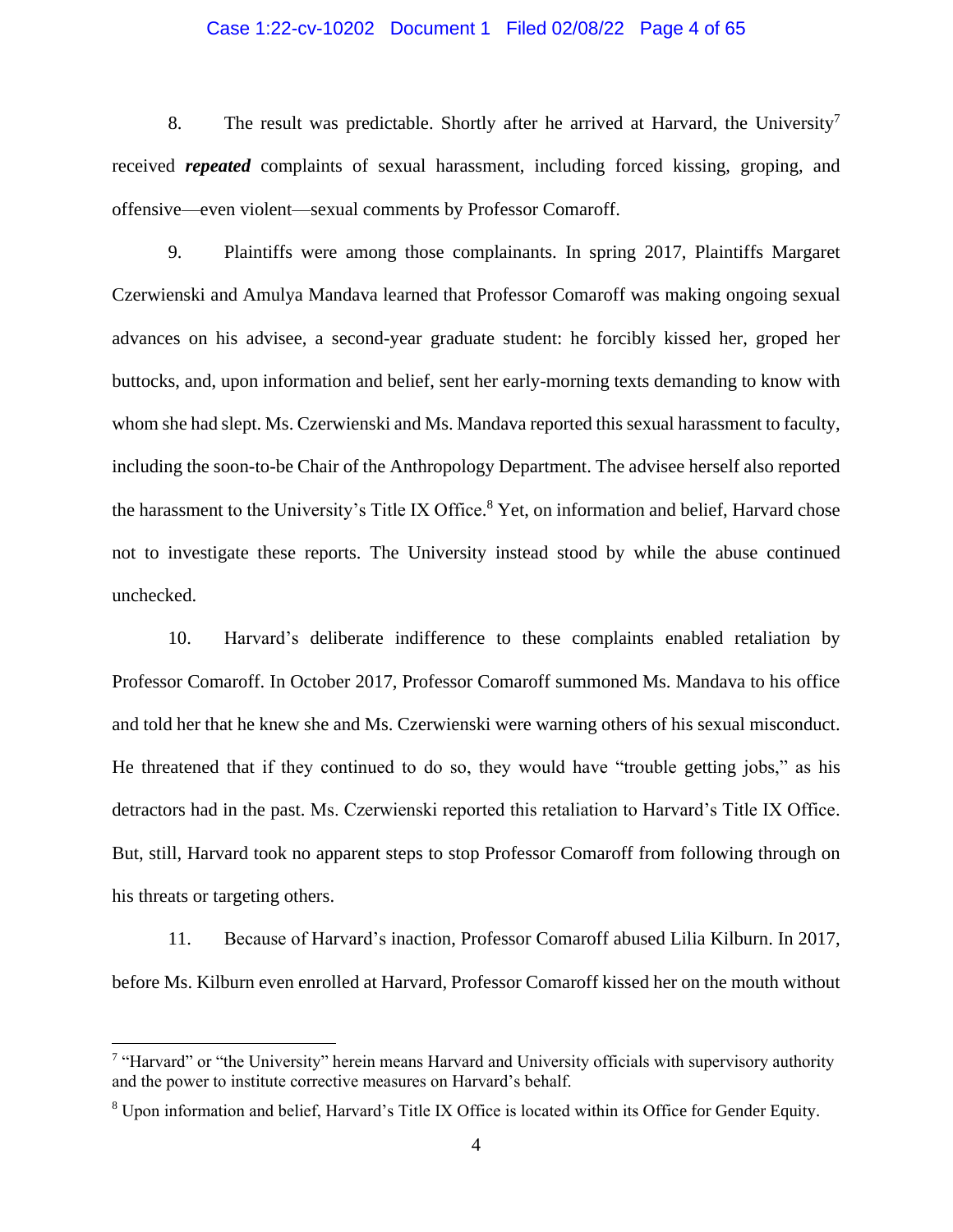8. The result was predictable. Shortly after he arrived at Harvard, the University[7] received ***repeated*** complaints of sexual harassment, including forced kissing, groping, and offensive—even violent—sexual comments by Professor Comaroff.

9. Plaintiffs were among those complainants. In spring 2017, Plaintiffs Margaret Czerwienski and Amulya Mandava learned that Professor Comaroff was making ongoing sexual advances on his advisee, a second-year graduate student: he forcibly kissed her, groped her buttocks, and, upon information and belief, sent her early-morning texts demanding to know with whom she had slept. Ms. Czerwienski and Ms. Mandava reported this sexual harassment to faculty, including the soon-to-be Chair of the Anthropology Department. The advisee herself also reported the harassment to the University's Title IX Office.[8] Yet, on information and belief, Harvard chose not to investigate these reports. The University instead stood by while the abuse continued unchecked.

10. Harvard's deliberate indifference to these complaints enabled retaliation by Professor Comaroff. In October 2017, Professor Comaroff summoned Ms. Mandava to his office and told her that he knew she and Ms. Czerwienski were warning others of his sexual misconduct. He threatened that if they continued to do so, they would have "trouble getting jobs," as his detractors had in the past. Ms. Czerwienski reported this retaliation to Harvard's Title IX Office. But, still, Harvard took no apparent steps to stop Professor Comaroff from following through on his threats or targeting others.

11. Because of Harvard's inaction, Professor Comaroff abused Lilia Kilburn. In 2017, before Ms. Kilburn even enrolled at Harvard, Professor Comaroff kissed her on the mouth without

---

[7] "Harvard" or "the University" herein means Harvard and University officials with supervisory authority and the power to institute corrective measures on Harvard's behalf.

[8] Upon information and belief, Harvard's Title IX Office is located within its Office for Gender Equity.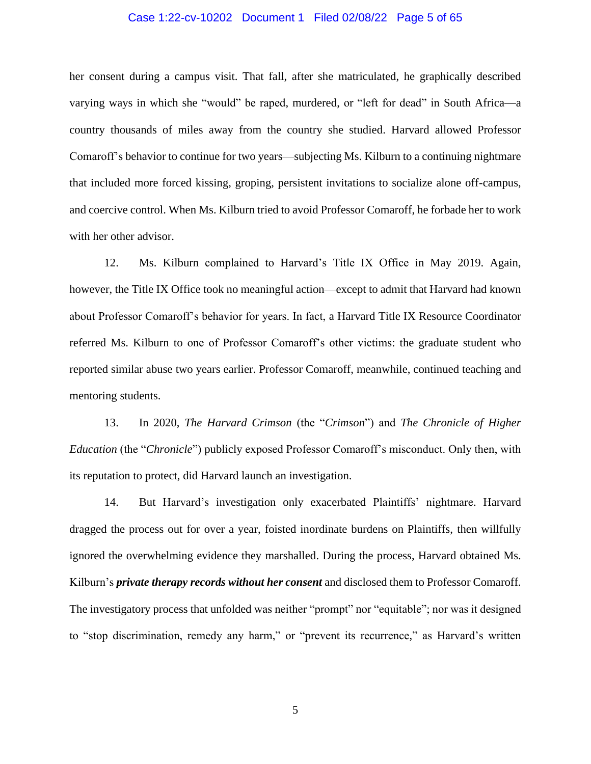her consent during a campus visit. That fall, after she matriculated, he graphically described varying ways in which she "would" be raped, murdered, or "left for dead" in South Africa—a country thousands of miles away from the country she studied. Harvard allowed Professor Comaroff's behavior to continue for two years—subjecting Ms. Kilburn to a continuing nightmare that included more forced kissing, groping, persistent invitations to socialize alone off-campus, and coercive control. When Ms. Kilburn tried to avoid Professor Comaroff, he forbade her to work with her other advisor.

12. Ms. Kilburn complained to Harvard's Title IX Office in May 2019. Again, however, the Title IX Office took no meaningful action—except to admit that Harvard had known about Professor Comaroff's behavior for years. In fact, a Harvard Title IX Resource Coordinator referred Ms. Kilburn to one of Professor Comaroff's other victims: the graduate student who reported similar abuse two years earlier. Professor Comaroff, meanwhile, continued teaching and mentoring students.

13. In 2020, *The Harvard Crimson* (the "*Crimson*") and *The Chronicle of Higher Education* (the "*Chronicle*") publicly exposed Professor Comaroff's misconduct. Only then, with its reputation to protect, did Harvard launch an investigation.

14. But Harvard's investigation only exacerbated Plaintiffs' nightmare. Harvard dragged the process out for over a year, foisted inordinate burdens on Plaintiffs, then willfully ignored the overwhelming evidence they marshalled. During the process, Harvard obtained Ms. Kilburn's ***private therapy records without her consent*** and disclosed them to Professor Comaroff. The investigatory process that unfolded was neither "prompt" nor "equitable"; nor was it designed to "stop discrimination, remedy any harm," or "prevent its recurrence," as Harvard's written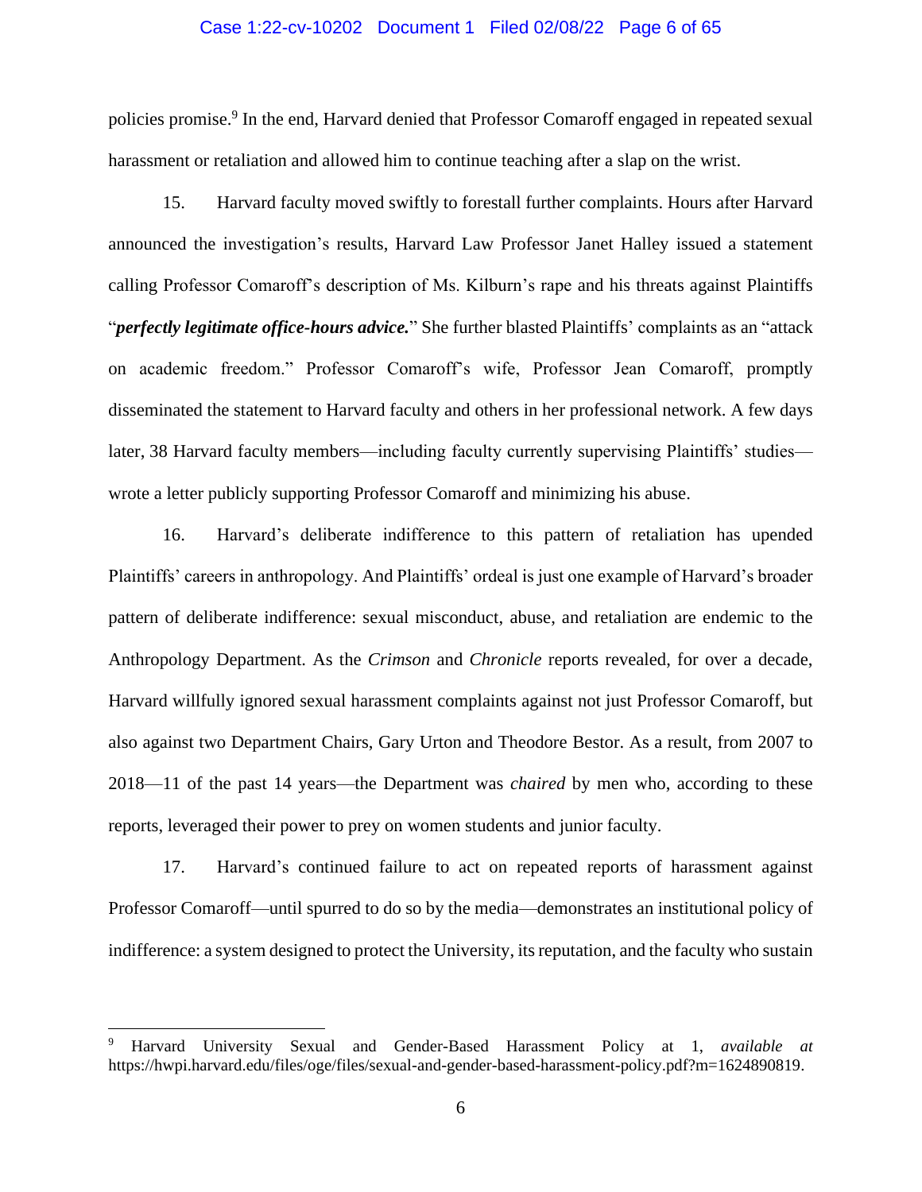policies promise.[9] In the end, Harvard denied that Professor Comaroff engaged in repeated sexual harassment or retaliation and allowed him to continue teaching after a slap on the wrist.

15. Harvard faculty moved swiftly to forestall further complaints. Hours after Harvard announced the investigation's results, Harvard Law Professor Janet Halley issued a statement calling Professor Comaroff's description of Ms. Kilburn's rape and his threats against Plaintiffs "***perfectly legitimate office-hours advice.***" She further blasted Plaintiffs' complaints as an "attack on academic freedom." Professor Comaroff's wife, Professor Jean Comaroff, promptly disseminated the statement to Harvard faculty and others in her professional network. A few days later, 38 Harvard faculty members—including faculty currently supervising Plaintiffs' studies—wrote a letter publicly supporting Professor Comaroff and minimizing his abuse.

16. Harvard's deliberate indifference to this pattern of retaliation has upended Plaintiffs' careers in anthropology. And Plaintiffs' ordeal is just one example of Harvard's broader pattern of deliberate indifference: sexual misconduct, abuse, and retaliation are endemic to the Anthropology Department. As the *Crimson* and *Chronicle* reports revealed, for over a decade, Harvard willfully ignored sexual harassment complaints against not just Professor Comaroff, but also against two Department Chairs, Gary Urton and Theodore Bestor. As a result, from 2007 to 2018—11 of the past 14 years—the Department was *chaired* by men who, according to these reports, leveraged their power to prey on women students and junior faculty.

17. Harvard's continued failure to act on repeated reports of harassment against Professor Comaroff—until spurred to do so by the media—demonstrates an institutional policy of indifference: a system designed to protect the University, its reputation, and the faculty who sustain

---

[9] Harvard University Sexual and Gender-Based Harassment Policy at 1, *available at* https://hwpi.harvard.edu/files/oge/files/sexual-and-gender-based-harassment-policy.pdf?m=1624890819.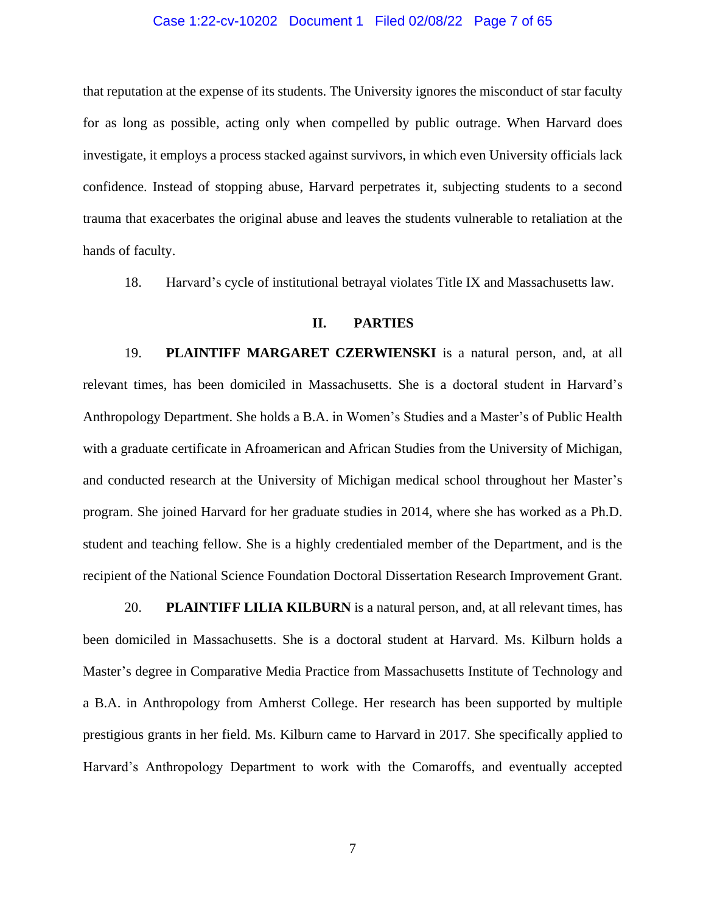that reputation at the expense of its students. The University ignores the misconduct of star faculty for as long as possible, acting only when compelled by public outrage. When Harvard does investigate, it employs a process stacked against survivors, in which even University officials lack confidence. Instead of stopping abuse, Harvard perpetrates it, subjecting students to a second trauma that exacerbates the original abuse and leaves the students vulnerable to retaliation at the hands of faculty.

18. Harvard's cycle of institutional betrayal violates Title IX and Massachusetts law.

## II. PARTIES

19. **PLAINTIFF MARGARET CZERWIENSKI** is a natural person, and, at all relevant times, has been domiciled in Massachusetts. She is a doctoral student in Harvard's Anthropology Department. She holds a B.A. in Women's Studies and a Master's of Public Health with a graduate certificate in Afroamerican and African Studies from the University of Michigan, and conducted research at the University of Michigan medical school throughout her Master's program. She joined Harvard for her graduate studies in 2014, where she has worked as a Ph.D. student and teaching fellow. She is a highly credentialed member of the Department, and is the recipient of the National Science Foundation Doctoral Dissertation Research Improvement Grant.

20. **PLAINTIFF LILIA KILBURN** is a natural person, and, at all relevant times, has been domiciled in Massachusetts. She is a doctoral student at Harvard. Ms. Kilburn holds a Master's degree in Comparative Media Practice from Massachusetts Institute of Technology and a B.A. in Anthropology from Amherst College. Her research has been supported by multiple prestigious grants in her field. Ms. Kilburn came to Harvard in 2017. She specifically applied to Harvard's Anthropology Department to work with the Comaroffs, and eventually accepted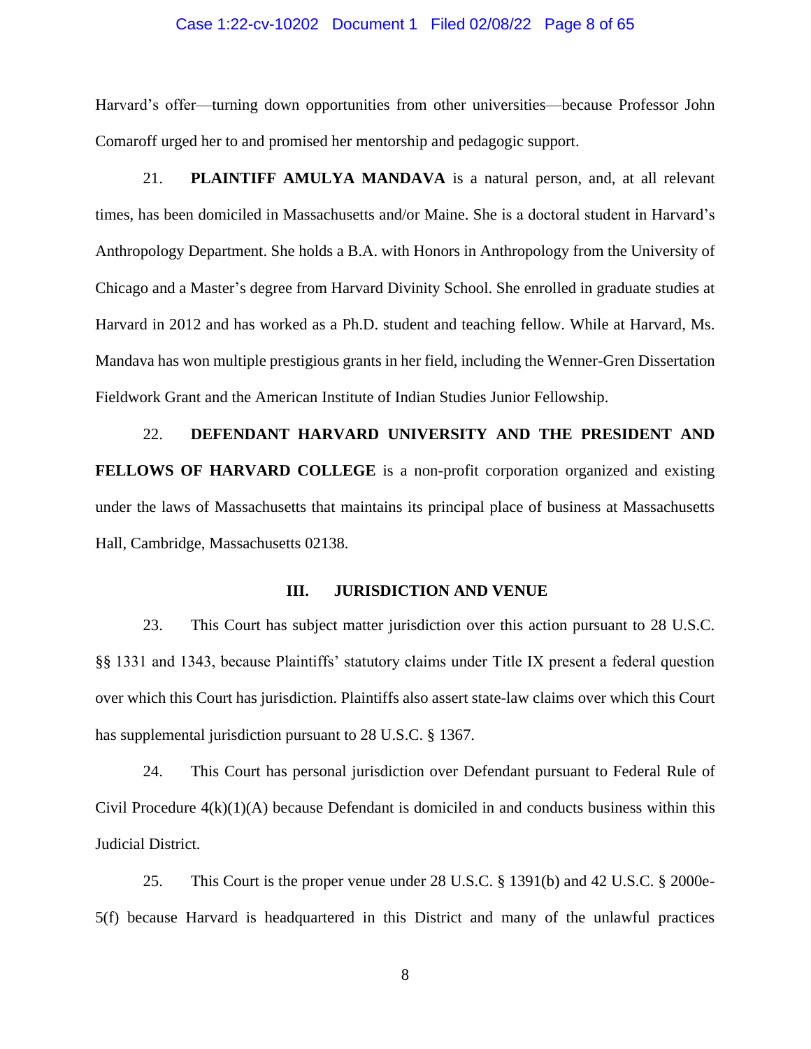Harvard's offer—turning down opportunities from other universities—because Professor John Comaroff urged her to and promised her mentorship and pedagogic support.

21. **PLAINTIFF AMULYA MANDAVA** is a natural person, and, at all relevant times, has been domiciled in Massachusetts and/or Maine. She is a doctoral student in Harvard's Anthropology Department. She holds a B.A. with Honors in Anthropology from the University of Chicago and a Master's degree from Harvard Divinity School. She enrolled in graduate studies at Harvard in 2012 and has worked as a Ph.D. student and teaching fellow. While at Harvard, Ms. Mandava has won multiple prestigious grants in her field, including the Wenner-Gren Dissertation Fieldwork Grant and the American Institute of Indian Studies Junior Fellowship.

22. **DEFENDANT HARVARD UNIVERSITY AND THE PRESIDENT AND FELLOWS OF HARVARD COLLEGE** is a non-profit corporation organized and existing under the laws of Massachusetts that maintains its principal place of business at Massachusetts Hall, Cambridge, Massachusetts 02138.

## III. JURISDICTION AND VENUE

23. This Court has subject matter jurisdiction over this action pursuant to 28 U.S.C. §§ 1331 and 1343, because Plaintiffs' statutory claims under Title IX present a federal question over which this Court has jurisdiction. Plaintiffs also assert state-law claims over which this Court has supplemental jurisdiction pursuant to 28 U.S.C. § 1367.

24. This Court has personal jurisdiction over Defendant pursuant to Federal Rule of Civil Procedure 4(k)(1)(A) because Defendant is domiciled in and conducts business within this Judicial District.

25. This Court is the proper venue under 28 U.S.C. § 1391(b) and 42 U.S.C. § 2000e-5(f) because Harvard is headquartered in this District and many of the unlawful practices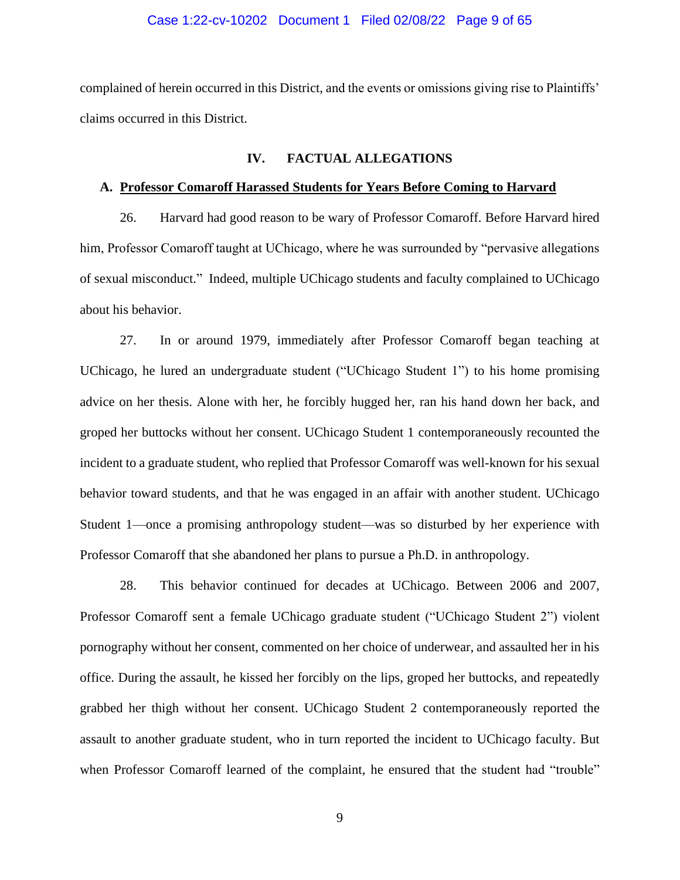complained of herein occurred in this District, and the events or omissions giving rise to Plaintiffs' claims occurred in this District.

## IV. FACTUAL ALLEGATIONS

### A. Professor Comaroff Harassed Students for Years Before Coming to Harvard

26. Harvard had good reason to be wary of Professor Comaroff. Before Harvard hired him, Professor Comaroff taught at UChicago, where he was surrounded by "pervasive allegations of sexual misconduct." Indeed, multiple UChicago students and faculty complained to UChicago about his behavior.

27. In or around 1979, immediately after Professor Comaroff began teaching at UChicago, he lured an undergraduate student ("UChicago Student 1") to his home promising advice on her thesis. Alone with her, he forcibly hugged her, ran his hand down her back, and groped her buttocks without her consent. UChicago Student 1 contemporaneously recounted the incident to a graduate student, who replied that Professor Comaroff was well-known for his sexual behavior toward students, and that he was engaged in an affair with another student. UChicago Student 1—once a promising anthropology student—was so disturbed by her experience with Professor Comaroff that she abandoned her plans to pursue a Ph.D. in anthropology.

28. This behavior continued for decades at UChicago. Between 2006 and 2007, Professor Comaroff sent a female UChicago graduate student ("UChicago Student 2") violent pornography without her consent, commented on her choice of underwear, and assaulted her in his office. During the assault, he kissed her forcibly on the lips, groped her buttocks, and repeatedly grabbed her thigh without her consent. UChicago Student 2 contemporaneously reported the assault to another graduate student, who in turn reported the incident to UChicago faculty. But when Professor Comaroff learned of the complaint, he ensured that the student had "trouble"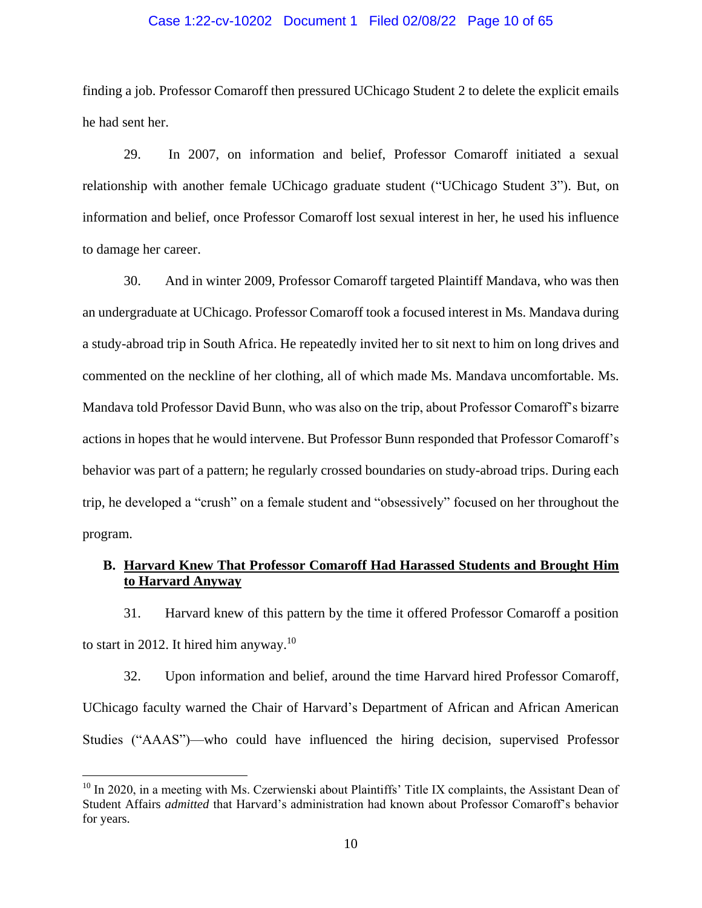finding a job. Professor Comaroff then pressured UChicago Student 2 to delete the explicit emails he had sent her.

29. In 2007, on information and belief, Professor Comaroff initiated a sexual relationship with another female UChicago graduate student ("UChicago Student 3"). But, on information and belief, once Professor Comaroff lost sexual interest in her, he used his influence to damage her career.

30. And in winter 2009, Professor Comaroff targeted Plaintiff Mandava, who was then an undergraduate at UChicago. Professor Comaroff took a focused interest in Ms. Mandava during a study-abroad trip in South Africa. He repeatedly invited her to sit next to him on long drives and commented on the neckline of her clothing, all of which made Ms. Mandava uncomfortable. Ms. Mandava told Professor David Bunn, who was also on the trip, about Professor Comaroff's bizarre actions in hopes that he would intervene. But Professor Bunn responded that Professor Comaroff's behavior was part of a pattern; he regularly crossed boundaries on study-abroad trips. During each trip, he developed a "crush" on a female student and "obsessively" focused on her throughout the program.

### B. Harvard Knew That Professor Comaroff Had Harassed Students and Brought Him to Harvard Anyway

31. Harvard knew of this pattern by the time it offered Professor Comaroff a position to start in 2012. It hired him anyway.[10]

32. Upon information and belief, around the time Harvard hired Professor Comaroff, UChicago faculty warned the Chair of Harvard's Department of African and African American Studies ("AAAS")—who could have influenced the hiring decision, supervised Professor

[10] In 2020, in a meeting with Ms. Czerwienski about Plaintiffs' Title IX complaints, the Assistant Dean of Student Affairs *admitted* that Harvard's administration had known about Professor Comaroff's behavior for years.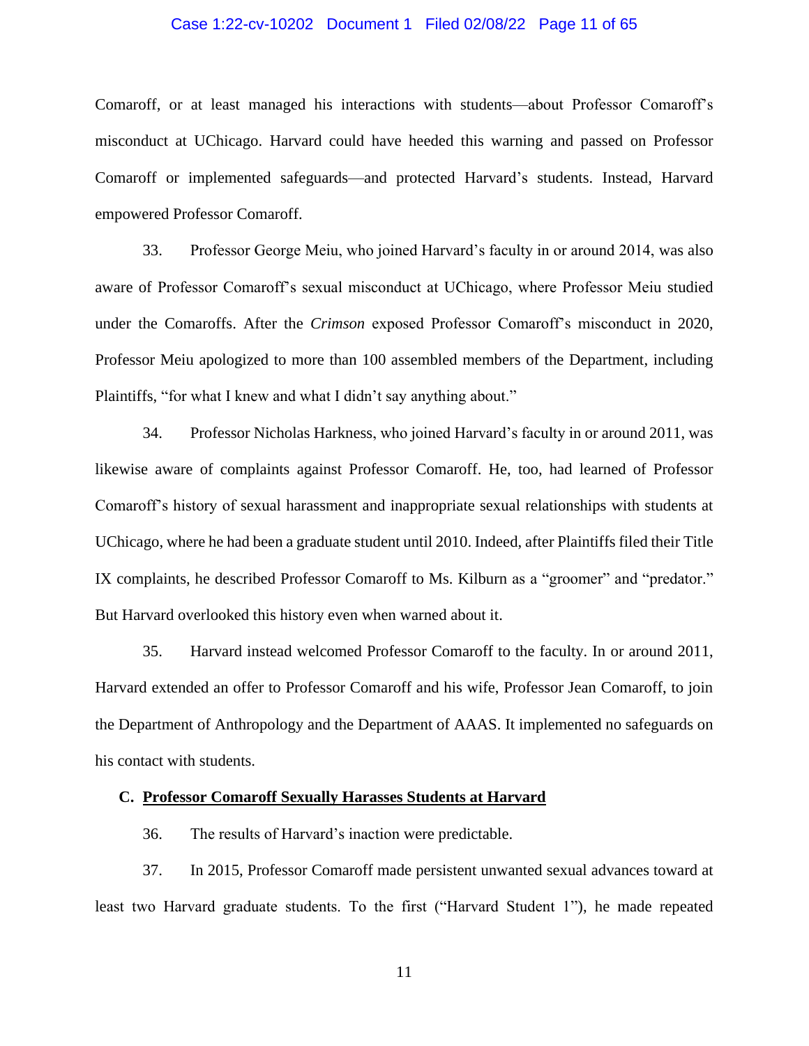Comaroff, or at least managed his interactions with students—about Professor Comaroff's misconduct at UChicago. Harvard could have heeded this warning and passed on Professor Comaroff or implemented safeguards—and protected Harvard's students. Instead, Harvard empowered Professor Comaroff.

33. Professor George Meiu, who joined Harvard's faculty in or around 2014, was also aware of Professor Comaroff's sexual misconduct at UChicago, where Professor Meiu studied under the Comaroffs. After the *Crimson* exposed Professor Comaroff's misconduct in 2020, Professor Meiu apologized to more than 100 assembled members of the Department, including Plaintiffs, "for what I knew and what I didn't say anything about."

34. Professor Nicholas Harkness, who joined Harvard's faculty in or around 2011, was likewise aware of complaints against Professor Comaroff. He, too, had learned of Professor Comaroff's history of sexual harassment and inappropriate sexual relationships with students at UChicago, where he had been a graduate student until 2010. Indeed, after Plaintiffs filed their Title IX complaints, he described Professor Comaroff to Ms. Kilburn as a "groomer" and "predator." But Harvard overlooked this history even when warned about it.

35. Harvard instead welcomed Professor Comaroff to the faculty. In or around 2011, Harvard extended an offer to Professor Comaroff and his wife, Professor Jean Comaroff, to join the Department of Anthropology and the Department of AAAS. It implemented no safeguards on his contact with students.

### C. <u>Professor Comaroff Sexually Harasses Students at Harvard</u>

36. The results of Harvard's inaction were predictable.

37. In 2015, Professor Comaroff made persistent unwanted sexual advances toward at least two Harvard graduate students. To the first ("Harvard Student 1"), he made repeated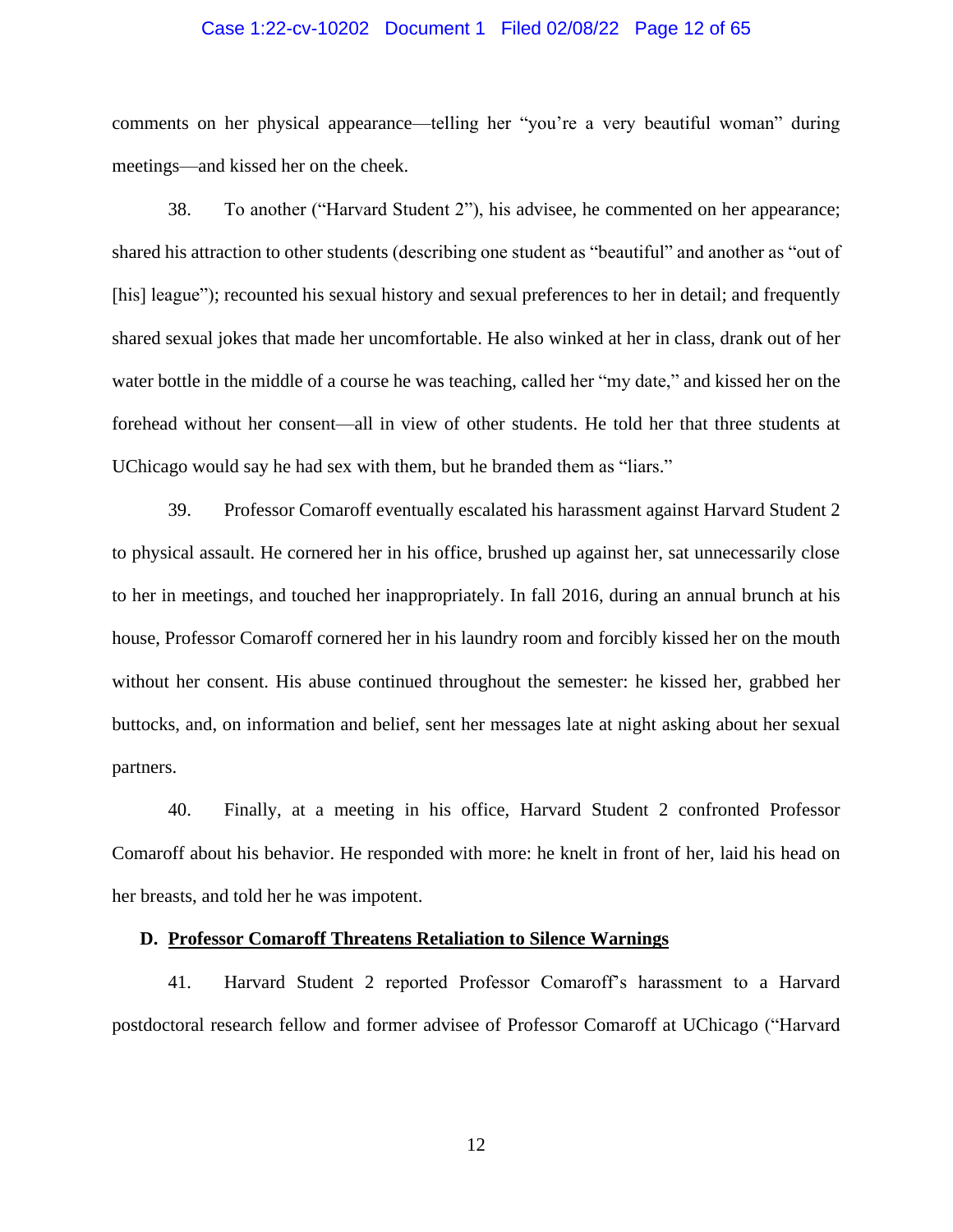comments on her physical appearance—telling her "you're a very beautiful woman" during meetings—and kissed her on the cheek.

38. To another ("Harvard Student 2"), his advisee, he commented on her appearance; shared his attraction to other students (describing one student as "beautiful" and another as "out of [his] league"); recounted his sexual history and sexual preferences to her in detail; and frequently shared sexual jokes that made her uncomfortable. He also winked at her in class, drank out of her water bottle in the middle of a course he was teaching, called her "my date," and kissed her on the forehead without her consent—all in view of other students. He told her that three students at UChicago would say he had sex with them, but he branded them as "liars."

39. Professor Comaroff eventually escalated his harassment against Harvard Student 2 to physical assault. He cornered her in his office, brushed up against her, sat unnecessarily close to her in meetings, and touched her inappropriately. In fall 2016, during an annual brunch at his house, Professor Comaroff cornered her in his laundry room and forcibly kissed her on the mouth without her consent. His abuse continued throughout the semester: he kissed her, grabbed her buttocks, and, on information and belief, sent her messages late at night asking about her sexual partners.

40. Finally, at a meeting in his office, Harvard Student 2 confronted Professor Comaroff about his behavior. He responded with more: he knelt in front of her, laid his head on her breasts, and told her he was impotent.

### D. Professor Comaroff Threatens Retaliation to Silence Warnings

41. Harvard Student 2 reported Professor Comaroff's harassment to a Harvard postdoctoral research fellow and former advisee of Professor Comaroff at UChicago ("Harvard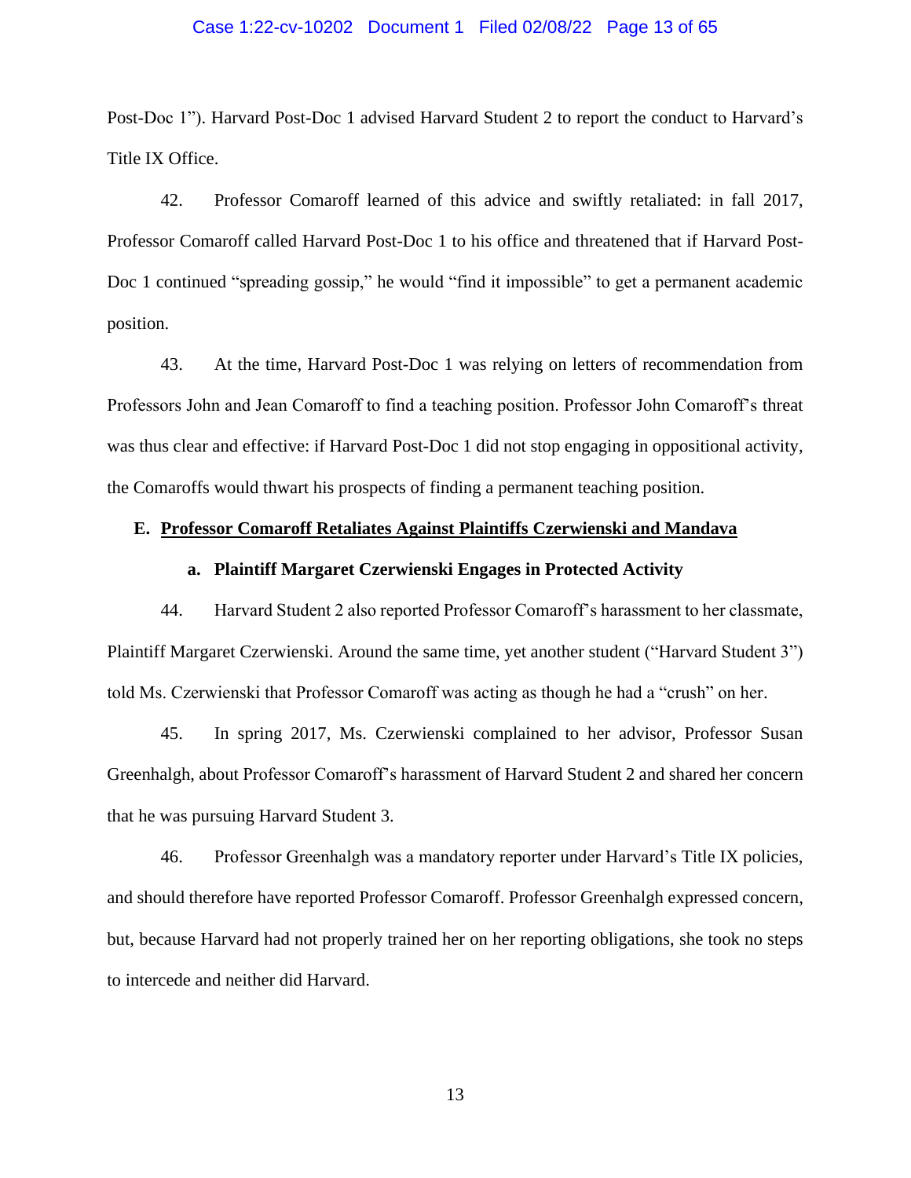Post-Doc 1"). Harvard Post-Doc 1 advised Harvard Student 2 to report the conduct to Harvard's Title IX Office.

42. Professor Comaroff learned of this advice and swiftly retaliated: in fall 2017, Professor Comaroff called Harvard Post-Doc 1 to his office and threatened that if Harvard Post-Doc 1 continued "spreading gossip," he would "find it impossible" to get a permanent academic position.

43. At the time, Harvard Post-Doc 1 was relying on letters of recommendation from Professors John and Jean Comaroff to find a teaching position. Professor John Comaroff's threat was thus clear and effective: if Harvard Post-Doc 1 did not stop engaging in oppositional activity, the Comaroffs would thwart his prospects of finding a permanent teaching position.

### E. <u>Professor Comaroff Retaliates Against Plaintiffs Czerwienski and Mandava</u>

#### a. Plaintiff Margaret Czerwienski Engages in Protected Activity

44. Harvard Student 2 also reported Professor Comaroff's harassment to her classmate, Plaintiff Margaret Czerwienski. Around the same time, yet another student ("Harvard Student 3") told Ms. Czerwienski that Professor Comaroff was acting as though he had a "crush" on her.

45. In spring 2017, Ms. Czerwienski complained to her advisor, Professor Susan Greenhalgh, about Professor Comaroff's harassment of Harvard Student 2 and shared her concern that he was pursuing Harvard Student 3.

46. Professor Greenhalgh was a mandatory reporter under Harvard's Title IX policies, and should therefore have reported Professor Comaroff. Professor Greenhalgh expressed concern, but, because Harvard had not properly trained her on her reporting obligations, she took no steps to intercede and neither did Harvard.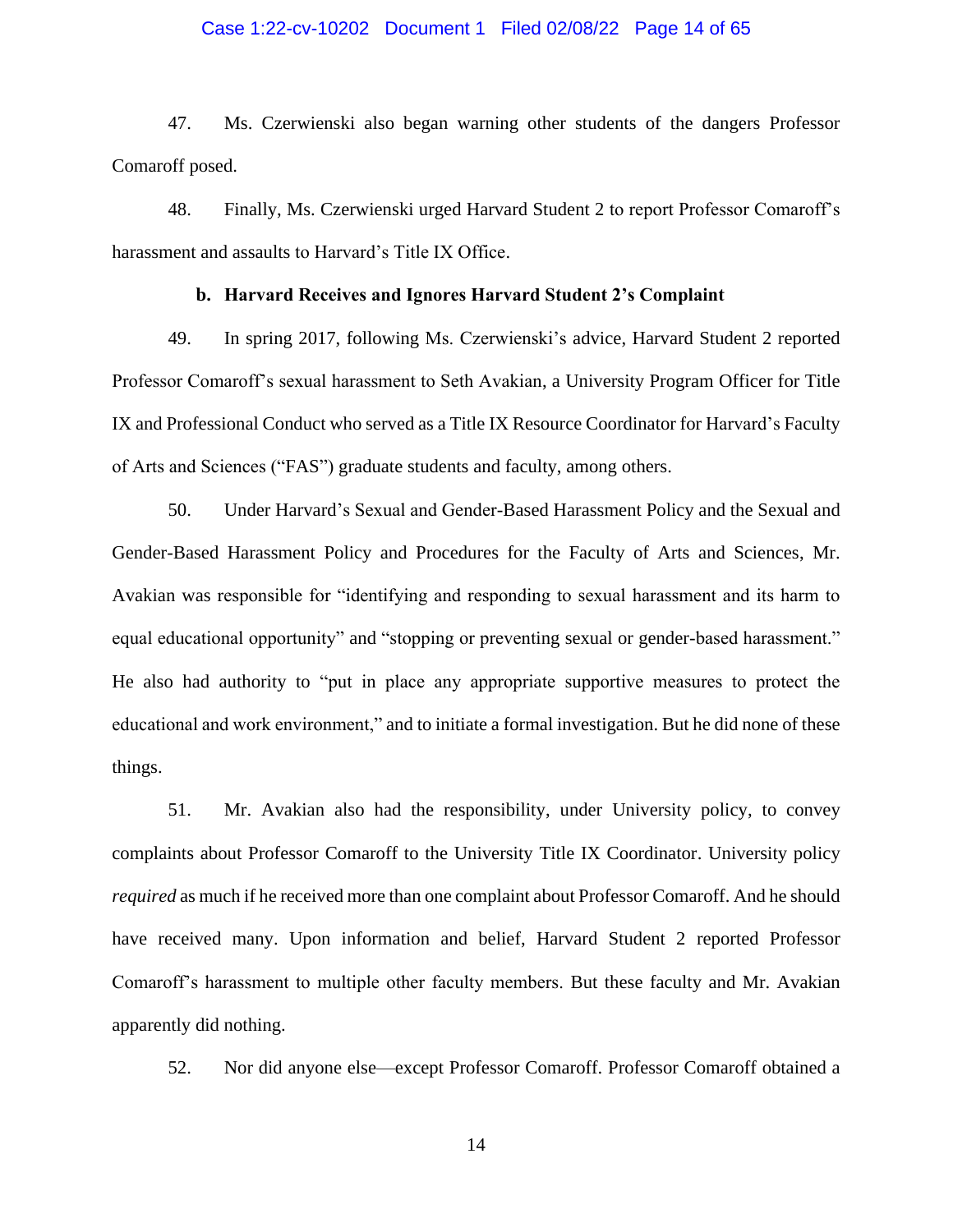47. Ms. Czerwienski also began warning other students of the dangers Professor Comaroff posed.

48. Finally, Ms. Czerwienski urged Harvard Student 2 to report Professor Comaroff's harassment and assaults to Harvard's Title IX Office.

**b. Harvard Receives and Ignores Harvard Student 2's Complaint**

49. In spring 2017, following Ms. Czerwienski's advice, Harvard Student 2 reported Professor Comaroff's sexual harassment to Seth Avakian, a University Program Officer for Title IX and Professional Conduct who served as a Title IX Resource Coordinator for Harvard's Faculty of Arts and Sciences ("FAS") graduate students and faculty, among others.

50. Under Harvard's Sexual and Gender-Based Harassment Policy and the Sexual and Gender-Based Harassment Policy and Procedures for the Faculty of Arts and Sciences, Mr. Avakian was responsible for "identifying and responding to sexual harassment and its harm to equal educational opportunity" and "stopping or preventing sexual or gender-based harassment." He also had authority to "put in place any appropriate supportive measures to protect the educational and work environment," and to initiate a formal investigation. But he did none of these things.

51. Mr. Avakian also had the responsibility, under University policy, to convey complaints about Professor Comaroff to the University Title IX Coordinator. University policy *required* as much if he received more than one complaint about Professor Comaroff. And he should have received many. Upon information and belief, Harvard Student 2 reported Professor Comaroff's harassment to multiple other faculty members. But these faculty and Mr. Avakian apparently did nothing.

52. Nor did anyone else—except Professor Comaroff. Professor Comaroff obtained a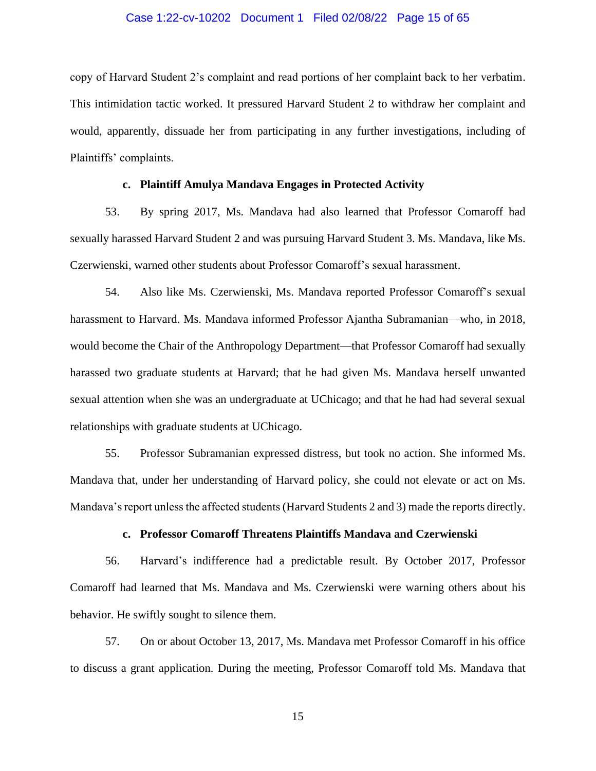copy of Harvard Student 2's complaint and read portions of her complaint back to her verbatim. This intimidation tactic worked. It pressured Harvard Student 2 to withdraw her complaint and would, apparently, dissuade her from participating in any further investigations, including of Plaintiffs' complaints.

**c. Plaintiff Amulya Mandava Engages in Protected Activity**

53. By spring 2017, Ms. Mandava had also learned that Professor Comaroff had sexually harassed Harvard Student 2 and was pursuing Harvard Student 3. Ms. Mandava, like Ms. Czerwienski, warned other students about Professor Comaroff's sexual harassment.

54. Also like Ms. Czerwienski, Ms. Mandava reported Professor Comaroff's sexual harassment to Harvard. Ms. Mandava informed Professor Ajantha Subramanian—who, in 2018, would become the Chair of the Anthropology Department—that Professor Comaroff had sexually harassed two graduate students at Harvard; that he had given Ms. Mandava herself unwanted sexual attention when she was an undergraduate at UChicago; and that he had had several sexual relationships with graduate students at UChicago.

55. Professor Subramanian expressed distress, but took no action. She informed Ms. Mandava that, under her understanding of Harvard policy, she could not elevate or act on Ms. Mandava's report unless the affected students (Harvard Students 2 and 3) made the reports directly.

**c. Professor Comaroff Threatens Plaintiffs Mandava and Czerwienski**

56. Harvard's indifference had a predictable result. By October 2017, Professor Comaroff had learned that Ms. Mandava and Ms. Czerwienski were warning others about his behavior. He swiftly sought to silence them.

57. On or about October 13, 2017, Ms. Mandava met Professor Comaroff in his office to discuss a grant application. During the meeting, Professor Comaroff told Ms. Mandava that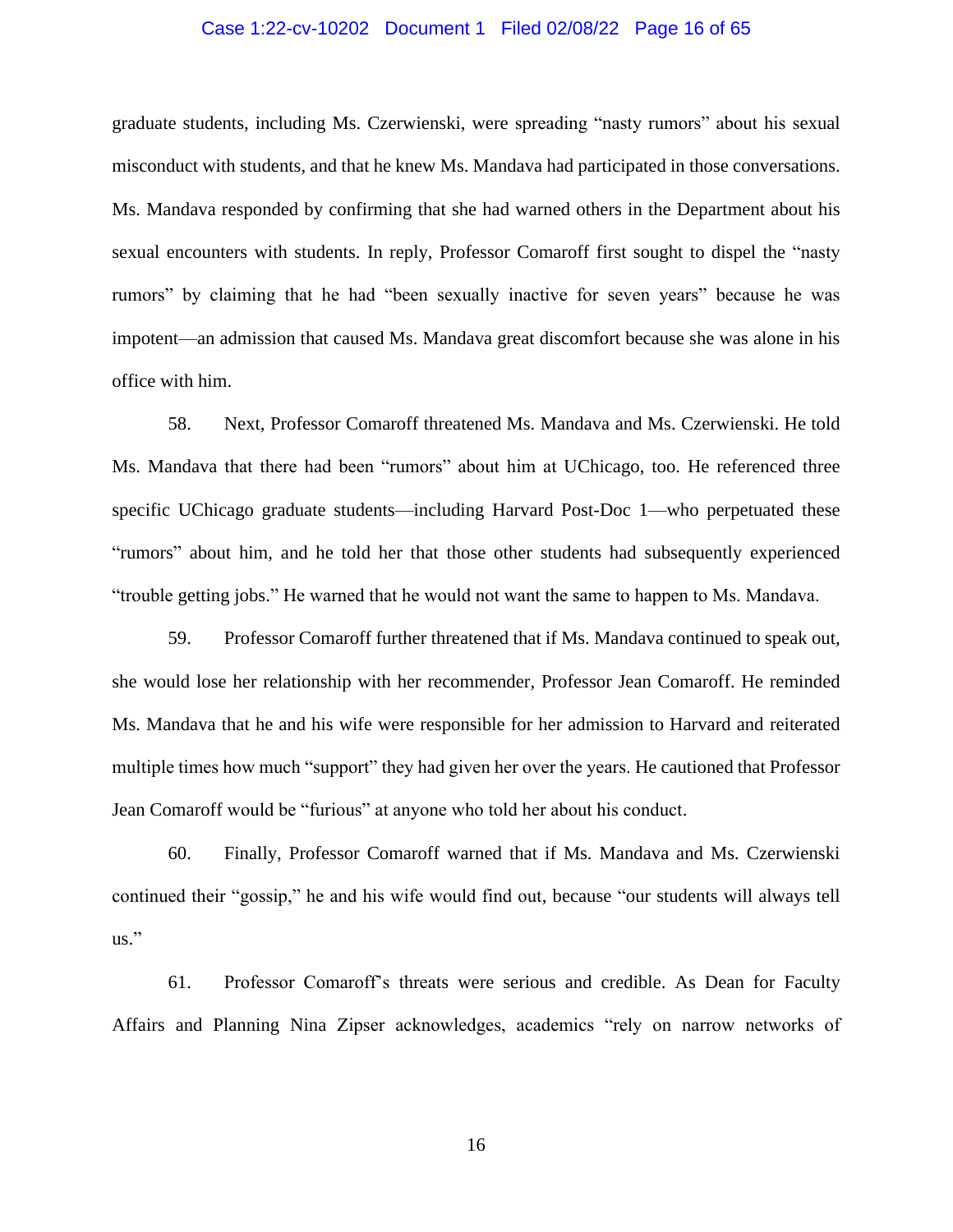graduate students, including Ms. Czerwienski, were spreading "nasty rumors" about his sexual misconduct with students, and that he knew Ms. Mandava had participated in those conversations. Ms. Mandava responded by confirming that she had warned others in the Department about his sexual encounters with students. In reply, Professor Comaroff first sought to dispel the "nasty rumors" by claiming that he had "been sexually inactive for seven years" because he was impotent—an admission that caused Ms. Mandava great discomfort because she was alone in his office with him.

58. Next, Professor Comaroff threatened Ms. Mandava and Ms. Czerwienski. He told Ms. Mandava that there had been "rumors" about him at UChicago, too. He referenced three specific UChicago graduate students—including Harvard Post-Doc 1—who perpetuated these "rumors" about him, and he told her that those other students had subsequently experienced "trouble getting jobs." He warned that he would not want the same to happen to Ms. Mandava.

59. Professor Comaroff further threatened that if Ms. Mandava continued to speak out, she would lose her relationship with her recommender, Professor Jean Comaroff. He reminded Ms. Mandava that he and his wife were responsible for her admission to Harvard and reiterated multiple times how much "support" they had given her over the years. He cautioned that Professor Jean Comaroff would be "furious" at anyone who told her about his conduct.

60. Finally, Professor Comaroff warned that if Ms. Mandava and Ms. Czerwienski continued their "gossip," he and his wife would find out, because "our students will always tell us."

61. Professor Comaroff's threats were serious and credible. As Dean for Faculty Affairs and Planning Nina Zipser acknowledges, academics "rely on narrow networks of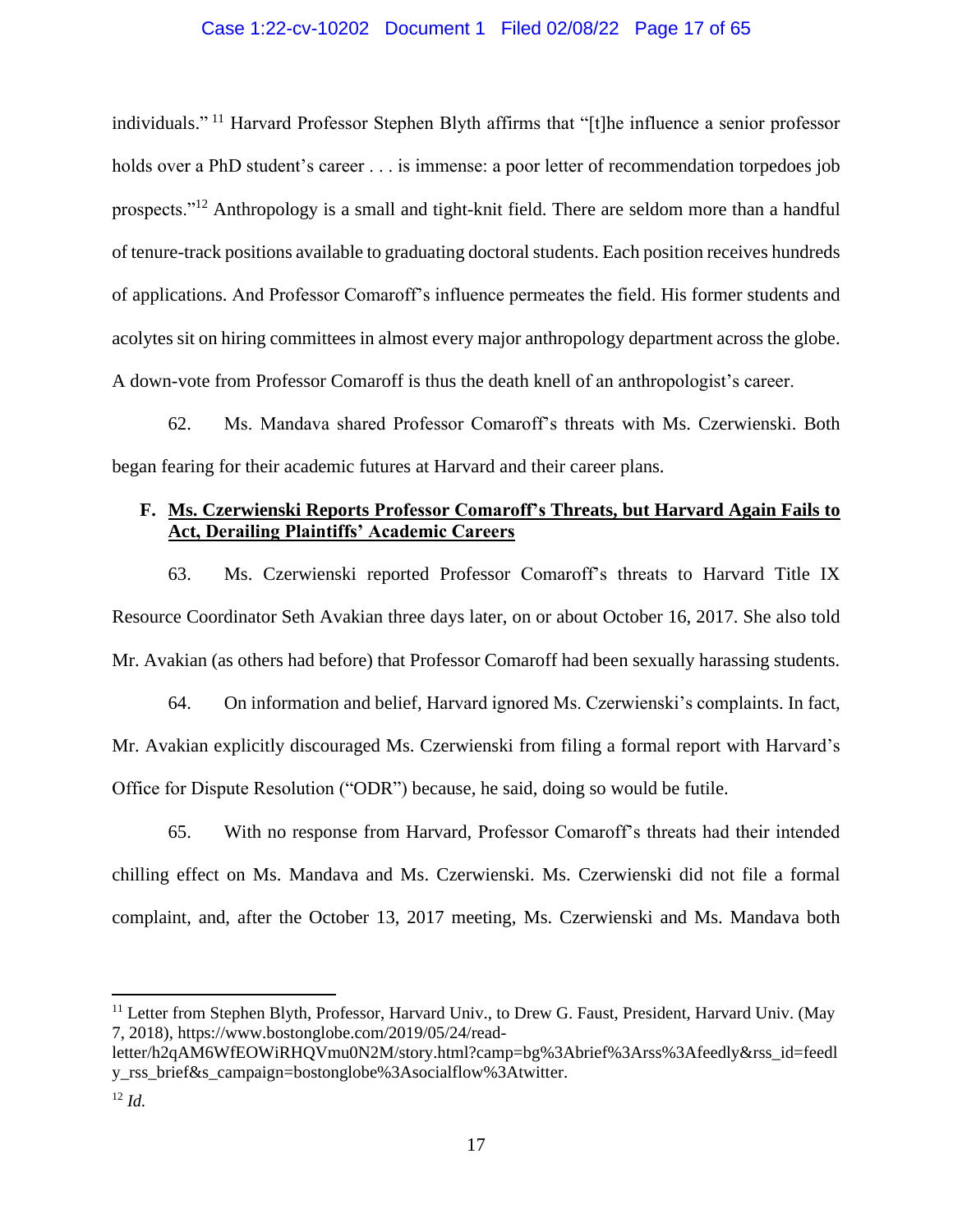individuals." [11] Harvard Professor Stephen Blyth affirms that "[t]he influence a senior professor holds over a PhD student's career . . . is immense: a poor letter of recommendation torpedoes job prospects."[12] Anthropology is a small and tight-knit field. There are seldom more than a handful of tenure-track positions available to graduating doctoral students. Each position receives hundreds of applications. And Professor Comaroff's influence permeates the field. His former students and acolytes sit on hiring committees in almost every major anthropology department across the globe. A down-vote from Professor Comaroff is thus the death knell of an anthropologist's career.

62. Ms. Mandava shared Professor Comaroff's threats with Ms. Czerwienski. Both began fearing for their academic futures at Harvard and their career plans.

### F. <u>Ms. Czerwienski Reports Professor Comaroff's Threats, but Harvard Again Fails to Act, Derailing Plaintiffs' Academic Careers</u>

63. Ms. Czerwienski reported Professor Comaroff's threats to Harvard Title IX Resource Coordinator Seth Avakian three days later, on or about October 16, 2017. She also told Mr. Avakian (as others had before) that Professor Comaroff had been sexually harassing students.

64. On information and belief, Harvard ignored Ms. Czerwienski's complaints. In fact, Mr. Avakian explicitly discouraged Ms. Czerwienski from filing a formal report with Harvard's Office for Dispute Resolution ("ODR") because, he said, doing so would be futile.

65. With no response from Harvard, Professor Comaroff's threats had their intended chilling effect on Ms. Mandava and Ms. Czerwienski. Ms. Czerwienski did not file a formal complaint, and, after the October 13, 2017 meeting, Ms. Czerwienski and Ms. Mandava both

---

[11] Letter from Stephen Blyth, Professor, Harvard Univ., to Drew G. Faust, President, Harvard Univ. (May 7, 2018), https://www.bostonglobe.com/2019/05/24/read-letter/h2qAM6WfEOWiRHQVmu0N2M/story.html?camp=bg%3Abrief%3Arss%3Afeedly&rss_id=feedly_rss_brief&s_campaign=bostonglobe%3Asocialflow%3Atwitter.

[12] *Id.*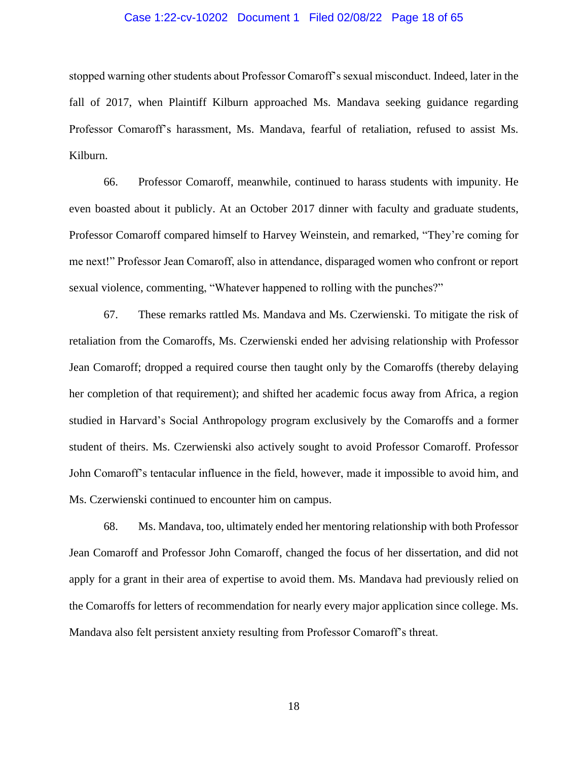stopped warning other students about Professor Comaroff's sexual misconduct. Indeed, later in the fall of 2017, when Plaintiff Kilburn approached Ms. Mandava seeking guidance regarding Professor Comaroff's harassment, Ms. Mandava, fearful of retaliation, refused to assist Ms. Kilburn.

66. Professor Comaroff, meanwhile, continued to harass students with impunity. He even boasted about it publicly. At an October 2017 dinner with faculty and graduate students, Professor Comaroff compared himself to Harvey Weinstein, and remarked, "They're coming for me next!" Professor Jean Comaroff, also in attendance, disparaged women who confront or report sexual violence, commenting, "Whatever happened to rolling with the punches?"

67. These remarks rattled Ms. Mandava and Ms. Czerwienski. To mitigate the risk of retaliation from the Comaroffs, Ms. Czerwienski ended her advising relationship with Professor Jean Comaroff; dropped a required course then taught only by the Comaroffs (thereby delaying her completion of that requirement); and shifted her academic focus away from Africa, a region studied in Harvard's Social Anthropology program exclusively by the Comaroffs and a former student of theirs. Ms. Czerwienski also actively sought to avoid Professor Comaroff. Professor John Comaroff's tentacular influence in the field, however, made it impossible to avoid him, and Ms. Czerwienski continued to encounter him on campus.

68. Ms. Mandava, too, ultimately ended her mentoring relationship with both Professor Jean Comaroff and Professor John Comaroff, changed the focus of her dissertation, and did not apply for a grant in their area of expertise to avoid them. Ms. Mandava had previously relied on the Comaroffs for letters of recommendation for nearly every major application since college. Ms. Mandava also felt persistent anxiety resulting from Professor Comaroff's threat.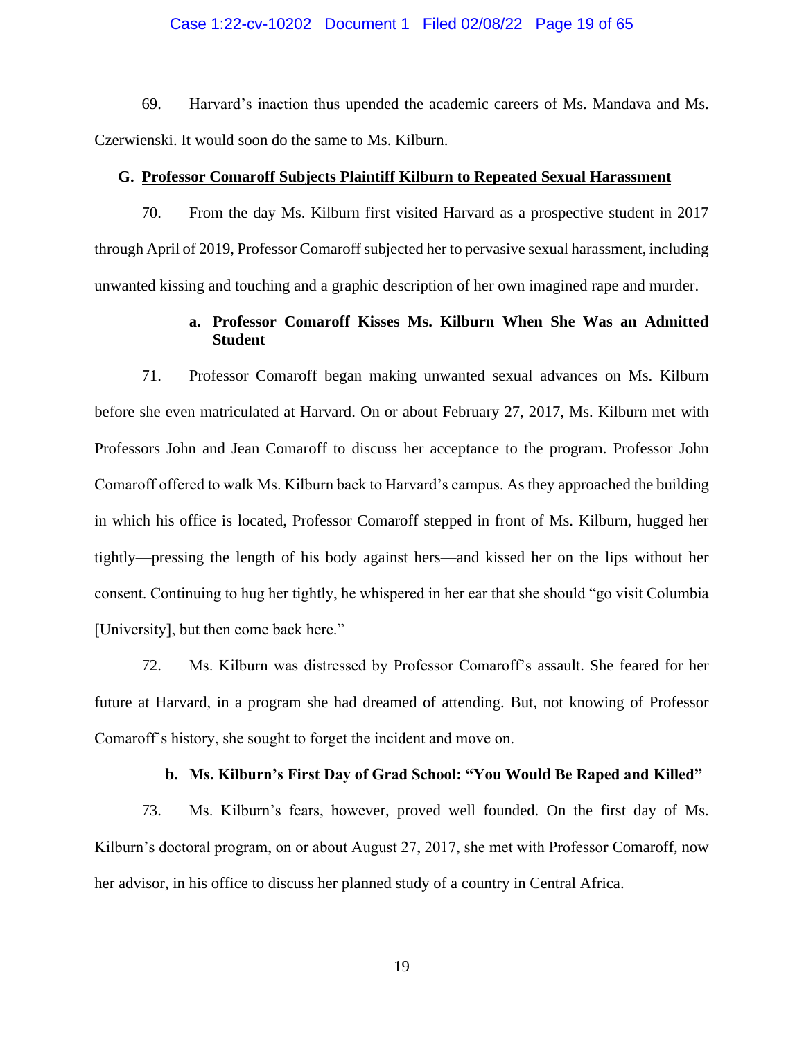69. Harvard's inaction thus upended the academic careers of Ms. Mandava and Ms. Czerwienski. It would soon do the same to Ms. Kilburn.

### G. Professor Comaroff Subjects Plaintiff Kilburn to Repeated Sexual Harassment

70. From the day Ms. Kilburn first visited Harvard as a prospective student in 2017 through April of 2019, Professor Comaroff subjected her to pervasive sexual harassment, including unwanted kissing and touching and a graphic description of her own imagined rape and murder.

#### a. Professor Comaroff Kisses Ms. Kilburn When She Was an Admitted Student

71. Professor Comaroff began making unwanted sexual advances on Ms. Kilburn before she even matriculated at Harvard. On or about February 27, 2017, Ms. Kilburn met with Professors John and Jean Comaroff to discuss her acceptance to the program. Professor John Comaroff offered to walk Ms. Kilburn back to Harvard's campus. As they approached the building in which his office is located, Professor Comaroff stepped in front of Ms. Kilburn, hugged her tightly—pressing the length of his body against hers—and kissed her on the lips without her consent. Continuing to hug her tightly, he whispered in her ear that she should "go visit Columbia [University], but then come back here."

72. Ms. Kilburn was distressed by Professor Comaroff's assault. She feared for her future at Harvard, in a program she had dreamed of attending. But, not knowing of Professor Comaroff's history, she sought to forget the incident and move on.

#### b. Ms. Kilburn's First Day of Grad School: "You Would Be Raped and Killed"

73. Ms. Kilburn's fears, however, proved well founded. On the first day of Ms. Kilburn's doctoral program, on or about August 27, 2017, she met with Professor Comaroff, now her advisor, in his office to discuss her planned study of a country in Central Africa.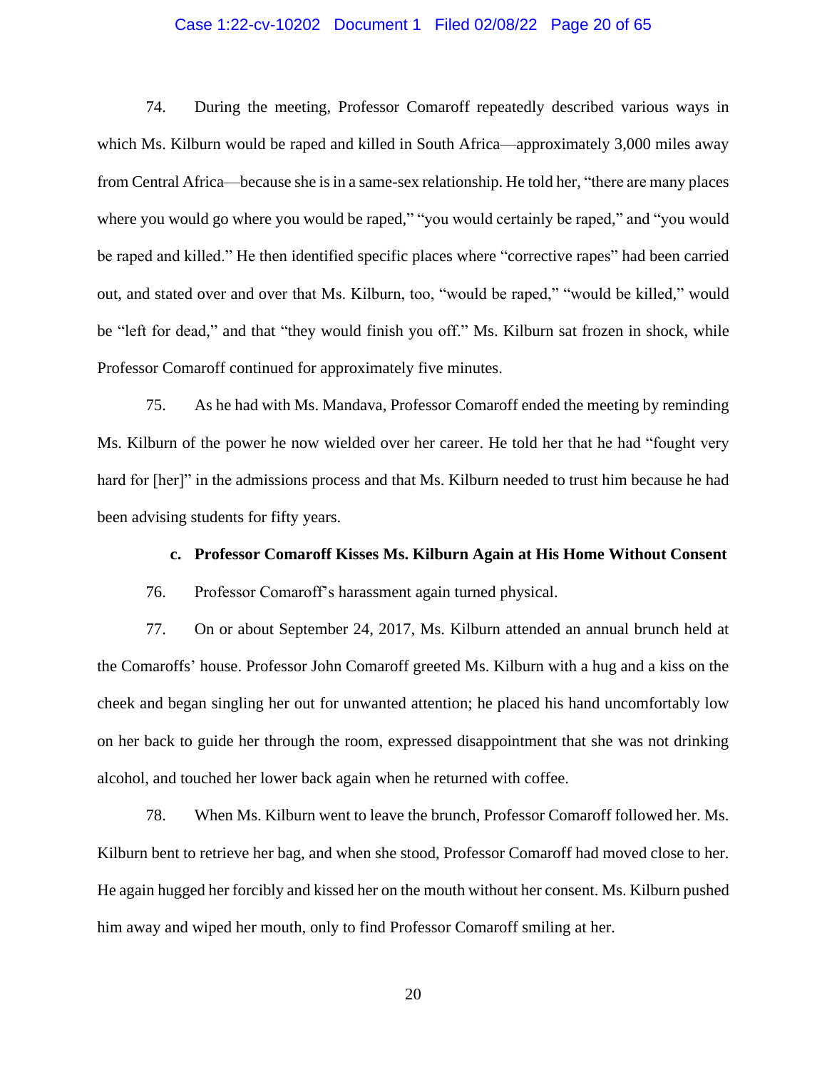74. During the meeting, Professor Comaroff repeatedly described various ways in which Ms. Kilburn would be raped and killed in South Africa—approximately 3,000 miles away from Central Africa—because she is in a same-sex relationship. He told her, "there are many places where you would go where you would be raped," "you would certainly be raped," and "you would be raped and killed." He then identified specific places where "corrective rapes" had been carried out, and stated over and over that Ms. Kilburn, too, "would be raped," "would be killed," would be "left for dead," and that "they would finish you off." Ms. Kilburn sat frozen in shock, while Professor Comaroff continued for approximately five minutes.

75. As he had with Ms. Mandava, Professor Comaroff ended the meeting by reminding Ms. Kilburn of the power he now wielded over her career. He told her that he had "fought very hard for [her]" in the admissions process and that Ms. Kilburn needed to trust him because he had been advising students for fifty years.

**c. Professor Comaroff Kisses Ms. Kilburn Again at His Home Without Consent**

76. Professor Comaroff's harassment again turned physical.

77. On or about September 24, 2017, Ms. Kilburn attended an annual brunch held at the Comaroffs' house. Professor John Comaroff greeted Ms. Kilburn with a hug and a kiss on the cheek and began singling her out for unwanted attention; he placed his hand uncomfortably low on her back to guide her through the room, expressed disappointment that she was not drinking alcohol, and touched her lower back again when he returned with coffee.

78. When Ms. Kilburn went to leave the brunch, Professor Comaroff followed her. Ms. Kilburn bent to retrieve her bag, and when she stood, Professor Comaroff had moved close to her. He again hugged her forcibly and kissed her on the mouth without her consent. Ms. Kilburn pushed him away and wiped her mouth, only to find Professor Comaroff smiling at her.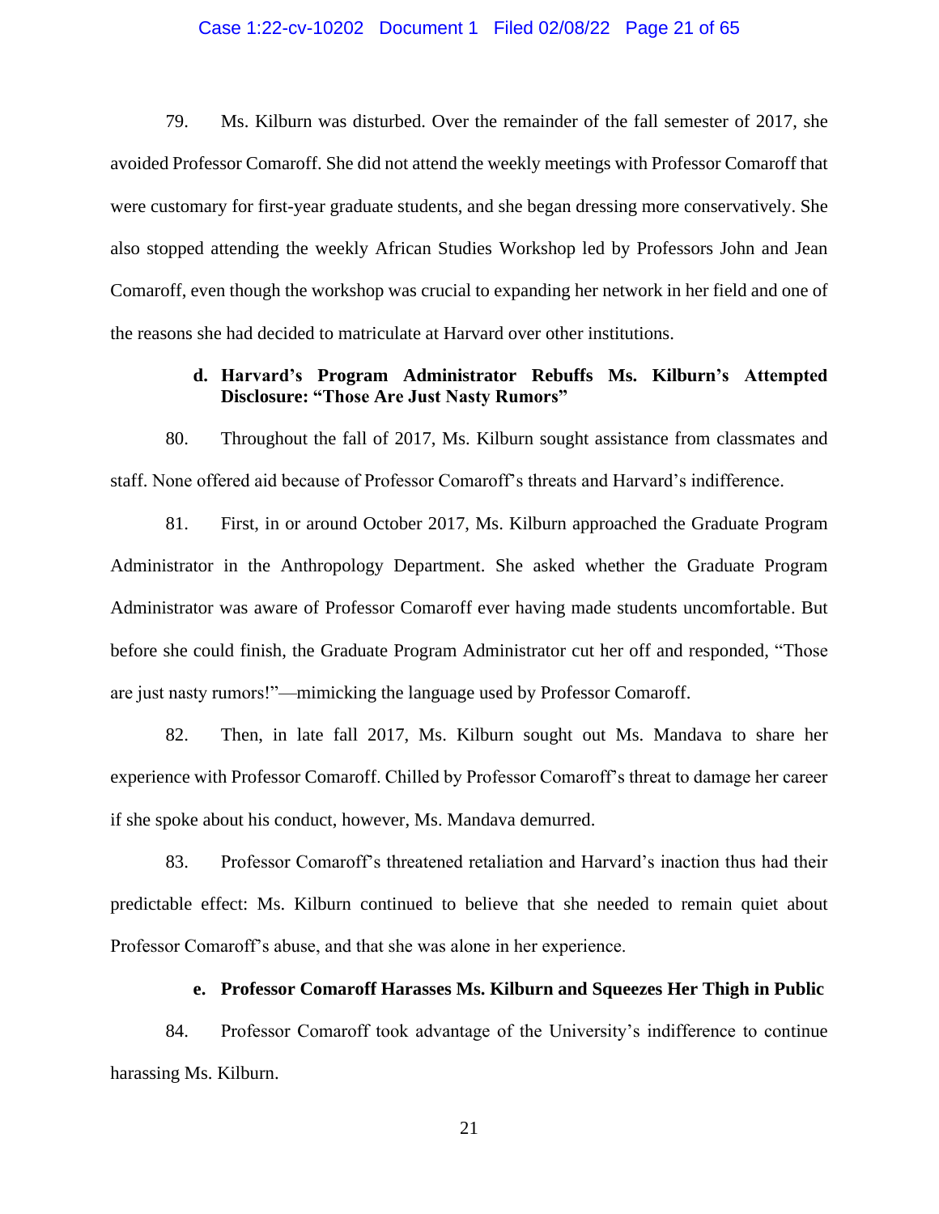79. Ms. Kilburn was disturbed. Over the remainder of the fall semester of 2017, she avoided Professor Comaroff. She did not attend the weekly meetings with Professor Comaroff that were customary for first-year graduate students, and she began dressing more conservatively. She also stopped attending the weekly African Studies Workshop led by Professors John and Jean Comaroff, even though the workshop was crucial to expanding her network in her field and one of the reasons she had decided to matriculate at Harvard over other institutions.

**d. Harvard's Program Administrator Rebuffs Ms. Kilburn's Attempted Disclosure: "Those Are Just Nasty Rumors"**

80. Throughout the fall of 2017, Ms. Kilburn sought assistance from classmates and staff. None offered aid because of Professor Comaroff's threats and Harvard's indifference.

81. First, in or around October 2017, Ms. Kilburn approached the Graduate Program Administrator in the Anthropology Department. She asked whether the Graduate Program Administrator was aware of Professor Comaroff ever having made students uncomfortable. But before she could finish, the Graduate Program Administrator cut her off and responded, "Those are just nasty rumors!"—mimicking the language used by Professor Comaroff.

82. Then, in late fall 2017, Ms. Kilburn sought out Ms. Mandava to share her experience with Professor Comaroff. Chilled by Professor Comaroff's threat to damage her career if she spoke about his conduct, however, Ms. Mandava demurred.

83. Professor Comaroff's threatened retaliation and Harvard's inaction thus had their predictable effect: Ms. Kilburn continued to believe that she needed to remain quiet about Professor Comaroff's abuse, and that she was alone in her experience.

**e. Professor Comaroff Harasses Ms. Kilburn and Squeezes Her Thigh in Public**

84. Professor Comaroff took advantage of the University's indifference to continue harassing Ms. Kilburn.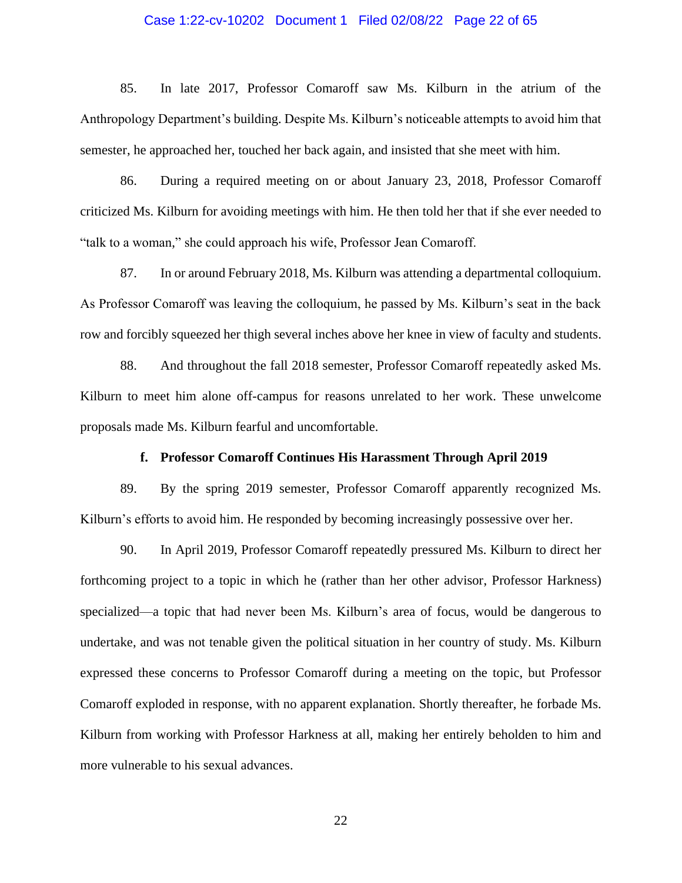85. In late 2017, Professor Comaroff saw Ms. Kilburn in the atrium of the Anthropology Department's building. Despite Ms. Kilburn's noticeable attempts to avoid him that semester, he approached her, touched her back again, and insisted that she meet with him.

86. During a required meeting on or about January 23, 2018, Professor Comaroff criticized Ms. Kilburn for avoiding meetings with him. He then told her that if she ever needed to "talk to a woman," she could approach his wife, Professor Jean Comaroff.

87. In or around February 2018, Ms. Kilburn was attending a departmental colloquium. As Professor Comaroff was leaving the colloquium, he passed by Ms. Kilburn's seat in the back row and forcibly squeezed her thigh several inches above her knee in view of faculty and students.

88. And throughout the fall 2018 semester, Professor Comaroff repeatedly asked Ms. Kilburn to meet him alone off-campus for reasons unrelated to her work. These unwelcome proposals made Ms. Kilburn fearful and uncomfortable.

#### f. Professor Comaroff Continues His Harassment Through April 2019

89. By the spring 2019 semester, Professor Comaroff apparently recognized Ms. Kilburn's efforts to avoid him. He responded by becoming increasingly possessive over her.

90. In April 2019, Professor Comaroff repeatedly pressured Ms. Kilburn to direct her forthcoming project to a topic in which he (rather than her other advisor, Professor Harkness) specialized—a topic that had never been Ms. Kilburn's area of focus, would be dangerous to undertake, and was not tenable given the political situation in her country of study. Ms. Kilburn expressed these concerns to Professor Comaroff during a meeting on the topic, but Professor Comaroff exploded in response, with no apparent explanation. Shortly thereafter, he forbade Ms. Kilburn from working with Professor Harkness at all, making her entirely beholden to him and more vulnerable to his sexual advances.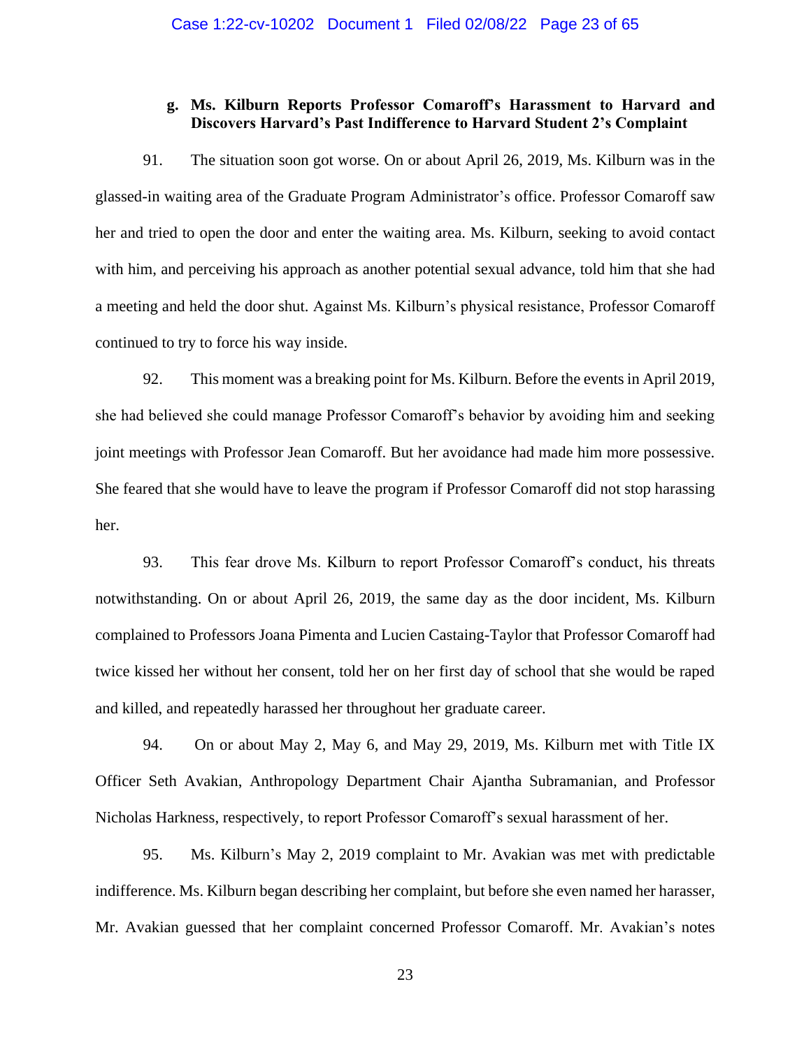### g. Ms. Kilburn Reports Professor Comaroff's Harassment to Harvard and Discovers Harvard's Past Indifference to Harvard Student 2's Complaint

91. The situation soon got worse. On or about April 26, 2019, Ms. Kilburn was in the glassed-in waiting area of the Graduate Program Administrator's office. Professor Comaroff saw her and tried to open the door and enter the waiting area. Ms. Kilburn, seeking to avoid contact with him, and perceiving his approach as another potential sexual advance, told him that she had a meeting and held the door shut. Against Ms. Kilburn's physical resistance, Professor Comaroff continued to try to force his way inside.

92. This moment was a breaking point for Ms. Kilburn. Before the events in April 2019, she had believed she could manage Professor Comaroff's behavior by avoiding him and seeking joint meetings with Professor Jean Comaroff. But her avoidance had made him more possessive. She feared that she would have to leave the program if Professor Comaroff did not stop harassing her.

93. This fear drove Ms. Kilburn to report Professor Comaroff's conduct, his threats notwithstanding. On or about April 26, 2019, the same day as the door incident, Ms. Kilburn complained to Professors Joana Pimenta and Lucien Castaing-Taylor that Professor Comaroff had twice kissed her without her consent, told her on her first day of school that she would be raped and killed, and repeatedly harassed her throughout her graduate career.

94. On or about May 2, May 6, and May 29, 2019, Ms. Kilburn met with Title IX Officer Seth Avakian, Anthropology Department Chair Ajantha Subramanian, and Professor Nicholas Harkness, respectively, to report Professor Comaroff's sexual harassment of her.

95. Ms. Kilburn's May 2, 2019 complaint to Mr. Avakian was met with predictable indifference. Ms. Kilburn began describing her complaint, but before she even named her harasser, Mr. Avakian guessed that her complaint concerned Professor Comaroff. Mr. Avakian's notes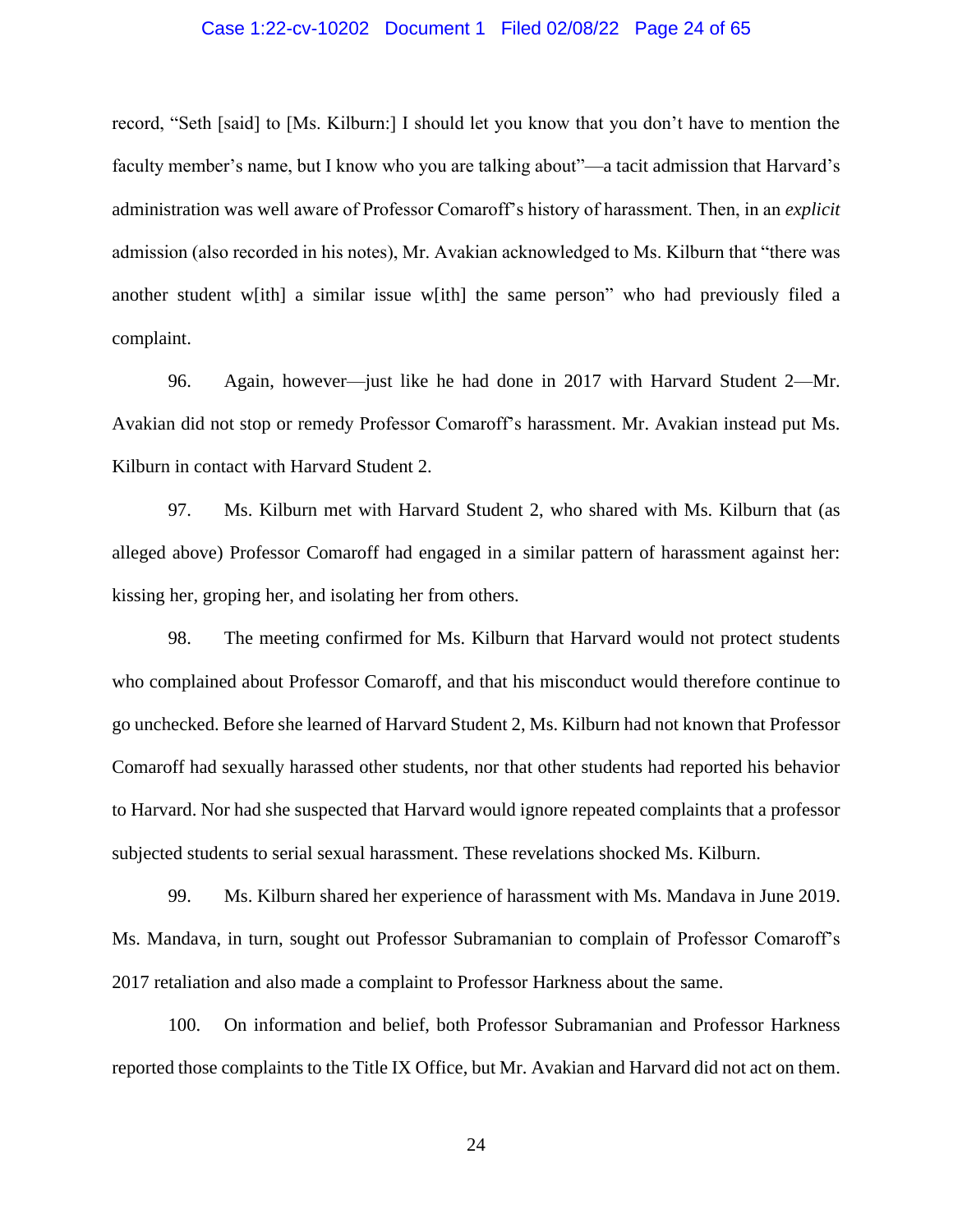record, "Seth [said] to [Ms. Kilburn:] I should let you know that you don't have to mention the faculty member's name, but I know who you are talking about"—a tacit admission that Harvard's administration was well aware of Professor Comaroff's history of harassment. Then, in an *explicit* admission (also recorded in his notes), Mr. Avakian acknowledged to Ms. Kilburn that "there was another student w[ith] a similar issue w[ith] the same person" who had previously filed a complaint.

96. Again, however—just like he had done in 2017 with Harvard Student 2—Mr. Avakian did not stop or remedy Professor Comaroff's harassment. Mr. Avakian instead put Ms. Kilburn in contact with Harvard Student 2.

97. Ms. Kilburn met with Harvard Student 2, who shared with Ms. Kilburn that (as alleged above) Professor Comaroff had engaged in a similar pattern of harassment against her: kissing her, groping her, and isolating her from others.

98. The meeting confirmed for Ms. Kilburn that Harvard would not protect students who complained about Professor Comaroff, and that his misconduct would therefore continue to go unchecked. Before she learned of Harvard Student 2, Ms. Kilburn had not known that Professor Comaroff had sexually harassed other students, nor that other students had reported his behavior to Harvard. Nor had she suspected that Harvard would ignore repeated complaints that a professor subjected students to serial sexual harassment. These revelations shocked Ms. Kilburn.

99. Ms. Kilburn shared her experience of harassment with Ms. Mandava in June 2019. Ms. Mandava, in turn, sought out Professor Subramanian to complain of Professor Comaroff's 2017 retaliation and also made a complaint to Professor Harkness about the same.

100. On information and belief, both Professor Subramanian and Professor Harkness reported those complaints to the Title IX Office, but Mr. Avakian and Harvard did not act on them.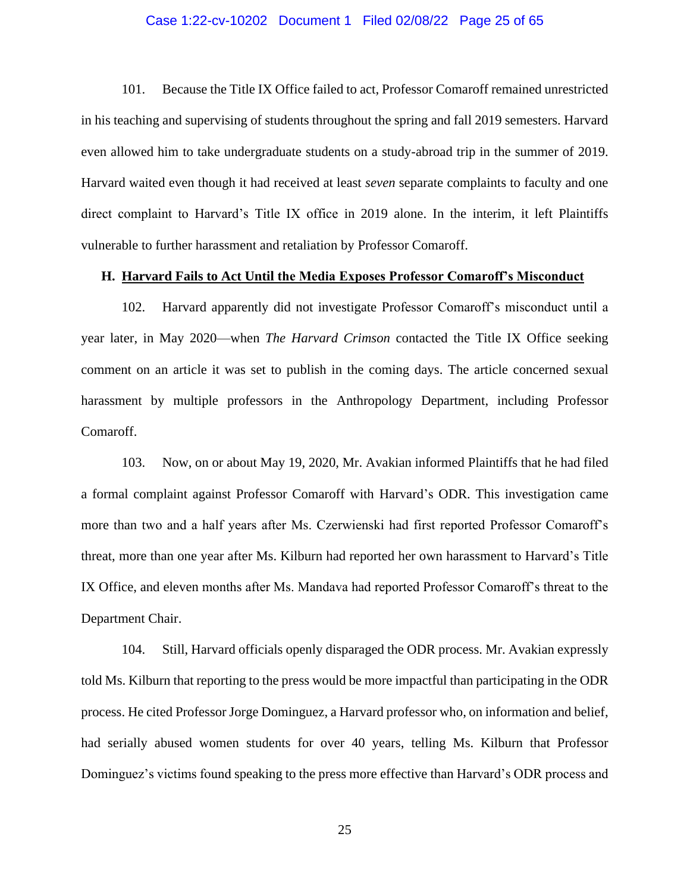101. Because the Title IX Office failed to act, Professor Comaroff remained unrestricted in his teaching and supervising of students throughout the spring and fall 2019 semesters. Harvard even allowed him to take undergraduate students on a study-abroad trip in the summer of 2019. Harvard waited even though it had received at least *seven* separate complaints to faculty and one direct complaint to Harvard's Title IX office in 2019 alone. In the interim, it left Plaintiffs vulnerable to further harassment and retaliation by Professor Comaroff.

### H. <u>Harvard Fails to Act Until the Media Exposes Professor Comaroff's Misconduct</u>

102. Harvard apparently did not investigate Professor Comaroff's misconduct until a year later, in May 2020—when *The Harvard Crimson* contacted the Title IX Office seeking comment on an article it was set to publish in the coming days. The article concerned sexual harassment by multiple professors in the Anthropology Department, including Professor Comaroff.

103. Now, on or about May 19, 2020, Mr. Avakian informed Plaintiffs that he had filed a formal complaint against Professor Comaroff with Harvard's ODR. This investigation came more than two and a half years after Ms. Czerwienski had first reported Professor Comaroff's threat, more than one year after Ms. Kilburn had reported her own harassment to Harvard's Title IX Office, and eleven months after Ms. Mandava had reported Professor Comaroff's threat to the Department Chair.

104. Still, Harvard officials openly disparaged the ODR process. Mr. Avakian expressly told Ms. Kilburn that reporting to the press would be more impactful than participating in the ODR process. He cited Professor Jorge Dominguez, a Harvard professor who, on information and belief, had serially abused women students for over 40 years, telling Ms. Kilburn that Professor Dominguez's victims found speaking to the press more effective than Harvard's ODR process and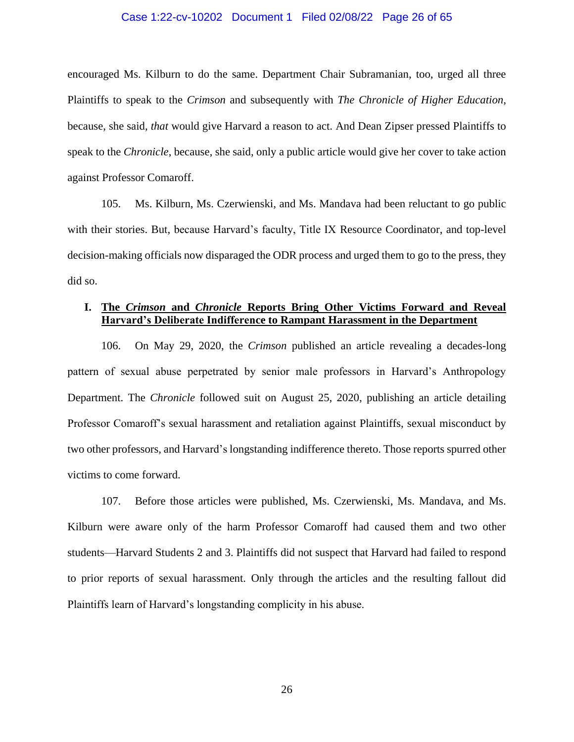encouraged Ms. Kilburn to do the same. Department Chair Subramanian, too, urged all three Plaintiffs to speak to the *Crimson* and subsequently with *The Chronicle of Higher Education*, because, she said, *that* would give Harvard a reason to act. And Dean Zipser pressed Plaintiffs to speak to the *Chronicle*, because, she said, only a public article would give her cover to take action against Professor Comaroff.

105. Ms. Kilburn, Ms. Czerwienski, and Ms. Mandava had been reluctant to go public with their stories. But, because Harvard's faculty, Title IX Resource Coordinator, and top-level decision-making officials now disparaged the ODR process and urged them to go to the press, they did so.

### I. The *Crimson* and *Chronicle* Reports Bring Other Victims Forward and Reveal Harvard's Deliberate Indifference to Rampant Harassment in the Department

106. On May 29, 2020, the *Crimson* published an article revealing a decades-long pattern of sexual abuse perpetrated by senior male professors in Harvard's Anthropology Department. The *Chronicle* followed suit on August 25, 2020, publishing an article detailing Professor Comaroff's sexual harassment and retaliation against Plaintiffs, sexual misconduct by two other professors, and Harvard's longstanding indifference thereto. Those reports spurred other victims to come forward.

107. Before those articles were published, Ms. Czerwienski, Ms. Mandava, and Ms. Kilburn were aware only of the harm Professor Comaroff had caused them and two other students—Harvard Students 2 and 3. Plaintiffs did not suspect that Harvard had failed to respond to prior reports of sexual harassment. Only through the articles and the resulting fallout did Plaintiffs learn of Harvard's longstanding complicity in his abuse.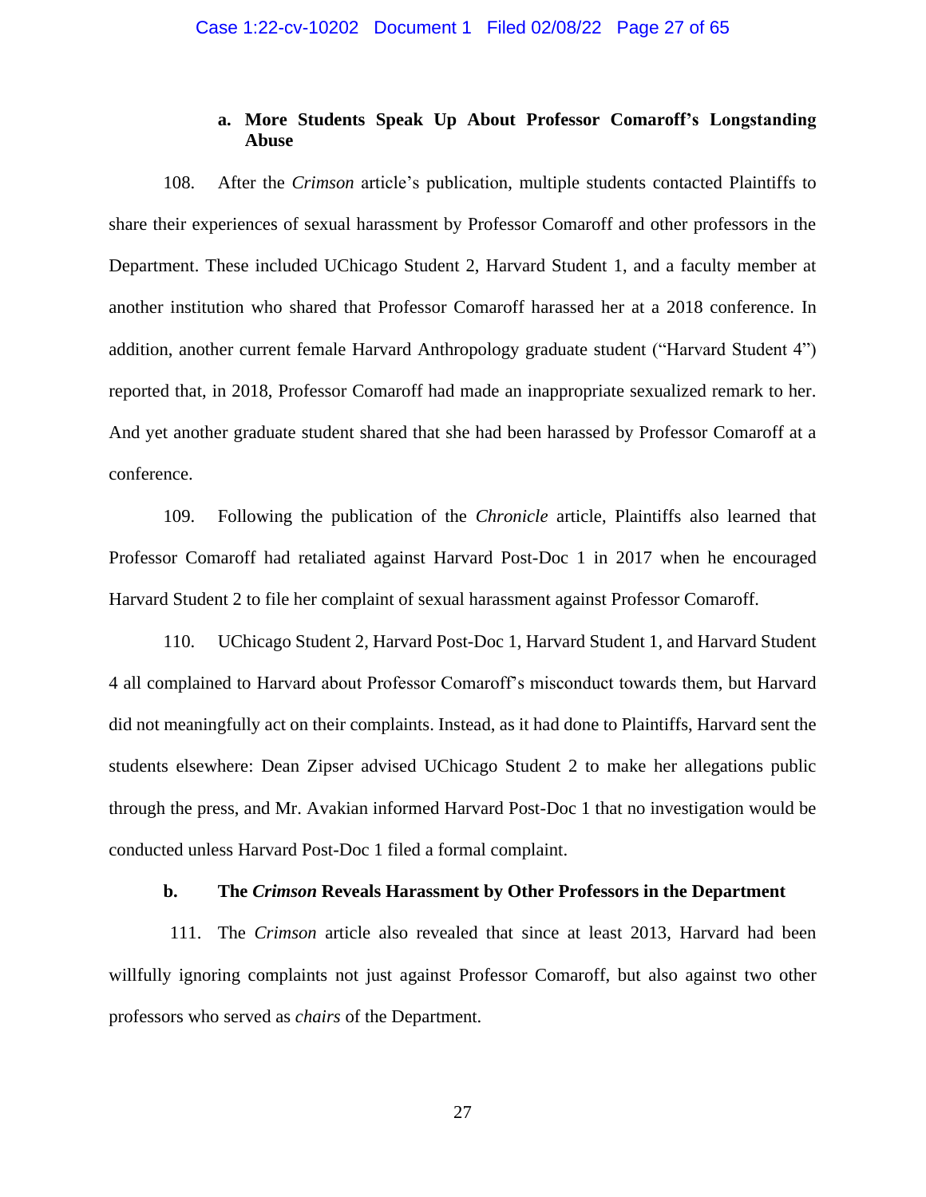**a. More Students Speak Up About Professor Comaroff's Longstanding Abuse**

108. After the *Crimson* article's publication, multiple students contacted Plaintiffs to share their experiences of sexual harassment by Professor Comaroff and other professors in the Department. These included UChicago Student 2, Harvard Student 1, and a faculty member at another institution who shared that Professor Comaroff harassed her at a 2018 conference. In addition, another current female Harvard Anthropology graduate student ("Harvard Student 4") reported that, in 2018, Professor Comaroff had made an inappropriate sexualized remark to her. And yet another graduate student shared that she had been harassed by Professor Comaroff at a conference.

109. Following the publication of the *Chronicle* article, Plaintiffs also learned that Professor Comaroff had retaliated against Harvard Post-Doc 1 in 2017 when he encouraged Harvard Student 2 to file her complaint of sexual harassment against Professor Comaroff.

110. UChicago Student 2, Harvard Post-Doc 1, Harvard Student 1, and Harvard Student 4 all complained to Harvard about Professor Comaroff's misconduct towards them, but Harvard did not meaningfully act on their complaints. Instead, as it had done to Plaintiffs, Harvard sent the students elsewhere: Dean Zipser advised UChicago Student 2 to make her allegations public through the press, and Mr. Avakian informed Harvard Post-Doc 1 that no investigation would be conducted unless Harvard Post-Doc 1 filed a formal complaint.

**b. The *Crimson* Reveals Harassment by Other Professors in the Department**

111. The *Crimson* article also revealed that since at least 2013, Harvard had been willfully ignoring complaints not just against Professor Comaroff, but also against two other professors who served as *chairs* of the Department.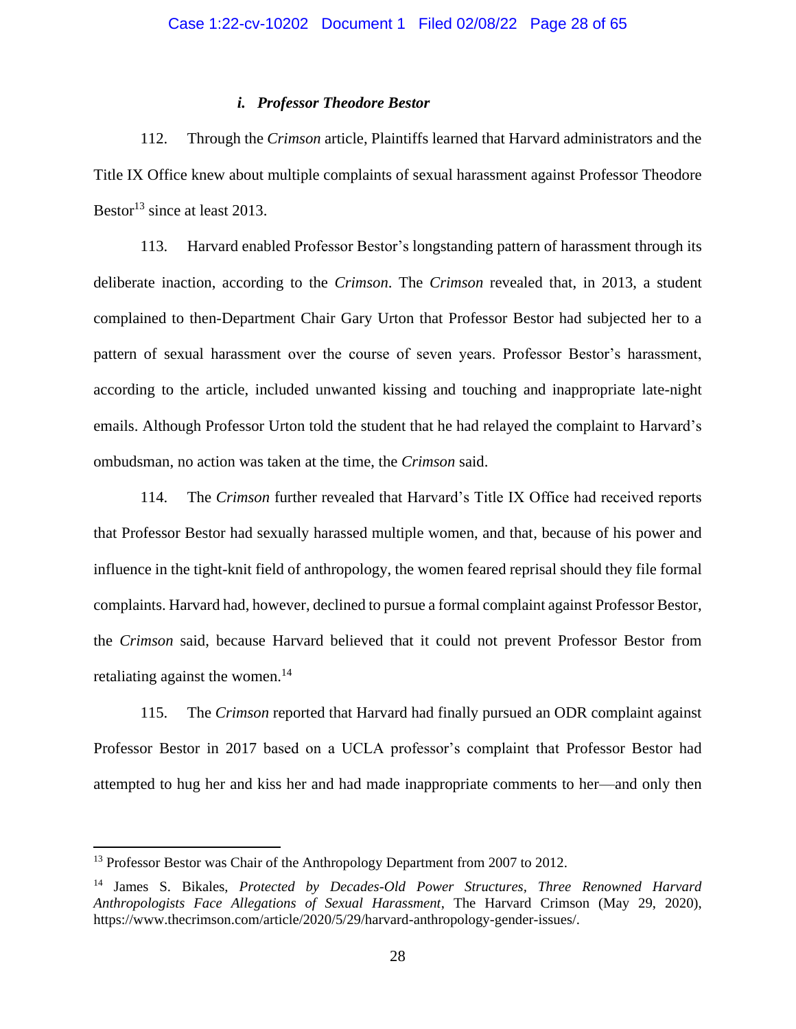#### *i. Professor Theodore Bestor*

112. Through the *Crimson* article, Plaintiffs learned that Harvard administrators and the Title IX Office knew about multiple complaints of sexual harassment against Professor Theodore Bestor[13] since at least 2013.

113. Harvard enabled Professor Bestor's longstanding pattern of harassment through its deliberate inaction, according to the *Crimson*. The *Crimson* revealed that, in 2013, a student complained to then-Department Chair Gary Urton that Professor Bestor had subjected her to a pattern of sexual harassment over the course of seven years. Professor Bestor's harassment, according to the article, included unwanted kissing and touching and inappropriate late-night emails. Although Professor Urton told the student that he had relayed the complaint to Harvard's ombudsman, no action was taken at the time, the *Crimson* said.

114. The *Crimson* further revealed that Harvard's Title IX Office had received reports that Professor Bestor had sexually harassed multiple women, and that, because of his power and influence in the tight-knit field of anthropology, the women feared reprisal should they file formal complaints. Harvard had, however, declined to pursue a formal complaint against Professor Bestor, the *Crimson* said, because Harvard believed that it could not prevent Professor Bestor from retaliating against the women.[14]

115. The *Crimson* reported that Harvard had finally pursued an ODR complaint against Professor Bestor in 2017 based on a UCLA professor's complaint that Professor Bestor had attempted to hug her and kiss her and had made inappropriate comments to her—and only then

---

[13] Professor Bestor was Chair of the Anthropology Department from 2007 to 2012.

[14] James S. Bikales, *Protected by Decades-Old Power Structures, Three Renowned Harvard Anthropologists Face Allegations of Sexual Harassment*, The Harvard Crimson (May 29, 2020), https://www.thecrimson.com/article/2020/5/29/harvard-anthropology-gender-issues/.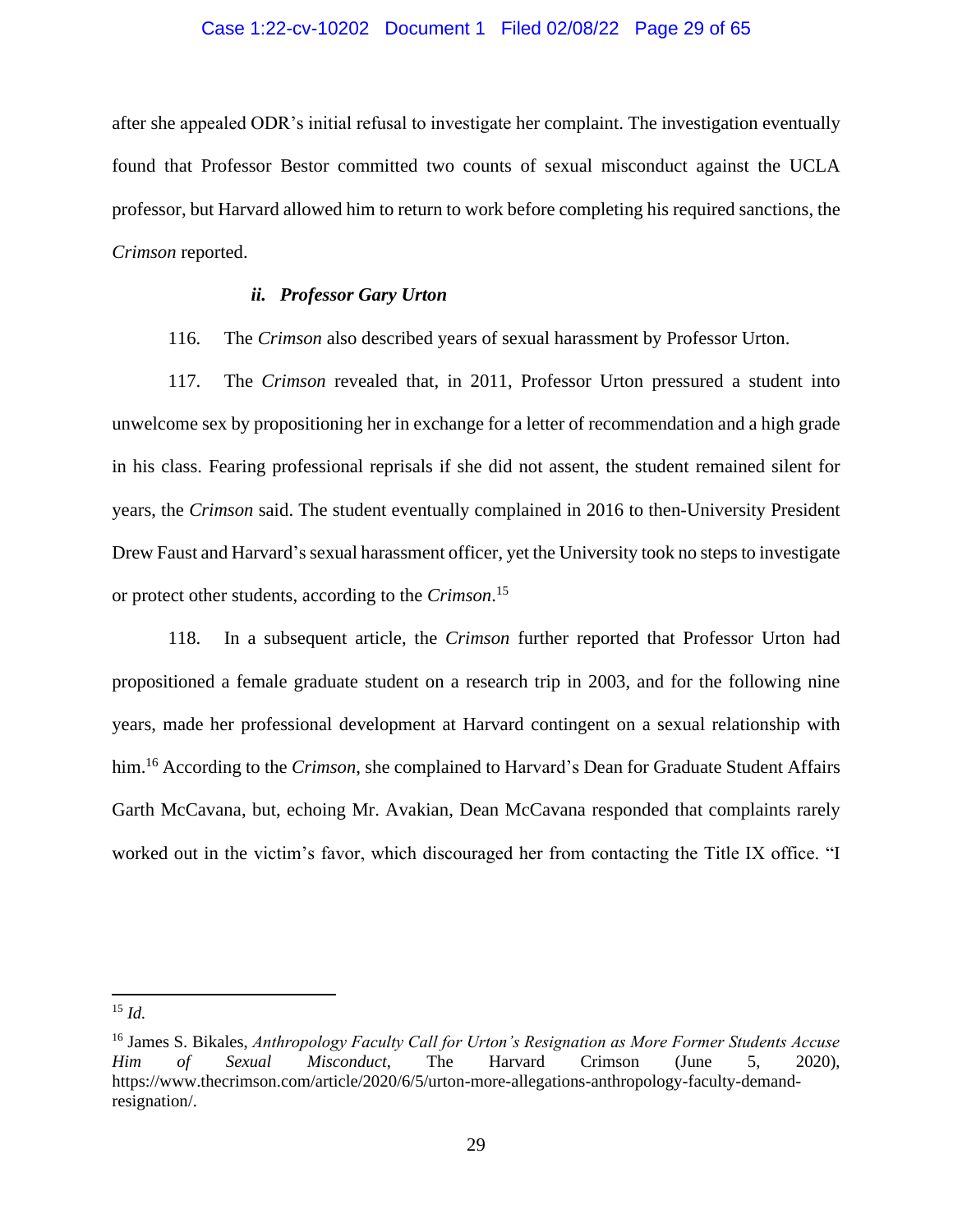after she appealed ODR's initial refusal to investigate her complaint. The investigation eventually found that Professor Bestor committed two counts of sexual misconduct against the UCLA professor, but Harvard allowed him to return to work before completing his required sanctions, the *Crimson* reported.

#### ***ii. Professor Gary Urton***

116. The *Crimson* also described years of sexual harassment by Professor Urton.

117. The *Crimson* revealed that, in 2011, Professor Urton pressured a student into unwelcome sex by propositioning her in exchange for a letter of recommendation and a high grade in his class. Fearing professional reprisals if she did not assent, the student remained silent for years, the *Crimson* said. The student eventually complained in 2016 to then-University President Drew Faust and Harvard's sexual harassment officer, yet the University took no steps to investigate or protect other students, according to the *Crimson*.[15]

118. In a subsequent article, the *Crimson* further reported that Professor Urton had propositioned a female graduate student on a research trip in 2003, and for the following nine years, made her professional development at Harvard contingent on a sexual relationship with him.[16] According to the *Crimson*, she complained to Harvard's Dean for Graduate Student Affairs Garth McCavana, but, echoing Mr. Avakian, Dean McCavana responded that complaints rarely worked out in the victim's favor, which discouraged her from contacting the Title IX office. "I

---

[15] *Id.*

[16] James S. Bikales, *Anthropology Faculty Call for Urton's Resignation as More Former Students Accuse Him of Sexual Misconduct*, The Harvard Crimson (June 5, 2020), https://www.thecrimson.com/article/2020/6/5/urton-more-allegations-anthropology-faculty-demand-resignation/.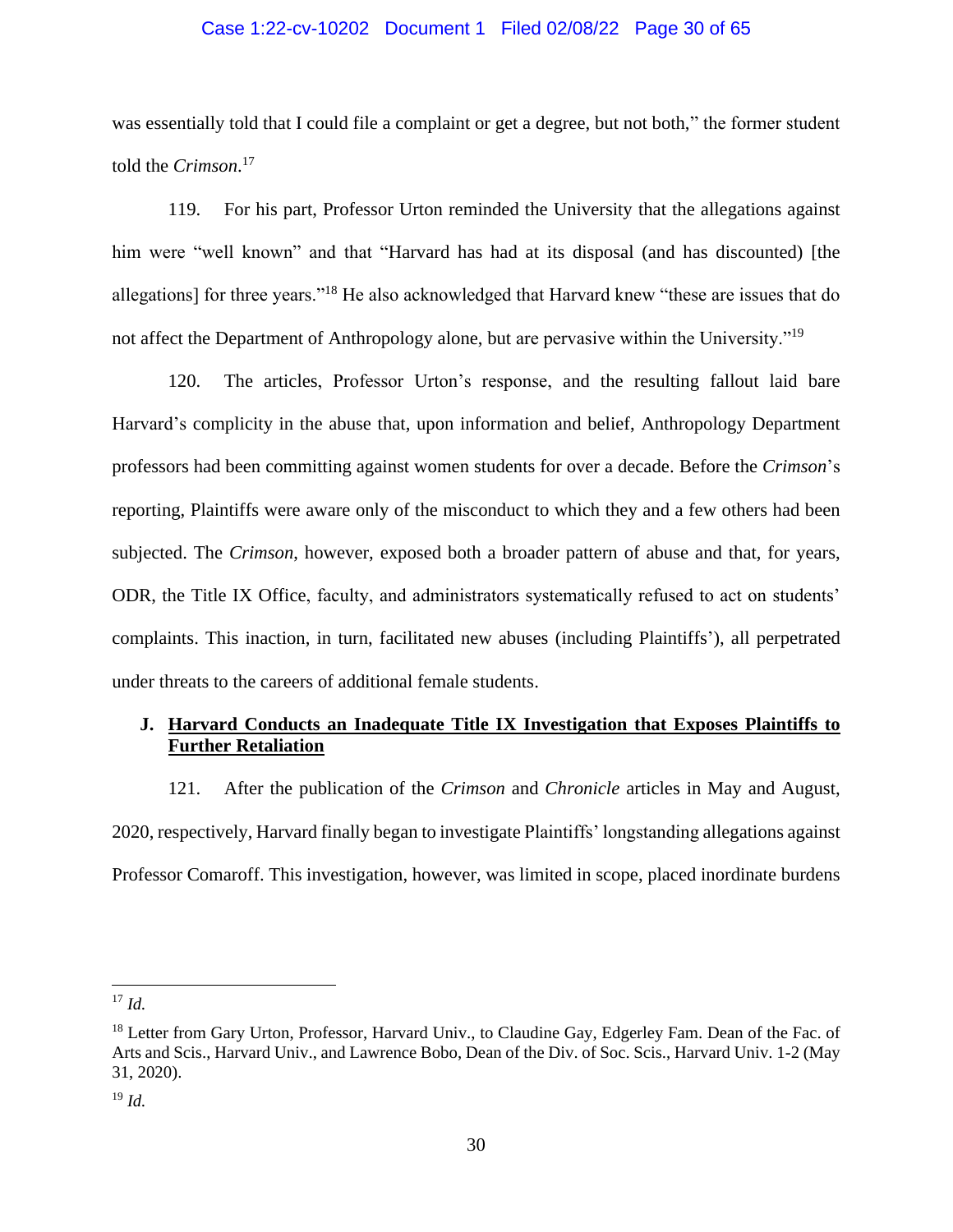was essentially told that I could file a complaint or get a degree, but not both," the former student told the *Crimson*.[17]

119. For his part, Professor Urton reminded the University that the allegations against him were "well known" and that "Harvard has had at its disposal (and has discounted) [the allegations] for three years."[18] He also acknowledged that Harvard knew "these are issues that do not affect the Department of Anthropology alone, but are pervasive within the University."[19]

120. The articles, Professor Urton's response, and the resulting fallout laid bare Harvard's complicity in the abuse that, upon information and belief, Anthropology Department professors had been committing against women students for over a decade. Before the *Crimson*'s reporting, Plaintiffs were aware only of the misconduct to which they and a few others had been subjected. The *Crimson*, however, exposed both a broader pattern of abuse and that, for years, ODR, the Title IX Office, faculty, and administrators systematically refused to act on students' complaints. This inaction, in turn, facilitated new abuses (including Plaintiffs'), all perpetrated under threats to the careers of additional female students.

### J. <u>Harvard Conducts an Inadequate Title IX Investigation that Exposes Plaintiffs to Further Retaliation</u>

121. After the publication of the *Crimson* and *Chronicle* articles in May and August, 2020, respectively, Harvard finally began to investigate Plaintiffs' longstanding allegations against Professor Comaroff. This investigation, however, was limited in scope, placed inordinate burdens

---

[17] *Id.*

[18] Letter from Gary Urton, Professor, Harvard Univ., to Claudine Gay, Edgerley Fam. Dean of the Fac. of Arts and Scis., Harvard Univ., and Lawrence Bobo, Dean of the Div. of Soc. Scis., Harvard Univ. 1-2 (May 31, 2020).

[19] *Id.*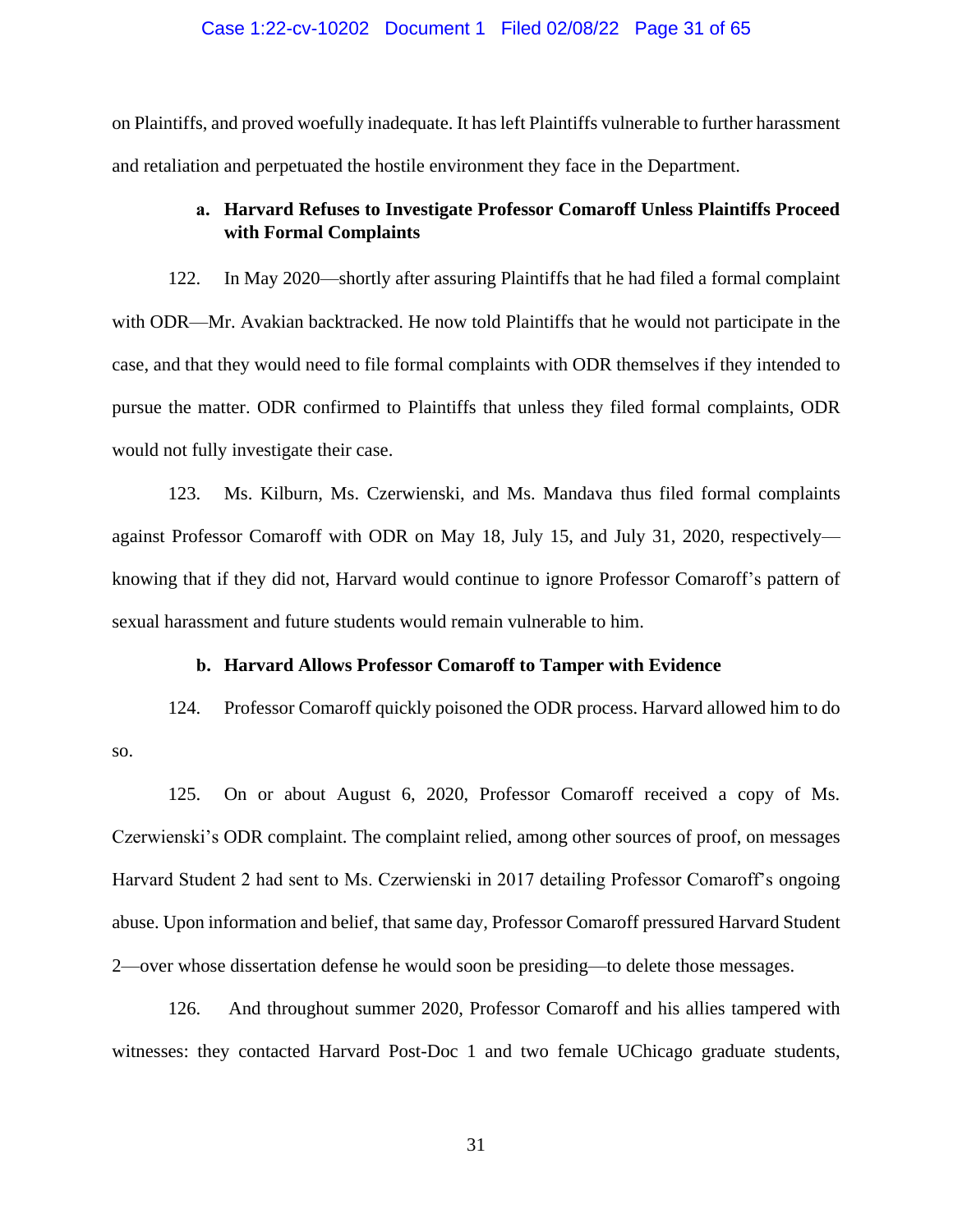on Plaintiffs, and proved woefully inadequate. It has left Plaintiffs vulnerable to further harassment and retaliation and perpetuated the hostile environment they face in the Department.

### a. Harvard Refuses to Investigate Professor Comaroff Unless Plaintiffs Proceed with Formal Complaints

122. In May 2020—shortly after assuring Plaintiffs that he had filed a formal complaint with ODR—Mr. Avakian backtracked. He now told Plaintiffs that he would not participate in the case, and that they would need to file formal complaints with ODR themselves if they intended to pursue the matter. ODR confirmed to Plaintiffs that unless they filed formal complaints, ODR would not fully investigate their case.

123. Ms. Kilburn, Ms. Czerwienski, and Ms. Mandava thus filed formal complaints against Professor Comaroff with ODR on May 18, July 15, and July 31, 2020, respectively—knowing that if they did not, Harvard would continue to ignore Professor Comaroff's pattern of sexual harassment and future students would remain vulnerable to him.

### b. Harvard Allows Professor Comaroff to Tamper with Evidence

124. Professor Comaroff quickly poisoned the ODR process. Harvard allowed him to do so.

125. On or about August 6, 2020, Professor Comaroff received a copy of Ms. Czerwienski's ODR complaint. The complaint relied, among other sources of proof, on messages Harvard Student 2 had sent to Ms. Czerwienski in 2017 detailing Professor Comaroff's ongoing abuse. Upon information and belief, that same day, Professor Comaroff pressured Harvard Student 2—over whose dissertation defense he would soon be presiding—to delete those messages.

126. And throughout summer 2020, Professor Comaroff and his allies tampered with witnesses: they contacted Harvard Post-Doc 1 and two female UChicago graduate students,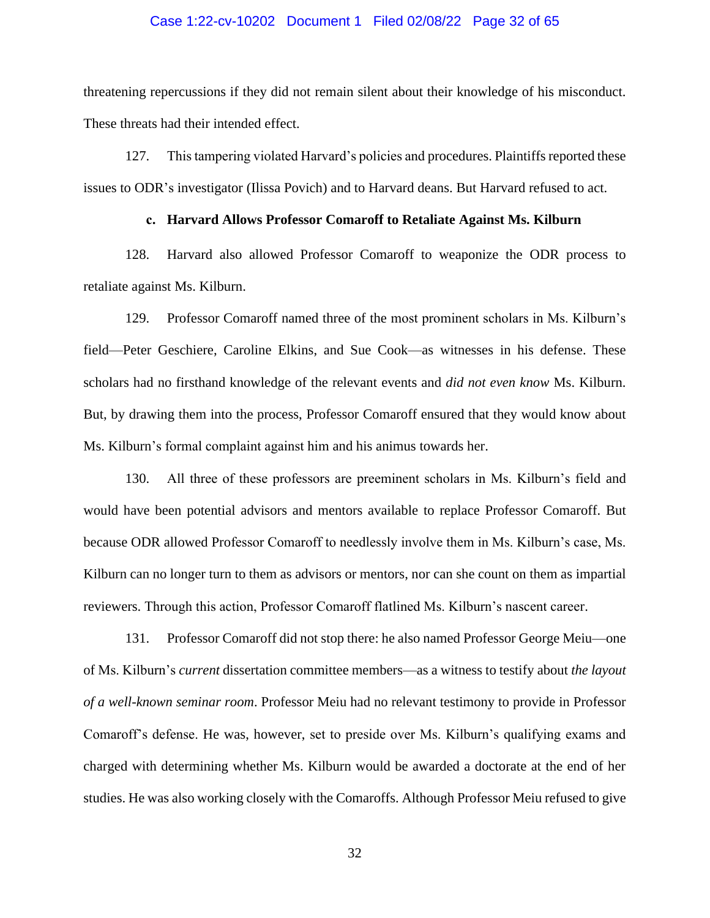threatening repercussions if they did not remain silent about their knowledge of his misconduct. These threats had their intended effect.

127. This tampering violated Harvard's policies and procedures. Plaintiffs reported these issues to ODR's investigator (Ilissa Povich) and to Harvard deans. But Harvard refused to act.

### c. Harvard Allows Professor Comaroff to Retaliate Against Ms. Kilburn

128. Harvard also allowed Professor Comaroff to weaponize the ODR process to retaliate against Ms. Kilburn.

129. Professor Comaroff named three of the most prominent scholars in Ms. Kilburn's field—Peter Geschiere, Caroline Elkins, and Sue Cook—as witnesses in his defense. These scholars had no firsthand knowledge of the relevant events and *did not even know* Ms. Kilburn. But, by drawing them into the process, Professor Comaroff ensured that they would know about Ms. Kilburn's formal complaint against him and his animus towards her.

130. All three of these professors are preeminent scholars in Ms. Kilburn's field and would have been potential advisors and mentors available to replace Professor Comaroff. But because ODR allowed Professor Comaroff to needlessly involve them in Ms. Kilburn's case, Ms. Kilburn can no longer turn to them as advisors or mentors, nor can she count on them as impartial reviewers. Through this action, Professor Comaroff flatlined Ms. Kilburn's nascent career.

131. Professor Comaroff did not stop there: he also named Professor George Meiu—one of Ms. Kilburn's *current* dissertation committee members—as a witness to testify about *the layout of a well-known seminar room*. Professor Meiu had no relevant testimony to provide in Professor Comaroff's defense. He was, however, set to preside over Ms. Kilburn's qualifying exams and charged with determining whether Ms. Kilburn would be awarded a doctorate at the end of her studies. He was also working closely with the Comaroffs. Although Professor Meiu refused to give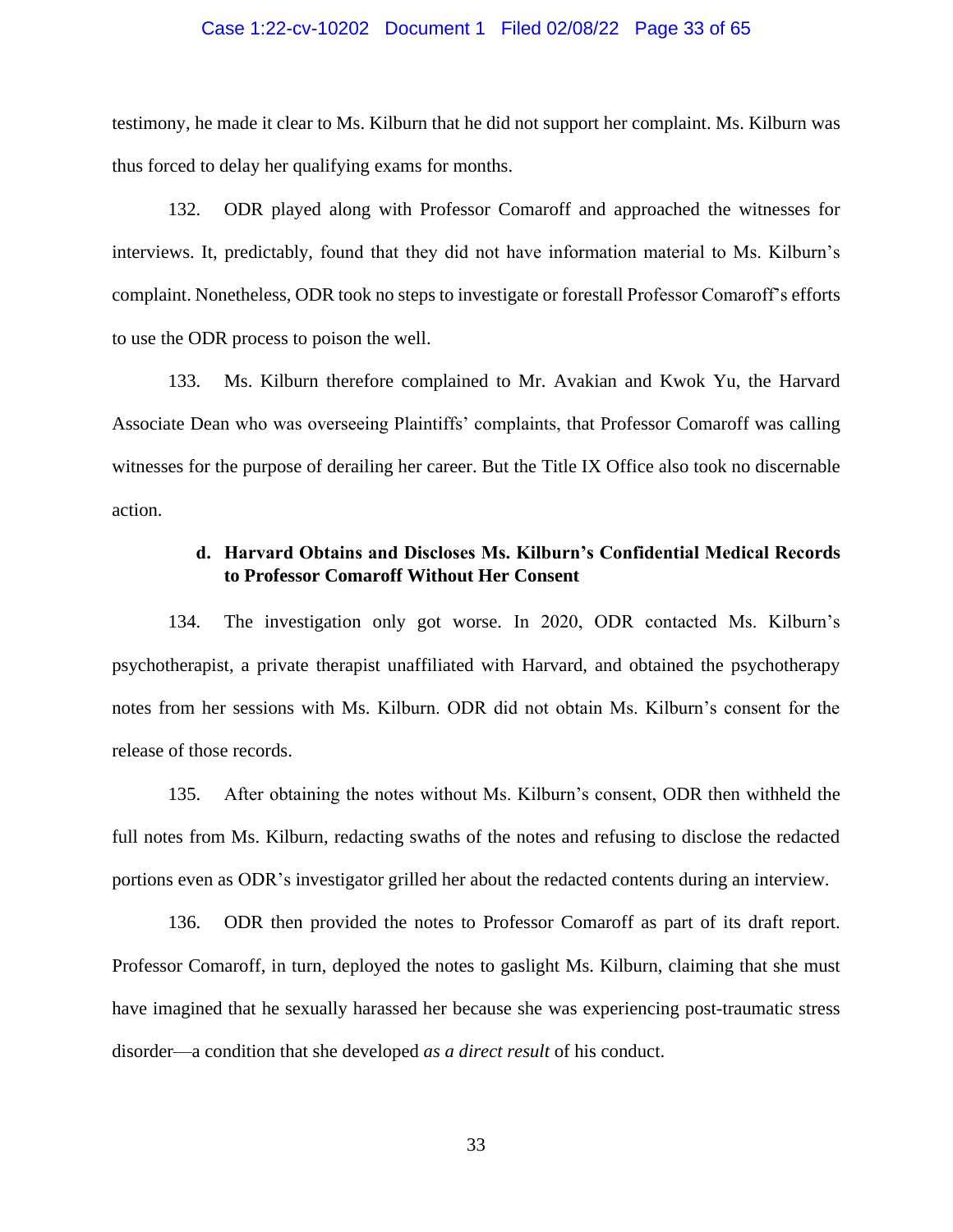testimony, he made it clear to Ms. Kilburn that he did not support her complaint. Ms. Kilburn was thus forced to delay her qualifying exams for months.

132. ODR played along with Professor Comaroff and approached the witnesses for interviews. It, predictably, found that they did not have information material to Ms. Kilburn's complaint. Nonetheless, ODR took no steps to investigate or forestall Professor Comaroff's efforts to use the ODR process to poison the well.

133. Ms. Kilburn therefore complained to Mr. Avakian and Kwok Yu, the Harvard Associate Dean who was overseeing Plaintiffs' complaints, that Professor Comaroff was calling witnesses for the purpose of derailing her career. But the Title IX Office also took no discernable action.

#### d. Harvard Obtains and Discloses Ms. Kilburn's Confidential Medical Records to Professor Comaroff Without Her Consent

134. The investigation only got worse. In 2020, ODR contacted Ms. Kilburn's psychotherapist, a private therapist unaffiliated with Harvard, and obtained the psychotherapy notes from her sessions with Ms. Kilburn. ODR did not obtain Ms. Kilburn's consent for the release of those records.

135. After obtaining the notes without Ms. Kilburn's consent, ODR then withheld the full notes from Ms. Kilburn, redacting swaths of the notes and refusing to disclose the redacted portions even as ODR's investigator grilled her about the redacted contents during an interview.

136. ODR then provided the notes to Professor Comaroff as part of its draft report. Professor Comaroff, in turn, deployed the notes to gaslight Ms. Kilburn, claiming that she must have imagined that he sexually harassed her because she was experiencing post-traumatic stress disorder—a condition that she developed *as a direct result* of his conduct.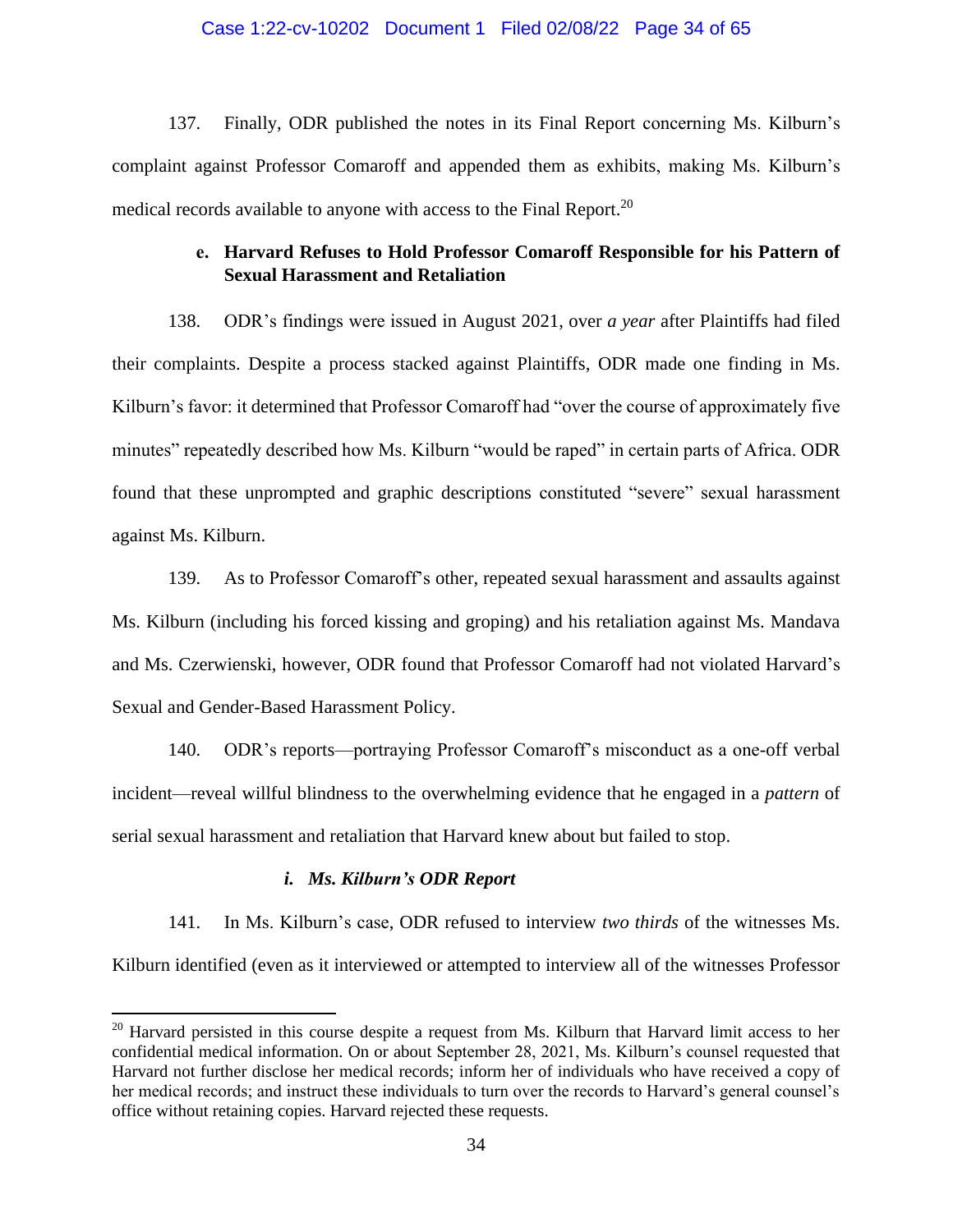137. Finally, ODR published the notes in its Final Report concerning Ms. Kilburn's complaint against Professor Comaroff and appended them as exhibits, making Ms. Kilburn's medical records available to anyone with access to the Final Report.[20]

**e. Harvard Refuses to Hold Professor Comaroff Responsible for his Pattern of Sexual Harassment and Retaliation**

138. ODR's findings were issued in August 2021, over *a year* after Plaintiffs had filed their complaints. Despite a process stacked against Plaintiffs, ODR made one finding in Ms. Kilburn's favor: it determined that Professor Comaroff had "over the course of approximately five minutes" repeatedly described how Ms. Kilburn "would be raped" in certain parts of Africa. ODR found that these unprompted and graphic descriptions constituted "severe" sexual harassment against Ms. Kilburn.

139. As to Professor Comaroff's other, repeated sexual harassment and assaults against Ms. Kilburn (including his forced kissing and groping) and his retaliation against Ms. Mandava and Ms. Czerwienski, however, ODR found that Professor Comaroff had not violated Harvard's Sexual and Gender-Based Harassment Policy.

140. ODR's reports—portraying Professor Comaroff's misconduct as a one-off verbal incident—reveal willful blindness to the overwhelming evidence that he engaged in a *pattern* of serial sexual harassment and retaliation that Harvard knew about but failed to stop.

***i. Ms. Kilburn's ODR Report***

141. In Ms. Kilburn's case, ODR refused to interview *two thirds* of the witnesses Ms. Kilburn identified (even as it interviewed or attempted to interview all of the witnesses Professor

---

[20] Harvard persisted in this course despite a request from Ms. Kilburn that Harvard limit access to her confidential medical information. On or about September 28, 2021, Ms. Kilburn's counsel requested that Harvard not further disclose her medical records; inform her of individuals who have received a copy of her medical records; and instruct these individuals to turn over the records to Harvard's general counsel's office without retaining copies. Harvard rejected these requests.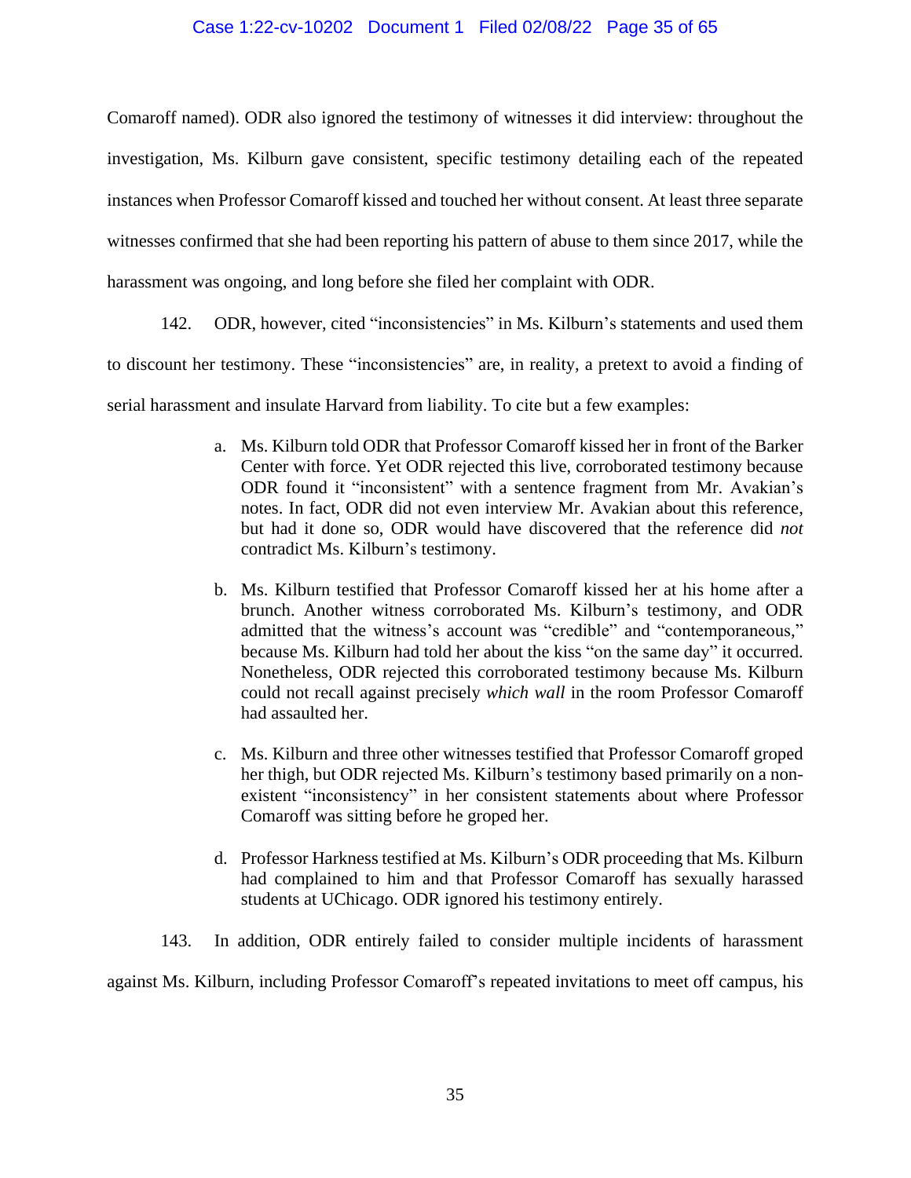Comaroff named). ODR also ignored the testimony of witnesses it did interview: throughout the investigation, Ms. Kilburn gave consistent, specific testimony detailing each of the repeated instances when Professor Comaroff kissed and touched her without consent. At least three separate witnesses confirmed that she had been reporting his pattern of abuse to them since 2017, while the harassment was ongoing, and long before she filed her complaint with ODR.

142. ODR, however, cited "inconsistencies" in Ms. Kilburn's statements and used them to discount her testimony. These "inconsistencies" are, in reality, a pretext to avoid a finding of serial harassment and insulate Harvard from liability. To cite but a few examples:

> a. Ms. Kilburn told ODR that Professor Comaroff kissed her in front of the Barker Center with force. Yet ODR rejected this live, corroborated testimony because ODR found it "inconsistent" with a sentence fragment from Mr. Avakian's notes. In fact, ODR did not even interview Mr. Avakian about this reference, but had it done so, ODR would have discovered that the reference did *not* contradict Ms. Kilburn's testimony.
>
> b. Ms. Kilburn testified that Professor Comaroff kissed her at his home after a brunch. Another witness corroborated Ms. Kilburn's testimony, and ODR admitted that the witness's account was "credible" and "contemporaneous," because Ms. Kilburn had told her about the kiss "on the same day" it occurred. Nonetheless, ODR rejected this corroborated testimony because Ms. Kilburn could not recall against precisely *which wall* in the room Professor Comaroff had assaulted her.
>
> c. Ms. Kilburn and three other witnesses testified that Professor Comaroff groped her thigh, but ODR rejected Ms. Kilburn's testimony based primarily on a non-existent "inconsistency" in her consistent statements about where Professor Comaroff was sitting before he groped her.
>
> d. Professor Harkness testified at Ms. Kilburn's ODR proceeding that Ms. Kilburn had complained to him and that Professor Comaroff has sexually harassed students at UChicago. ODR ignored his testimony entirely.

143. In addition, ODR entirely failed to consider multiple incidents of harassment against Ms. Kilburn, including Professor Comaroff's repeated invitations to meet off campus, his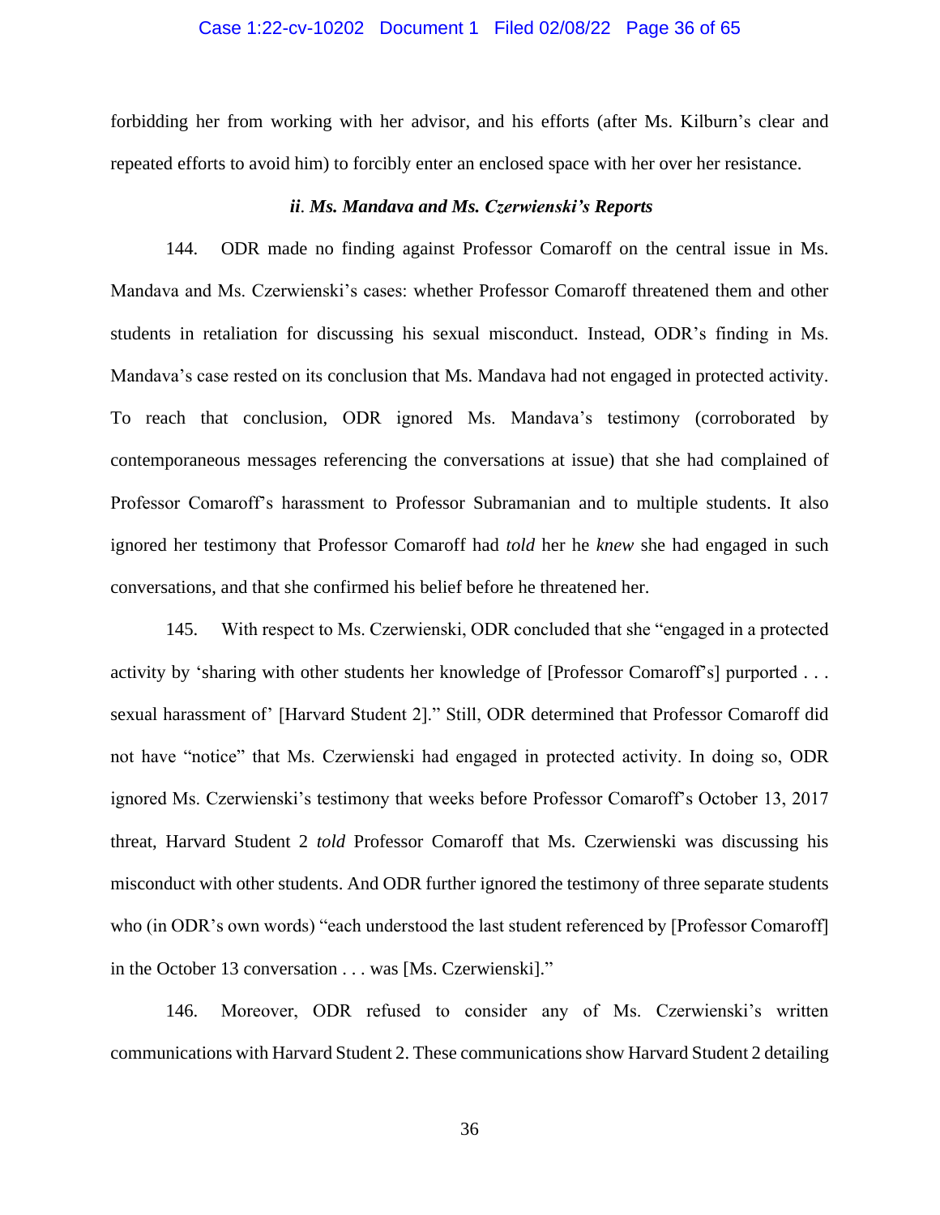forbidding her from working with her advisor, and his efforts (after Ms. Kilburn's clear and repeated efforts to avoid him) to forcibly enter an enclosed space with her over her resistance.

### *ii. Ms. Mandava and Ms. Czerwienski's Reports*

144. ODR made no finding against Professor Comaroff on the central issue in Ms. Mandava and Ms. Czerwienski's cases: whether Professor Comaroff threatened them and other students in retaliation for discussing his sexual misconduct. Instead, ODR's finding in Ms. Mandava's case rested on its conclusion that Ms. Mandava had not engaged in protected activity. To reach that conclusion, ODR ignored Ms. Mandava's testimony (corroborated by contemporaneous messages referencing the conversations at issue) that she had complained of Professor Comaroff's harassment to Professor Subramanian and to multiple students. It also ignored her testimony that Professor Comaroff had *told* her he *knew* she had engaged in such conversations, and that she confirmed his belief before he threatened her.

145. With respect to Ms. Czerwienski, ODR concluded that she "engaged in a protected activity by 'sharing with other students her knowledge of [Professor Comaroff's] purported . . . sexual harassment of' [Harvard Student 2]." Still, ODR determined that Professor Comaroff did not have "notice" that Ms. Czerwienski had engaged in protected activity. In doing so, ODR ignored Ms. Czerwienski's testimony that weeks before Professor Comaroff's October 13, 2017 threat, Harvard Student 2 *told* Professor Comaroff that Ms. Czerwienski was discussing his misconduct with other students. And ODR further ignored the testimony of three separate students who (in ODR's own words) "each understood the last student referenced by [Professor Comaroff] in the October 13 conversation . . . was [Ms. Czerwienski]."

146. Moreover, ODR refused to consider any of Ms. Czerwienski's written communications with Harvard Student 2. These communications show Harvard Student 2 detailing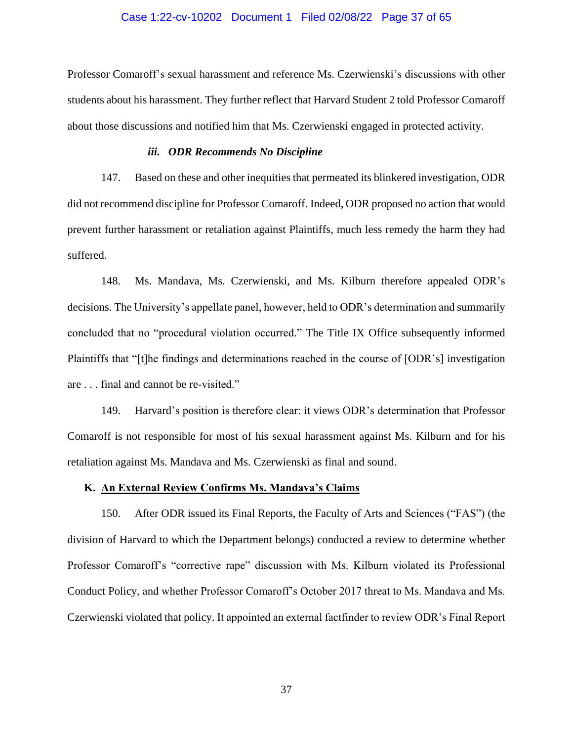Professor Comaroff's sexual harassment and reference Ms. Czerwienski's discussions with other students about his harassment. They further reflect that Harvard Student 2 told Professor Comaroff about those discussions and notified him that Ms. Czerwienski engaged in protected activity.

#### *iii. ODR Recommends No Discipline*

147. Based on these and other inequities that permeated its blinkered investigation, ODR did not recommend discipline for Professor Comaroff. Indeed, ODR proposed no action that would prevent further harassment or retaliation against Plaintiffs, much less remedy the harm they had suffered.

148. Ms. Mandava, Ms. Czerwienski, and Ms. Kilburn therefore appealed ODR's decisions. The University's appellate panel, however, held to ODR's determination and summarily concluded that no "procedural violation occurred." The Title IX Office subsequently informed Plaintiffs that "[t]he findings and determinations reached in the course of [ODR's] investigation are . . . final and cannot be re-visited."

149. Harvard's position is therefore clear: it views ODR's determination that Professor Comaroff is not responsible for most of his sexual harassment against Ms. Kilburn and for his retaliation against Ms. Mandava and Ms. Czerwienski as final and sound.

### K. An External Review Confirms Ms. Mandava's Claims

150. After ODR issued its Final Reports, the Faculty of Arts and Sciences ("FAS") (the division of Harvard to which the Department belongs) conducted a review to determine whether Professor Comaroff's "corrective rape" discussion with Ms. Kilburn violated its Professional Conduct Policy, and whether Professor Comaroff's October 2017 threat to Ms. Mandava and Ms. Czerwienski violated that policy. It appointed an external factfinder to review ODR's Final Report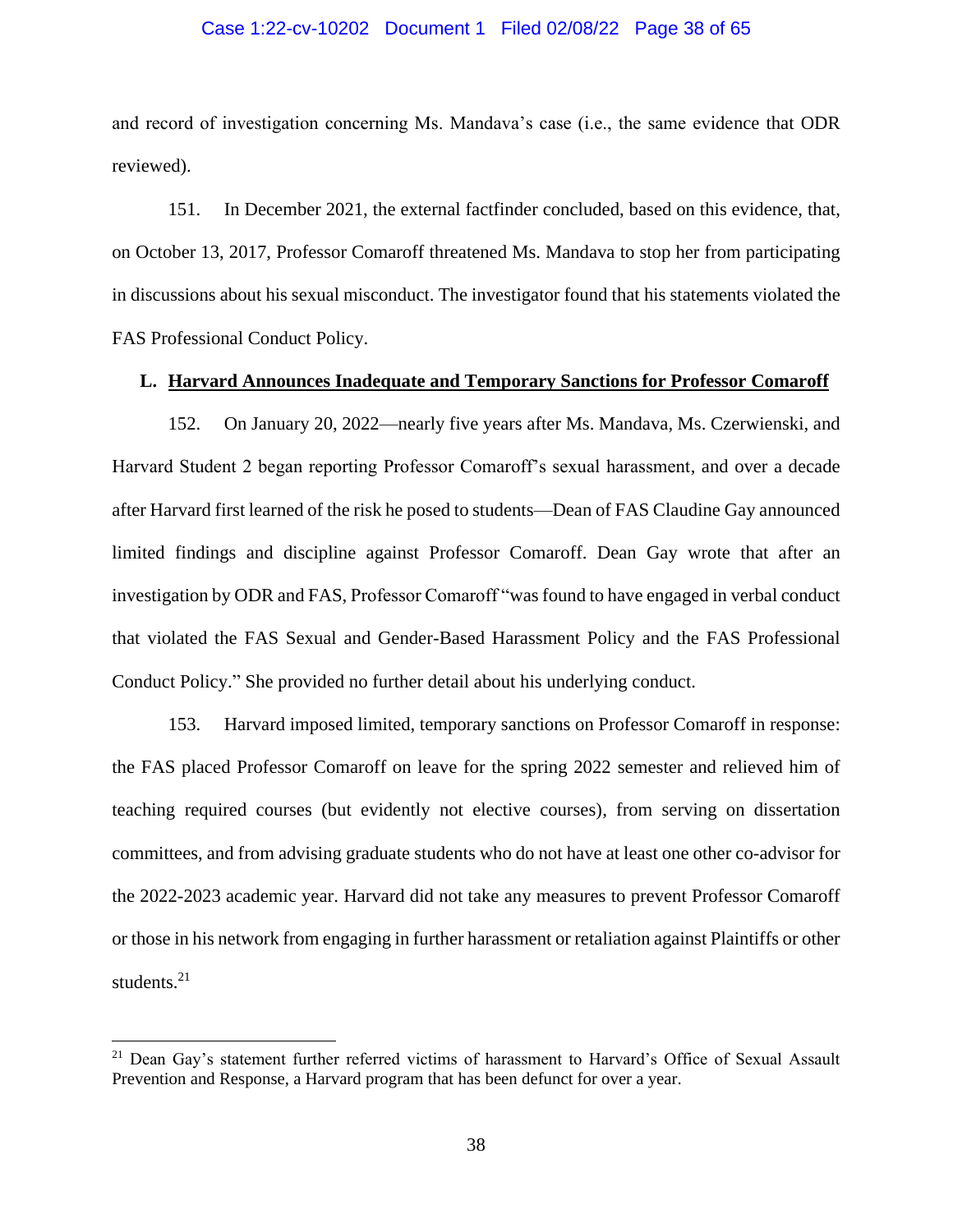and record of investigation concerning Ms. Mandava's case (i.e., the same evidence that ODR reviewed).

151. In December 2021, the external factfinder concluded, based on this evidence, that, on October 13, 2017, Professor Comaroff threatened Ms. Mandava to stop her from participating in discussions about his sexual misconduct. The investigator found that his statements violated the FAS Professional Conduct Policy.

### L. Harvard Announces Inadequate and Temporary Sanctions for Professor Comaroff

152. On January 20, 2022—nearly five years after Ms. Mandava, Ms. Czerwienski, and Harvard Student 2 began reporting Professor Comaroff's sexual harassment, and over a decade after Harvard first learned of the risk he posed to students—Dean of FAS Claudine Gay announced limited findings and discipline against Professor Comaroff. Dean Gay wrote that after an investigation by ODR and FAS, Professor Comaroff "was found to have engaged in verbal conduct that violated the FAS Sexual and Gender-Based Harassment Policy and the FAS Professional Conduct Policy." She provided no further detail about his underlying conduct.

153. Harvard imposed limited, temporary sanctions on Professor Comaroff in response: the FAS placed Professor Comaroff on leave for the spring 2022 semester and relieved him of teaching required courses (but evidently not elective courses), from serving on dissertation committees, and from advising graduate students who do not have at least one other co-advisor for the 2022-2023 academic year. Harvard did not take any measures to prevent Professor Comaroff or those in his network from engaging in further harassment or retaliation against Plaintiffs or other students.[21]

---

[21] Dean Gay's statement further referred victims of harassment to Harvard's Office of Sexual Assault Prevention and Response, a Harvard program that has been defunct for over a year.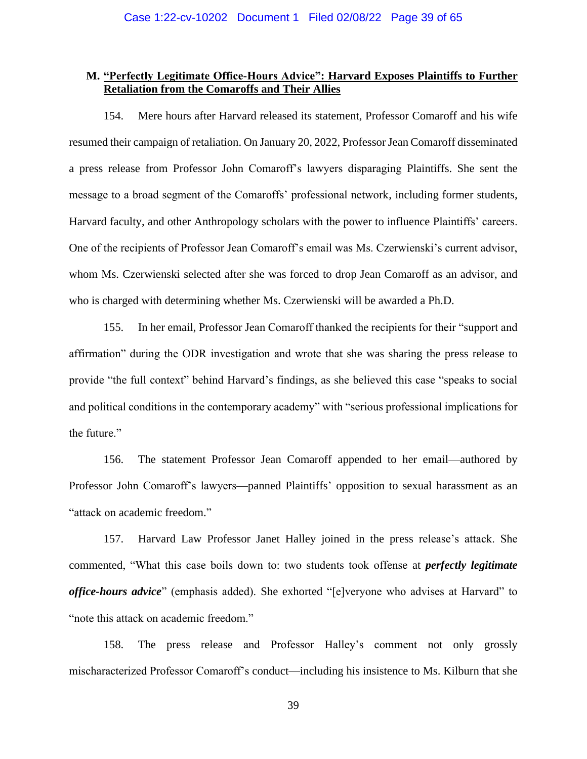### M. <u>"Perfectly Legitimate Office-Hours Advice": Harvard Exposes Plaintiffs to Further Retaliation from the Comaroffs and Their Allies</u>

154. Mere hours after Harvard released its statement, Professor Comaroff and his wife resumed their campaign of retaliation. On January 20, 2022, Professor Jean Comaroff disseminated a press release from Professor John Comaroff's lawyers disparaging Plaintiffs. She sent the message to a broad segment of the Comaroffs' professional network, including former students, Harvard faculty, and other Anthropology scholars with the power to influence Plaintiffs' careers. One of the recipients of Professor Jean Comaroff's email was Ms. Czerwienski's current advisor, whom Ms. Czerwienski selected after she was forced to drop Jean Comaroff as an advisor, and who is charged with determining whether Ms. Czerwienski will be awarded a Ph.D.

155. In her email, Professor Jean Comaroff thanked the recipients for their "support and affirmation" during the ODR investigation and wrote that she was sharing the press release to provide "the full context" behind Harvard's findings, as she believed this case "speaks to social and political conditions in the contemporary academy" with "serious professional implications for the future."

156. The statement Professor Jean Comaroff appended to her email—authored by Professor John Comaroff's lawyers—panned Plaintiffs' opposition to sexual harassment as an "attack on academic freedom."

157. Harvard Law Professor Janet Halley joined in the press release's attack. She commented, "What this case boils down to: two students took offense at ***perfectly legitimate office-hours advice***" (emphasis added). She exhorted "[e]veryone who advises at Harvard" to "note this attack on academic freedom."

158. The press release and Professor Halley's comment not only grossly mischaracterized Professor Comaroff's conduct—including his insistence to Ms. Kilburn that she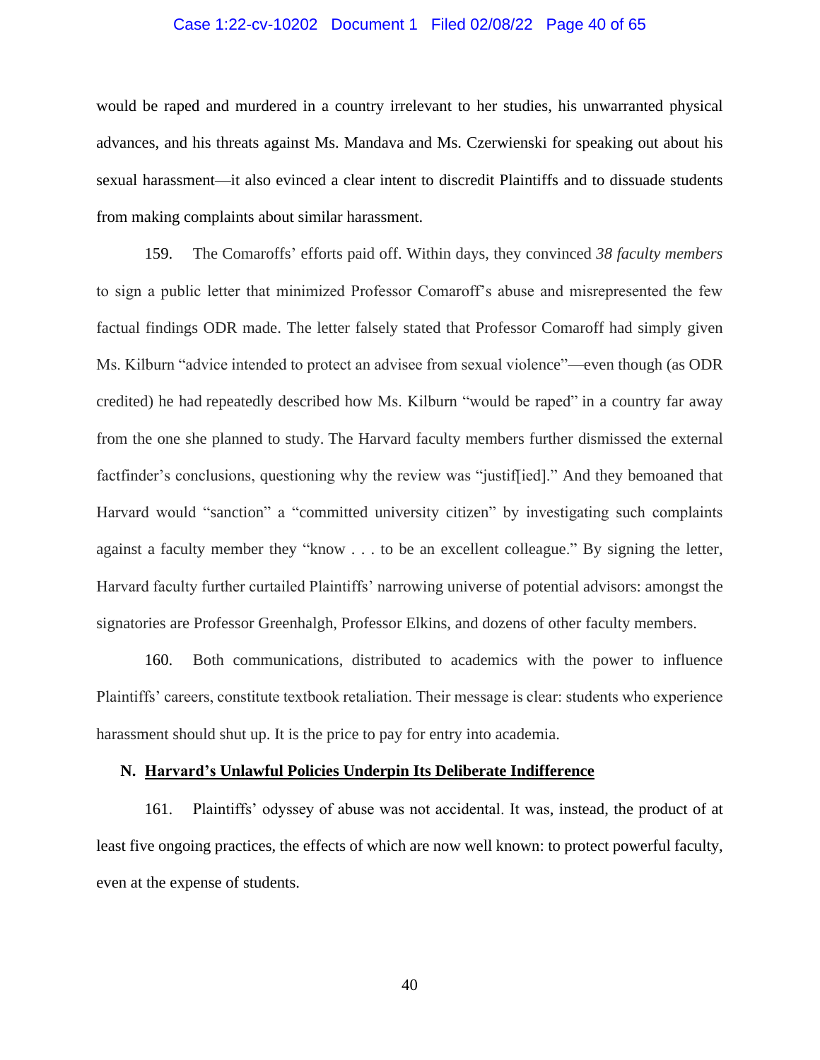would be raped and murdered in a country irrelevant to her studies, his unwarranted physical advances, and his threats against Ms. Mandava and Ms. Czerwienski for speaking out about his sexual harassment—it also evinced a clear intent to discredit Plaintiffs and to dissuade students from making complaints about similar harassment.

159. The Comaroffs' efforts paid off. Within days, they convinced *38 faculty members* to sign a public letter that minimized Professor Comaroff's abuse and misrepresented the few factual findings ODR made. The letter falsely stated that Professor Comaroff had simply given Ms. Kilburn "advice intended to protect an advisee from sexual violence"—even though (as ODR credited) he had repeatedly described how Ms. Kilburn "would be raped" in a country far away from the one she planned to study. The Harvard faculty members further dismissed the external factfinder's conclusions, questioning why the review was "justif[ied]." And they bemoaned that Harvard would "sanction" a "committed university citizen" by investigating such complaints against a faculty member they "know . . . to be an excellent colleague." By signing the letter, Harvard faculty further curtailed Plaintiffs' narrowing universe of potential advisors: amongst the signatories are Professor Greenhalgh, Professor Elkins, and dozens of other faculty members.

160. Both communications, distributed to academics with the power to influence Plaintiffs' careers, constitute textbook retaliation. Their message is clear: students who experience harassment should shut up. It is the price to pay for entry into academia.

### N. <u>Harvard's Unlawful Policies Underpin Its Deliberate Indifference</u>

161. Plaintiffs' odyssey of abuse was not accidental. It was, instead, the product of at least five ongoing practices, the effects of which are now well known: to protect powerful faculty, even at the expense of students.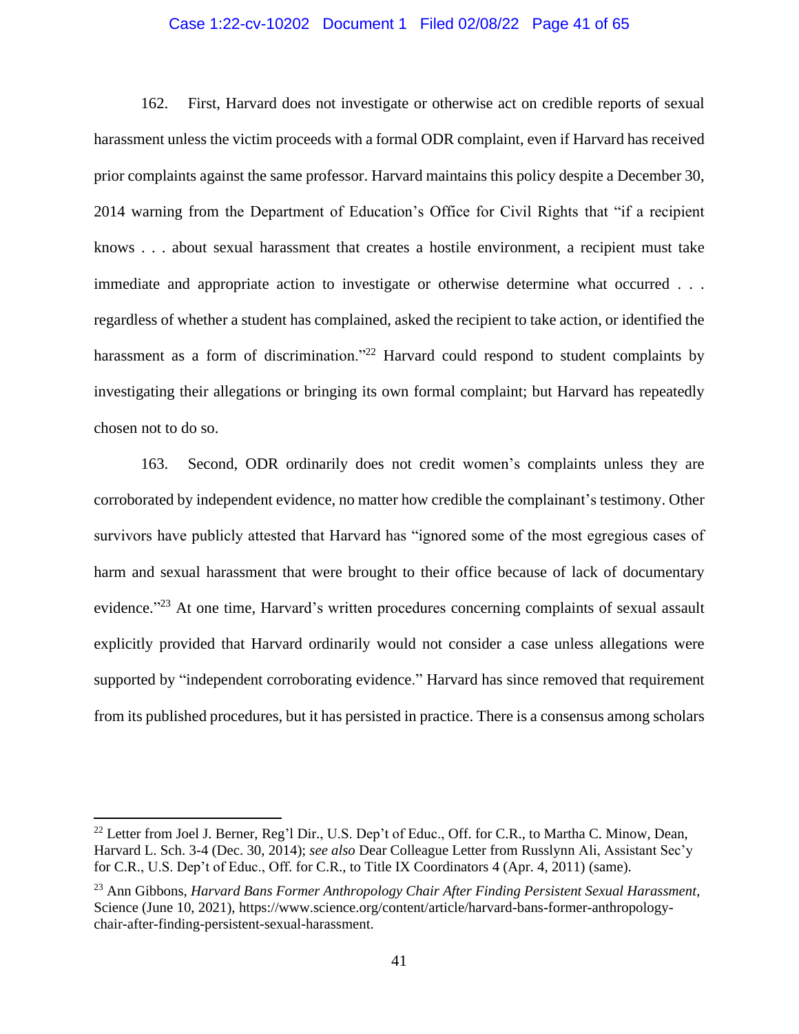162. First, Harvard does not investigate or otherwise act on credible reports of sexual harassment unless the victim proceeds with a formal ODR complaint, even if Harvard has received prior complaints against the same professor. Harvard maintains this policy despite a December 30, 2014 warning from the Department of Education's Office for Civil Rights that "if a recipient knows . . . about sexual harassment that creates a hostile environment, a recipient must take immediate and appropriate action to investigate or otherwise determine what occurred . . . regardless of whether a student has complained, asked the recipient to take action, or identified the harassment as a form of discrimination."[22] Harvard could respond to student complaints by investigating their allegations or bringing its own formal complaint; but Harvard has repeatedly chosen not to do so.

163. Second, ODR ordinarily does not credit women's complaints unless they are corroborated by independent evidence, no matter how credible the complainant's testimony. Other survivors have publicly attested that Harvard has "ignored some of the most egregious cases of harm and sexual harassment that were brought to their office because of lack of documentary evidence."[23] At one time, Harvard's written procedures concerning complaints of sexual assault explicitly provided that Harvard ordinarily would not consider a case unless allegations were supported by "independent corroborating evidence." Harvard has since removed that requirement from its published procedures, but it has persisted in practice. There is a consensus among scholars

---

[22] Letter from Joel J. Berner, Reg'l Dir., U.S. Dep't of Educ., Off. for C.R., to Martha C. Minow, Dean, Harvard L. Sch. 3-4 (Dec. 30, 2014); *see also* Dear Colleague Letter from Russlynn Ali, Assistant Sec'y for C.R., U.S. Dep't of Educ., Off. for C.R., to Title IX Coordinators 4 (Apr. 4, 2011) (same).

[23] Ann Gibbons, *Harvard Bans Former Anthropology Chair After Finding Persistent Sexual Harassment*, Science (June 10, 2021), https://www.science.org/content/article/harvard-bans-former-anthropology-chair-after-finding-persistent-sexual-harassment.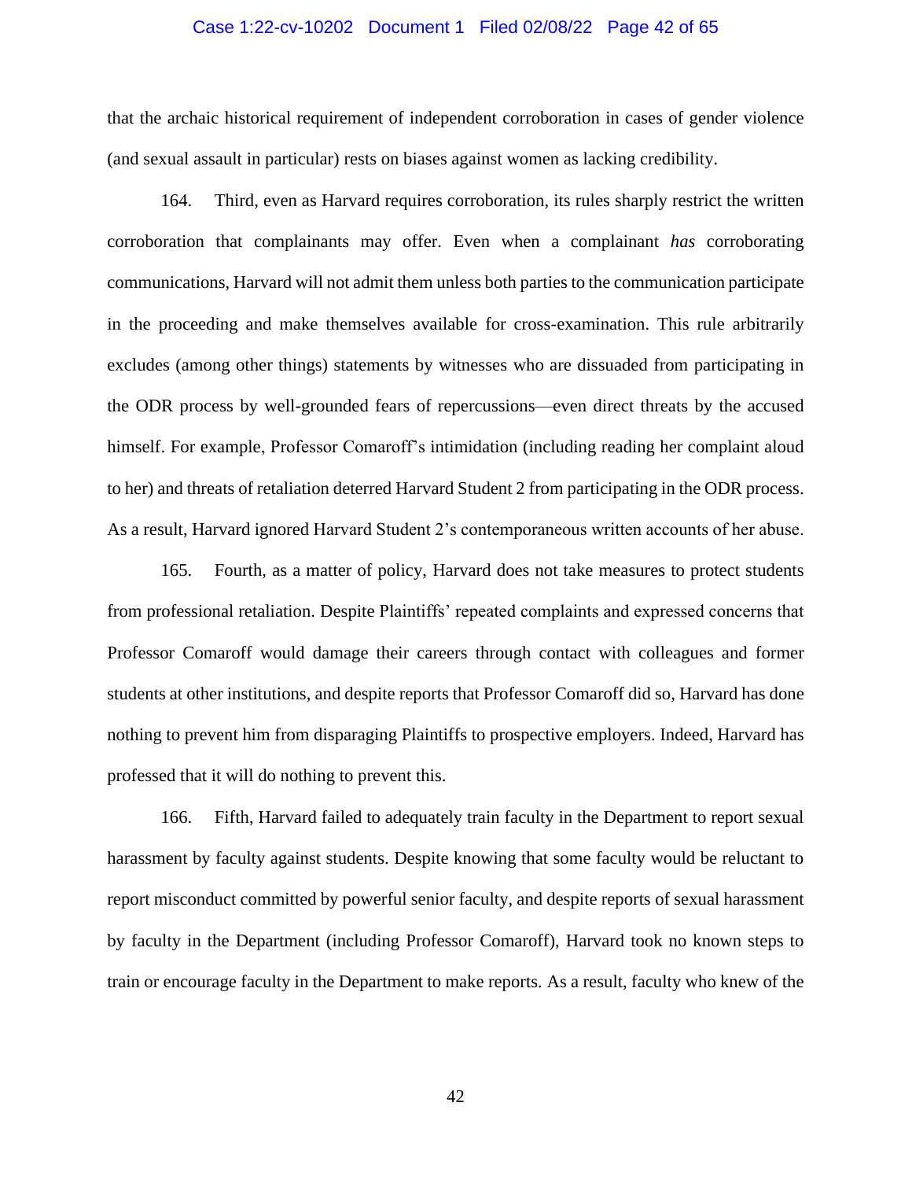that the archaic historical requirement of independent corroboration in cases of gender violence (and sexual assault in particular) rests on biases against women as lacking credibility.

164. Third, even as Harvard requires corroboration, its rules sharply restrict the written corroboration that complainants may offer. Even when a complainant *has* corroborating communications, Harvard will not admit them unless both parties to the communication participate in the proceeding and make themselves available for cross-examination. This rule arbitrarily excludes (among other things) statements by witnesses who are dissuaded from participating in the ODR process by well-grounded fears of repercussions—even direct threats by the accused himself. For example, Professor Comaroff's intimidation (including reading her complaint aloud to her) and threats of retaliation deterred Harvard Student 2 from participating in the ODR process. As a result, Harvard ignored Harvard Student 2's contemporaneous written accounts of her abuse.

165. Fourth, as a matter of policy, Harvard does not take measures to protect students from professional retaliation. Despite Plaintiffs' repeated complaints and expressed concerns that Professor Comaroff would damage their careers through contact with colleagues and former students at other institutions, and despite reports that Professor Comaroff did so, Harvard has done nothing to prevent him from disparaging Plaintiffs to prospective employers. Indeed, Harvard has professed that it will do nothing to prevent this.

166. Fifth, Harvard failed to adequately train faculty in the Department to report sexual harassment by faculty against students. Despite knowing that some faculty would be reluctant to report misconduct committed by powerful senior faculty, and despite reports of sexual harassment by faculty in the Department (including Professor Comaroff), Harvard took no known steps to train or encourage faculty in the Department to make reports. As a result, faculty who knew of the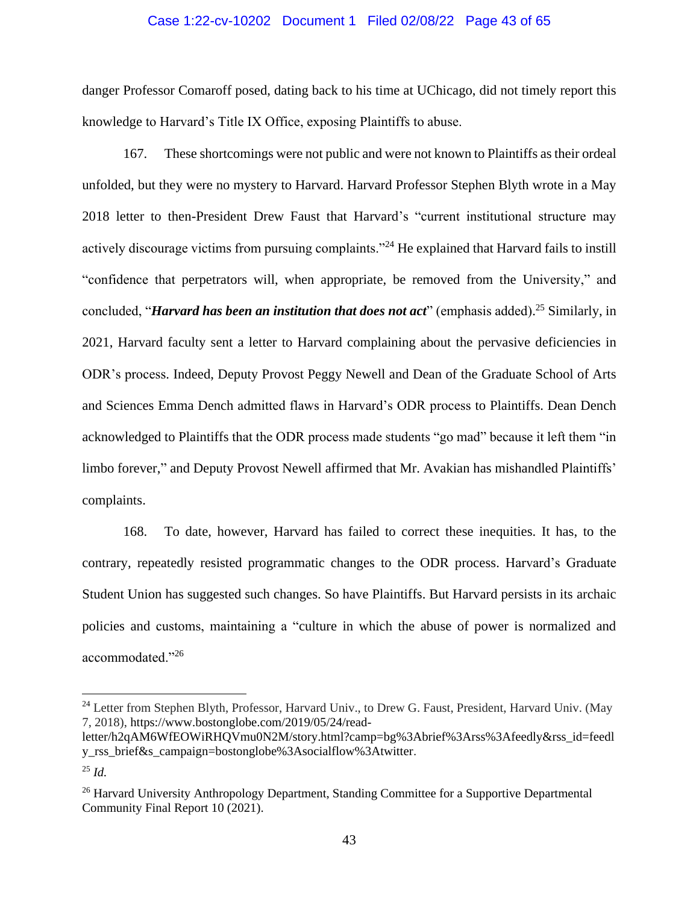danger Professor Comaroff posed, dating back to his time at UChicago, did not timely report this knowledge to Harvard's Title IX Office, exposing Plaintiffs to abuse.

167. These shortcomings were not public and were not known to Plaintiffs as their ordeal unfolded, but they were no mystery to Harvard. Harvard Professor Stephen Blyth wrote in a May 2018 letter to then-President Drew Faust that Harvard's "current institutional structure may actively discourage victims from pursuing complaints."[24] He explained that Harvard fails to instill "confidence that perpetrators will, when appropriate, be removed from the University," and concluded, "***Harvard has been an institution that does not act***" (emphasis added).[25] Similarly, in 2021, Harvard faculty sent a letter to Harvard complaining about the pervasive deficiencies in ODR's process. Indeed, Deputy Provost Peggy Newell and Dean of the Graduate School of Arts and Sciences Emma Dench admitted flaws in Harvard's ODR process to Plaintiffs. Dean Dench acknowledged to Plaintiffs that the ODR process made students "go mad" because it left them "in limbo forever," and Deputy Provost Newell affirmed that Mr. Avakian has mishandled Plaintiffs' complaints.

168. To date, however, Harvard has failed to correct these inequities. It has, to the contrary, repeatedly resisted programmatic changes to the ODR process. Harvard's Graduate Student Union has suggested such changes. So have Plaintiffs. But Harvard persists in its archaic policies and customs, maintaining a "culture in which the abuse of power is normalized and accommodated."[26]

---

[24] Letter from Stephen Blyth, Professor, Harvard Univ., to Drew G. Faust, President, Harvard Univ. (May 7, 2018), https://www.bostonglobe.com/2019/05/24/read-letter/h2qAM6WfEOWiRHQVmu0N2M/story.html?camp=bg%3Abrief%3Arss%3Afeedly&rss_id=feedly_rss_brief&s_campaign=bostonglobe%3Asocialflow%3Atwitter.

[25] *Id.*

[26] Harvard University Anthropology Department, Standing Committee for a Supportive Departmental Community Final Report 10 (2021).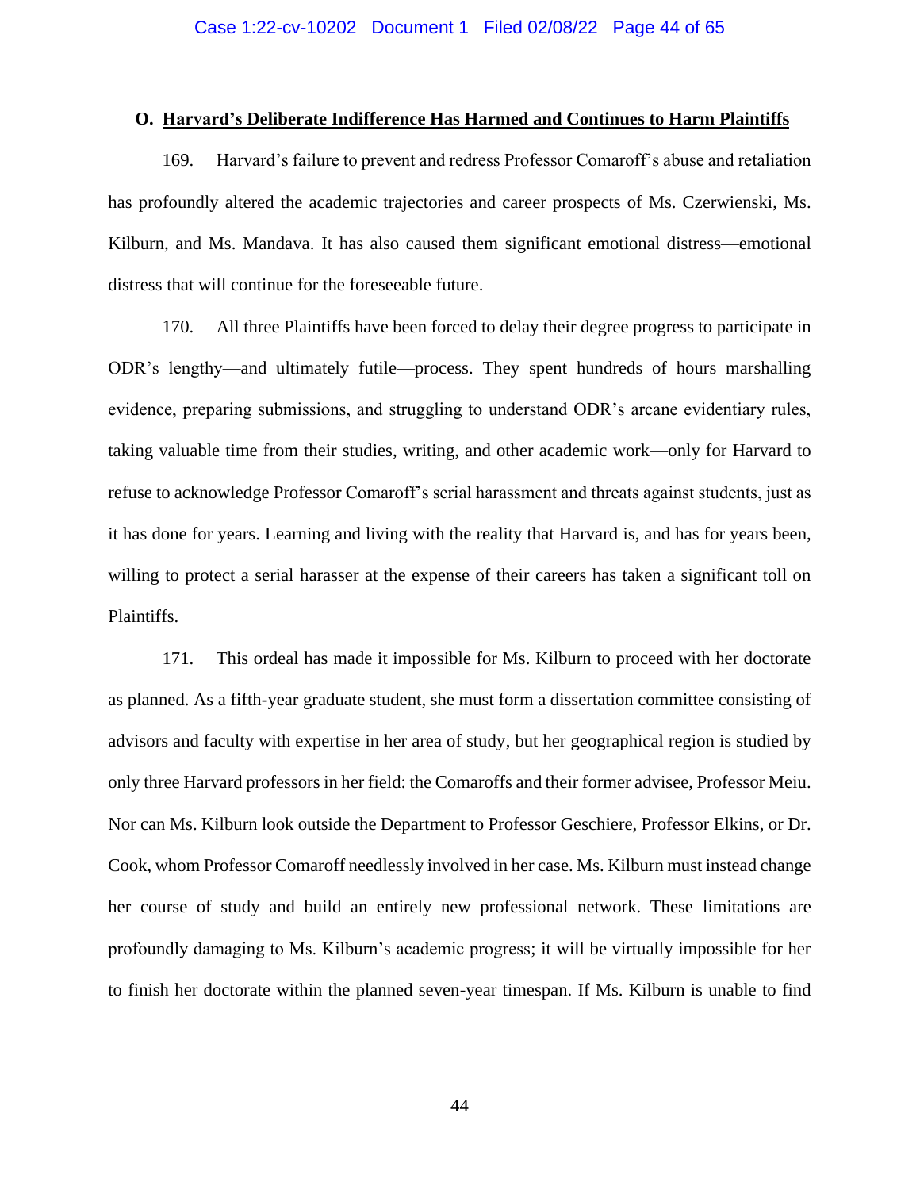### O. Harvard's Deliberate Indifference Has Harmed and Continues to Harm Plaintiffs

169. Harvard's failure to prevent and redress Professor Comaroff's abuse and retaliation has profoundly altered the academic trajectories and career prospects of Ms. Czerwienski, Ms. Kilburn, and Ms. Mandava. It has also caused them significant emotional distress—emotional distress that will continue for the foreseeable future.

170. All three Plaintiffs have been forced to delay their degree progress to participate in ODR's lengthy—and ultimately futile—process. They spent hundreds of hours marshalling evidence, preparing submissions, and struggling to understand ODR's arcane evidentiary rules, taking valuable time from their studies, writing, and other academic work—only for Harvard to refuse to acknowledge Professor Comaroff's serial harassment and threats against students, just as it has done for years. Learning and living with the reality that Harvard is, and has for years been, willing to protect a serial harasser at the expense of their careers has taken a significant toll on Plaintiffs.

171. This ordeal has made it impossible for Ms. Kilburn to proceed with her doctorate as planned. As a fifth-year graduate student, she must form a dissertation committee consisting of advisors and faculty with expertise in her area of study, but her geographical region is studied by only three Harvard professors in her field: the Comaroffs and their former advisee, Professor Meiu. Nor can Ms. Kilburn look outside the Department to Professor Geschiere, Professor Elkins, or Dr. Cook, whom Professor Comaroff needlessly involved in her case. Ms. Kilburn must instead change her course of study and build an entirely new professional network. These limitations are profoundly damaging to Ms. Kilburn's academic progress; it will be virtually impossible for her to finish her doctorate within the planned seven-year timespan. If Ms. Kilburn is unable to find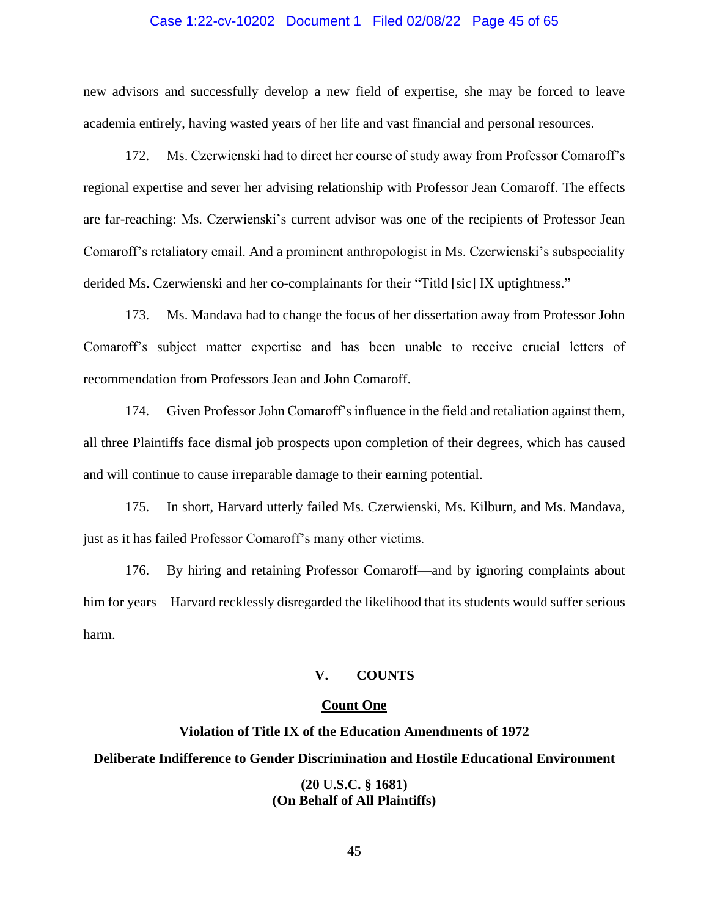new advisors and successfully develop a new field of expertise, she may be forced to leave academia entirely, having wasted years of her life and vast financial and personal resources.

172. Ms. Czerwienski had to direct her course of study away from Professor Comaroff's regional expertise and sever her advising relationship with Professor Jean Comaroff. The effects are far-reaching: Ms. Czerwienski's current advisor was one of the recipients of Professor Jean Comaroff's retaliatory email. And a prominent anthropologist in Ms. Czerwienski's subspeciality derided Ms. Czerwienski and her co-complainants for their "Titld [sic] IX uptightness."

173. Ms. Mandava had to change the focus of her dissertation away from Professor John Comaroff's subject matter expertise and has been unable to receive crucial letters of recommendation from Professors Jean and John Comaroff.

174. Given Professor John Comaroff's influence in the field and retaliation against them, all three Plaintiffs face dismal job prospects upon completion of their degrees, which has caused and will continue to cause irreparable damage to their earning potential.

175. In short, Harvard utterly failed Ms. Czerwienski, Ms. Kilburn, and Ms. Mandava, just as it has failed Professor Comaroff's many other victims.

176. By hiring and retaining Professor Comaroff—and by ignoring complaints about him for years—Harvard recklessly disregarded the likelihood that its students would suffer serious harm.

## V. COUNTS

### Count One

**Violation of Title IX of the Education Amendments of 1972**

**Deliberate Indifference to Gender Discrimination and Hostile Educational Environment**

**(20 U.S.C. § 1681)**
**(On Behalf of All Plaintiffs)**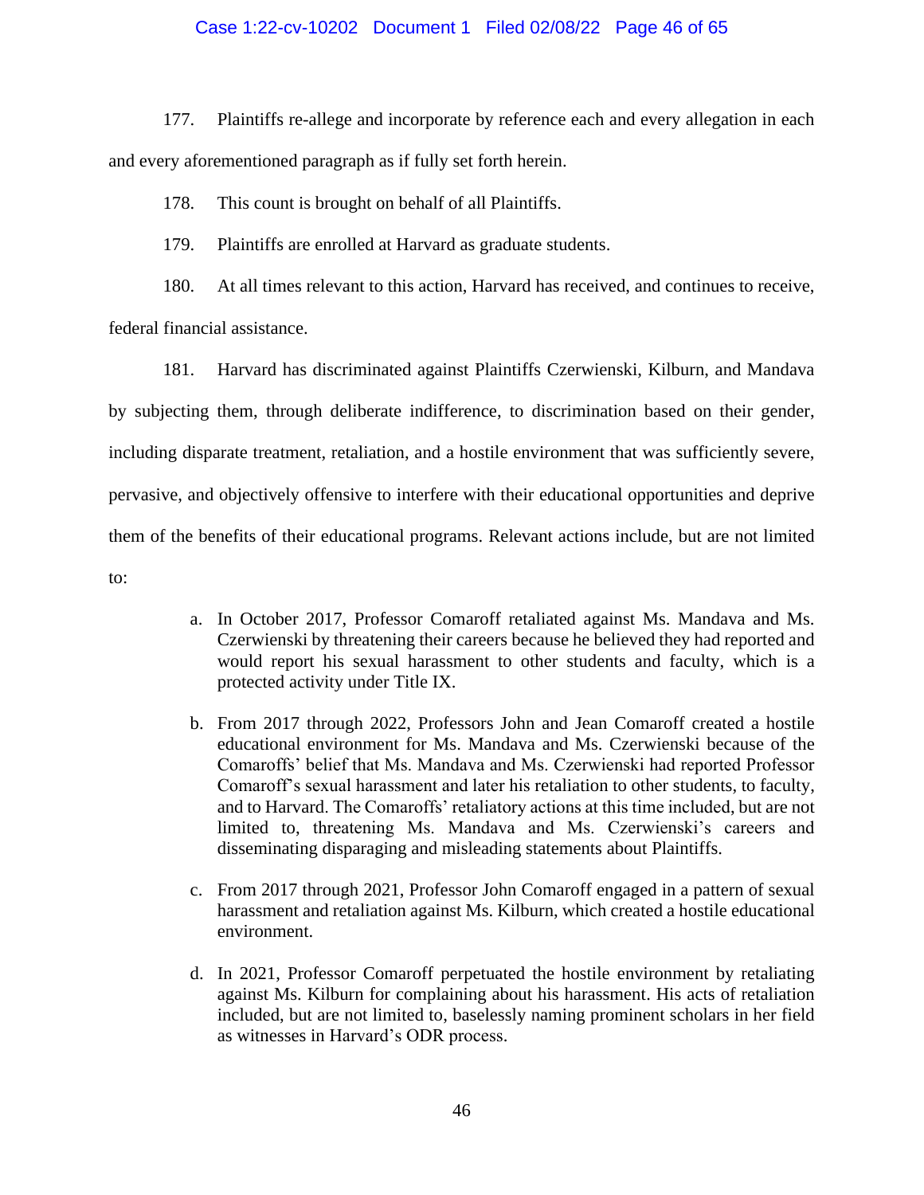177. Plaintiffs re-allege and incorporate by reference each and every allegation in each and every aforementioned paragraph as if fully set forth herein.

178. This count is brought on behalf of all Plaintiffs.

179. Plaintiffs are enrolled at Harvard as graduate students.

180. At all times relevant to this action, Harvard has received, and continues to receive, federal financial assistance.

181. Harvard has discriminated against Plaintiffs Czerwienski, Kilburn, and Mandava by subjecting them, through deliberate indifference, to discrimination based on their gender, including disparate treatment, retaliation, and a hostile environment that was sufficiently severe, pervasive, and objectively offensive to interfere with their educational opportunities and deprive them of the benefits of their educational programs. Relevant actions include, but are not limited to:

a. In October 2017, Professor Comaroff retaliated against Ms. Mandava and Ms. Czerwienski by threatening their careers because he believed they had reported and would report his sexual harassment to other students and faculty, which is a protected activity under Title IX.

b. From 2017 through 2022, Professors John and Jean Comaroff created a hostile educational environment for Ms. Mandava and Ms. Czerwienski because of the Comaroffs' belief that Ms. Mandava and Ms. Czerwienski had reported Professor Comaroff's sexual harassment and later his retaliation to other students, to faculty, and to Harvard. The Comaroffs' retaliatory actions at this time included, but are not limited to, threatening Ms. Mandava and Ms. Czerwienski's careers and disseminating disparaging and misleading statements about Plaintiffs.

c. From 2017 through 2021, Professor John Comaroff engaged in a pattern of sexual harassment and retaliation against Ms. Kilburn, which created a hostile educational environment.

d. In 2021, Professor Comaroff perpetuated the hostile environment by retaliating against Ms. Kilburn for complaining about his harassment. His acts of retaliation included, but are not limited to, baselessly naming prominent scholars in her field as witnesses in Harvard's ODR process.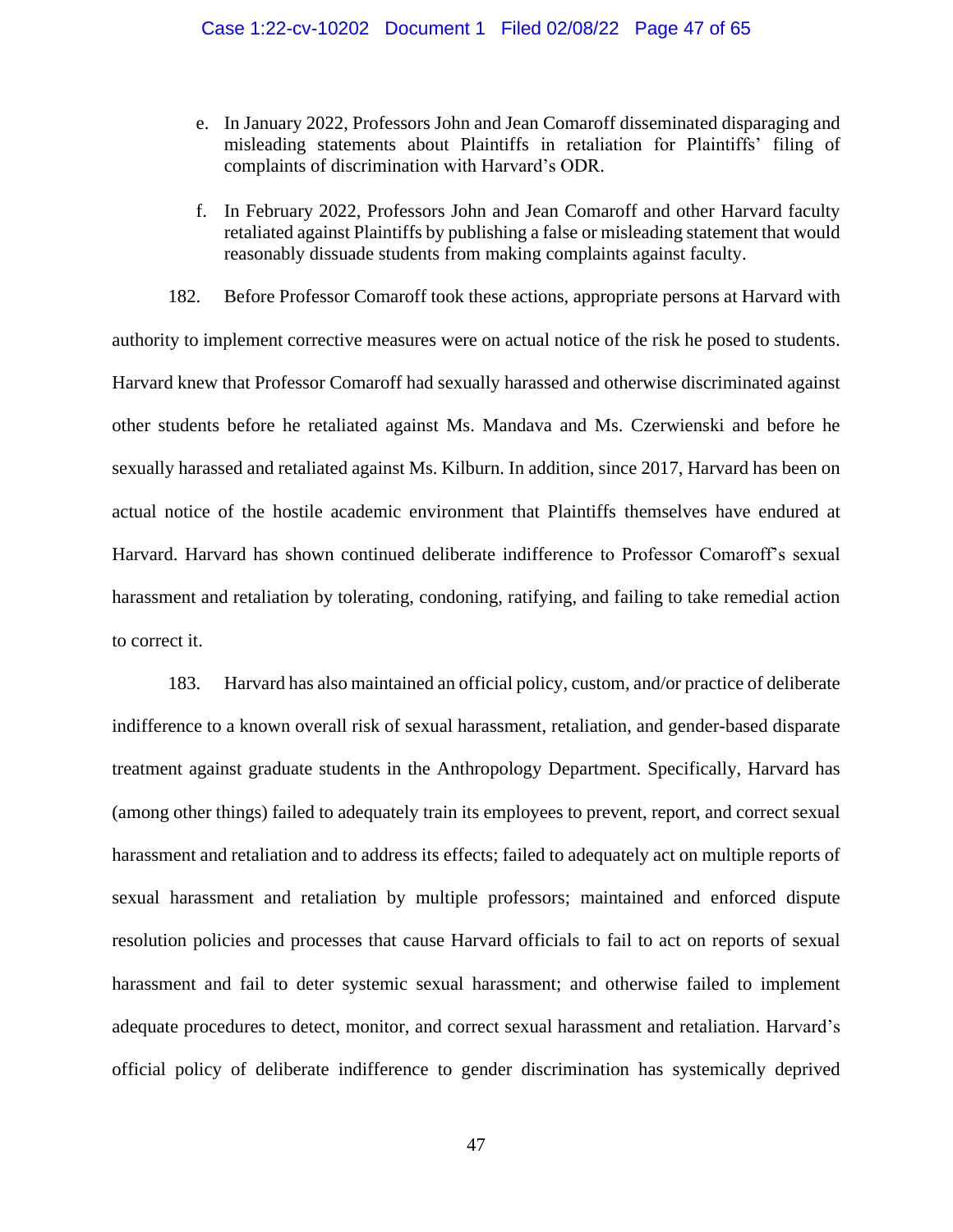e. In January 2022, Professors John and Jean Comaroff disseminated disparaging and misleading statements about Plaintiffs in retaliation for Plaintiffs' filing of complaints of discrimination with Harvard's ODR.

f. In February 2022, Professors John and Jean Comaroff and other Harvard faculty retaliated against Plaintiffs by publishing a false or misleading statement that would reasonably dissuade students from making complaints against faculty.

182. Before Professor Comaroff took these actions, appropriate persons at Harvard with authority to implement corrective measures were on actual notice of the risk he posed to students. Harvard knew that Professor Comaroff had sexually harassed and otherwise discriminated against other students before he retaliated against Ms. Mandava and Ms. Czerwienski and before he sexually harassed and retaliated against Ms. Kilburn. In addition, since 2017, Harvard has been on actual notice of the hostile academic environment that Plaintiffs themselves have endured at Harvard. Harvard has shown continued deliberate indifference to Professor Comaroff's sexual harassment and retaliation by tolerating, condoning, ratifying, and failing to take remedial action to correct it.

183. Harvard has also maintained an official policy, custom, and/or practice of deliberate indifference to a known overall risk of sexual harassment, retaliation, and gender-based disparate treatment against graduate students in the Anthropology Department. Specifically, Harvard has (among other things) failed to adequately train its employees to prevent, report, and correct sexual harassment and retaliation and to address its effects; failed to adequately act on multiple reports of sexual harassment and retaliation by multiple professors; maintained and enforced dispute resolution policies and processes that cause Harvard officials to fail to act on reports of sexual harassment and fail to deter systemic sexual harassment; and otherwise failed to implement adequate procedures to detect, monitor, and correct sexual harassment and retaliation. Harvard's official policy of deliberate indifference to gender discrimination has systemically deprived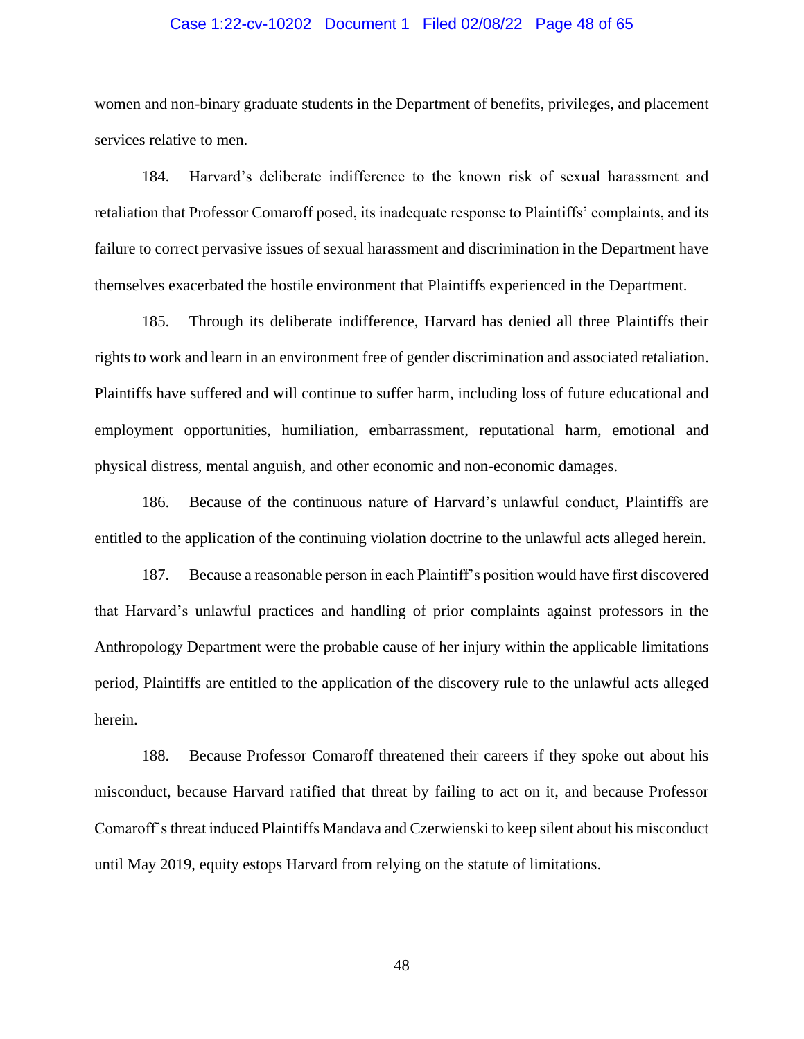women and non-binary graduate students in the Department of benefits, privileges, and placement services relative to men.

184. Harvard's deliberate indifference to the known risk of sexual harassment and retaliation that Professor Comaroff posed, its inadequate response to Plaintiffs' complaints, and its failure to correct pervasive issues of sexual harassment and discrimination in the Department have themselves exacerbated the hostile environment that Plaintiffs experienced in the Department.

185. Through its deliberate indifference, Harvard has denied all three Plaintiffs their rights to work and learn in an environment free of gender discrimination and associated retaliation. Plaintiffs have suffered and will continue to suffer harm, including loss of future educational and employment opportunities, humiliation, embarrassment, reputational harm, emotional and physical distress, mental anguish, and other economic and non-economic damages.

186. Because of the continuous nature of Harvard's unlawful conduct, Plaintiffs are entitled to the application of the continuing violation doctrine to the unlawful acts alleged herein.

187. Because a reasonable person in each Plaintiff's position would have first discovered that Harvard's unlawful practices and handling of prior complaints against professors in the Anthropology Department were the probable cause of her injury within the applicable limitations period, Plaintiffs are entitled to the application of the discovery rule to the unlawful acts alleged herein.

188. Because Professor Comaroff threatened their careers if they spoke out about his misconduct, because Harvard ratified that threat by failing to act on it, and because Professor Comaroff's threat induced Plaintiffs Mandava and Czerwienski to keep silent about his misconduct until May 2019, equity estops Harvard from relying on the statute of limitations.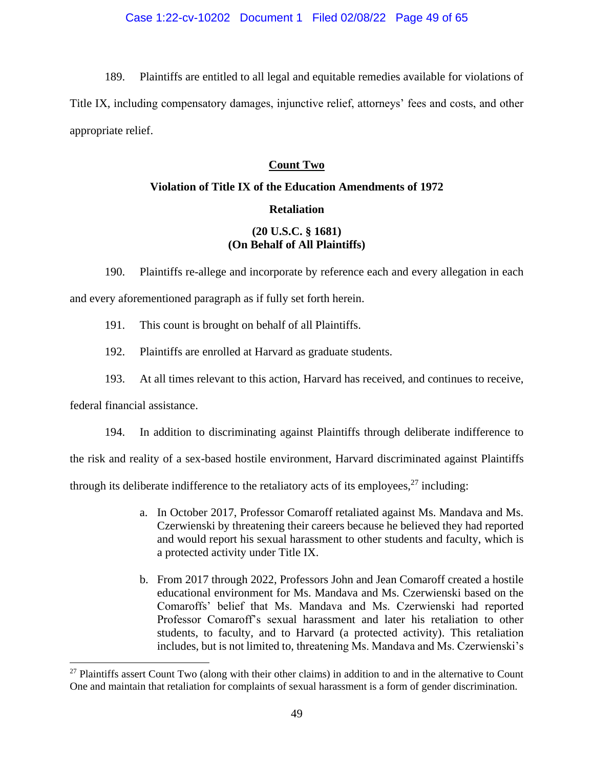189. Plaintiffs are entitled to all legal and equitable remedies available for violations of Title IX, including compensatory damages, injunctive relief, attorneys' fees and costs, and other appropriate relief.

**Count Two**

**Violation of Title IX of the Education Amendments of 1972**

**Retaliation**

**(20 U.S.C. § 1681)**
**(On Behalf of All Plaintiffs)**

190. Plaintiffs re-allege and incorporate by reference each and every allegation in each and every aforementioned paragraph as if fully set forth herein.

191. This count is brought on behalf of all Plaintiffs.

192. Plaintiffs are enrolled at Harvard as graduate students.

193. At all times relevant to this action, Harvard has received, and continues to receive, federal financial assistance.

194. In addition to discriminating against Plaintiffs through deliberate indifference to the risk and reality of a sex-based hostile environment, Harvard discriminated against Plaintiffs through its deliberate indifference to the retaliatory acts of its employees,[27] including:

a. In October 2017, Professor Comaroff retaliated against Ms. Mandava and Ms. Czerwienski by threatening their careers because he believed they had reported and would report his sexual harassment to other students and faculty, which is a protected activity under Title IX.

b. From 2017 through 2022, Professors John and Jean Comaroff created a hostile educational environment for Ms. Mandava and Ms. Czerwienski based on the Comaroffs' belief that Ms. Mandava and Ms. Czerwienski had reported Professor Comaroff's sexual harassment and later his retaliation to other students, to faculty, and to Harvard (a protected activity). This retaliation includes, but is not limited to, threatening Ms. Mandava and Ms. Czerwienski's

[27] Plaintiffs assert Count Two (along with their other claims) in addition to and in the alternative to Count One and maintain that retaliation for complaints of sexual harassment is a form of gender discrimination.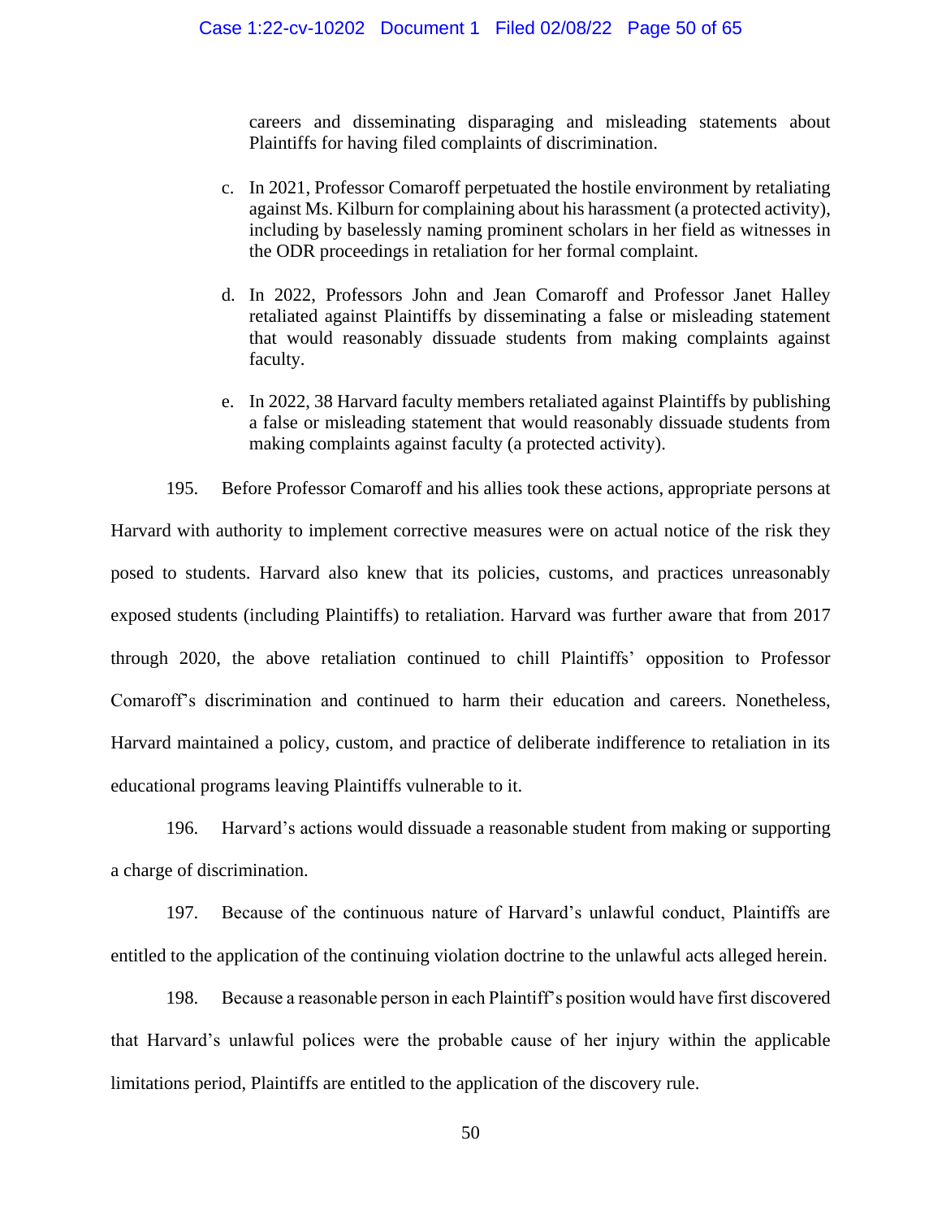careers and disseminating disparaging and misleading statements about Plaintiffs for having filed complaints of discrimination.

c. In 2021, Professor Comaroff perpetuated the hostile environment by retaliating against Ms. Kilburn for complaining about his harassment (a protected activity), including by baselessly naming prominent scholars in her field as witnesses in the ODR proceedings in retaliation for her formal complaint.

d. In 2022, Professors John and Jean Comaroff and Professor Janet Halley retaliated against Plaintiffs by disseminating a false or misleading statement that would reasonably dissuade students from making complaints against faculty.

e. In 2022, 38 Harvard faculty members retaliated against Plaintiffs by publishing a false or misleading statement that would reasonably dissuade students from making complaints against faculty (a protected activity).

195. Before Professor Comaroff and his allies took these actions, appropriate persons at Harvard with authority to implement corrective measures were on actual notice of the risk they posed to students. Harvard also knew that its policies, customs, and practices unreasonably exposed students (including Plaintiffs) to retaliation. Harvard was further aware that from 2017 through 2020, the above retaliation continued to chill Plaintiffs' opposition to Professor Comaroff's discrimination and continued to harm their education and careers. Nonetheless, Harvard maintained a policy, custom, and practice of deliberate indifference to retaliation in its educational programs leaving Plaintiffs vulnerable to it.

196. Harvard's actions would dissuade a reasonable student from making or supporting a charge of discrimination.

197. Because of the continuous nature of Harvard's unlawful conduct, Plaintiffs are entitled to the application of the continuing violation doctrine to the unlawful acts alleged herein.

198. Because a reasonable person in each Plaintiff's position would have first discovered that Harvard's unlawful polices were the probable cause of her injury within the applicable limitations period, Plaintiffs are entitled to the application of the discovery rule.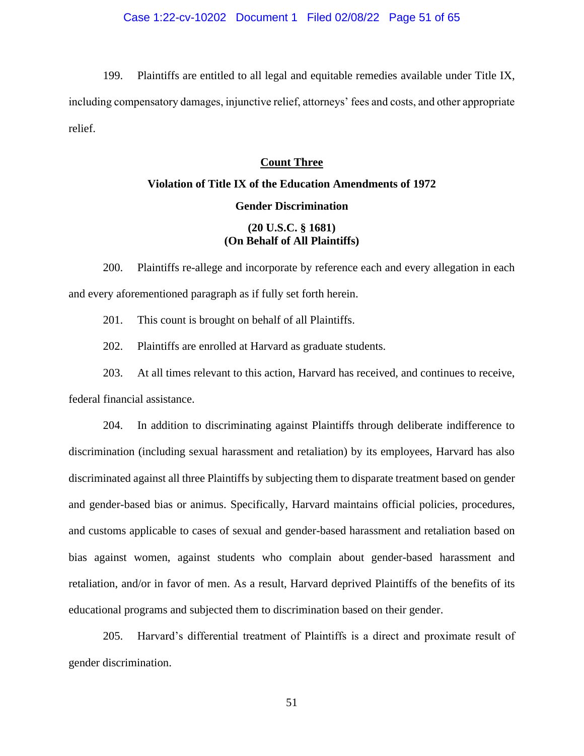199. Plaintiffs are entitled to all legal and equitable remedies available under Title IX, including compensatory damages, injunctive relief, attorneys' fees and costs, and other appropriate relief.

## Count Three

### Violation of Title IX of the Education Amendments of 1972

### Gender Discrimination

### (20 U.S.C. § 1681)
### (On Behalf of All Plaintiffs)

200. Plaintiffs re-allege and incorporate by reference each and every allegation in each and every aforementioned paragraph as if fully set forth herein.

201. This count is brought on behalf of all Plaintiffs.

202. Plaintiffs are enrolled at Harvard as graduate students.

203. At all times relevant to this action, Harvard has received, and continues to receive, federal financial assistance.

204. In addition to discriminating against Plaintiffs through deliberate indifference to discrimination (including sexual harassment and retaliation) by its employees, Harvard has also discriminated against all three Plaintiffs by subjecting them to disparate treatment based on gender and gender-based bias or animus. Specifically, Harvard maintains official policies, procedures, and customs applicable to cases of sexual and gender-based harassment and retaliation based on bias against women, against students who complain about gender-based harassment and retaliation, and/or in favor of men. As a result, Harvard deprived Plaintiffs of the benefits of its educational programs and subjected them to discrimination based on their gender.

205. Harvard's differential treatment of Plaintiffs is a direct and proximate result of gender discrimination.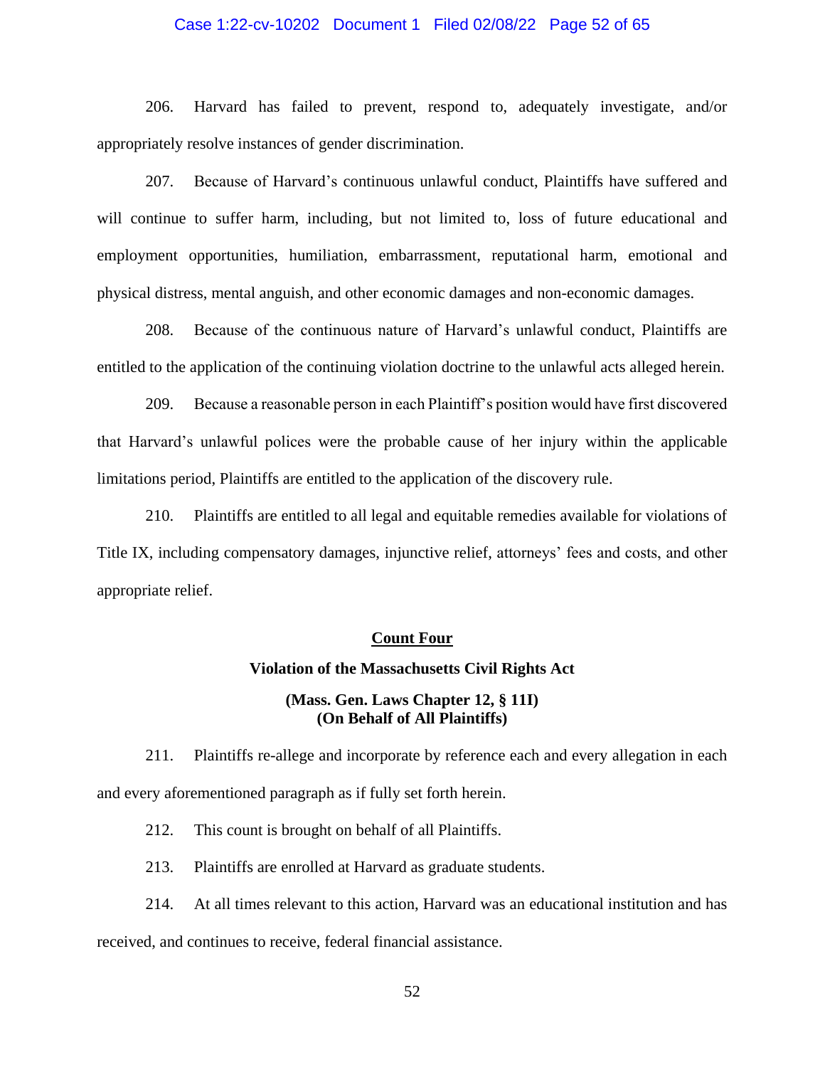206. Harvard has failed to prevent, respond to, adequately investigate, and/or appropriately resolve instances of gender discrimination.

207. Because of Harvard's continuous unlawful conduct, Plaintiffs have suffered and will continue to suffer harm, including, but not limited to, loss of future educational and employment opportunities, humiliation, embarrassment, reputational harm, emotional and physical distress, mental anguish, and other economic damages and non-economic damages.

208. Because of the continuous nature of Harvard's unlawful conduct, Plaintiffs are entitled to the application of the continuing violation doctrine to the unlawful acts alleged herein.

209. Because a reasonable person in each Plaintiff's position would have first discovered that Harvard's unlawful polices were the probable cause of her injury within the applicable limitations period, Plaintiffs are entitled to the application of the discovery rule.

210. Plaintiffs are entitled to all legal and equitable remedies available for violations of Title IX, including compensatory damages, injunctive relief, attorneys' fees and costs, and other appropriate relief.

<u>**Count Four**</u>

**Violation of the Massachusetts Civil Rights Act**

**(Mass. Gen. Laws Chapter 12, § 11I)**
**(On Behalf of All Plaintiffs)**

211. Plaintiffs re-allege and incorporate by reference each and every allegation in each and every aforementioned paragraph as if fully set forth herein.

212. This count is brought on behalf of all Plaintiffs.

213. Plaintiffs are enrolled at Harvard as graduate students.

214. At all times relevant to this action, Harvard was an educational institution and has received, and continues to receive, federal financial assistance.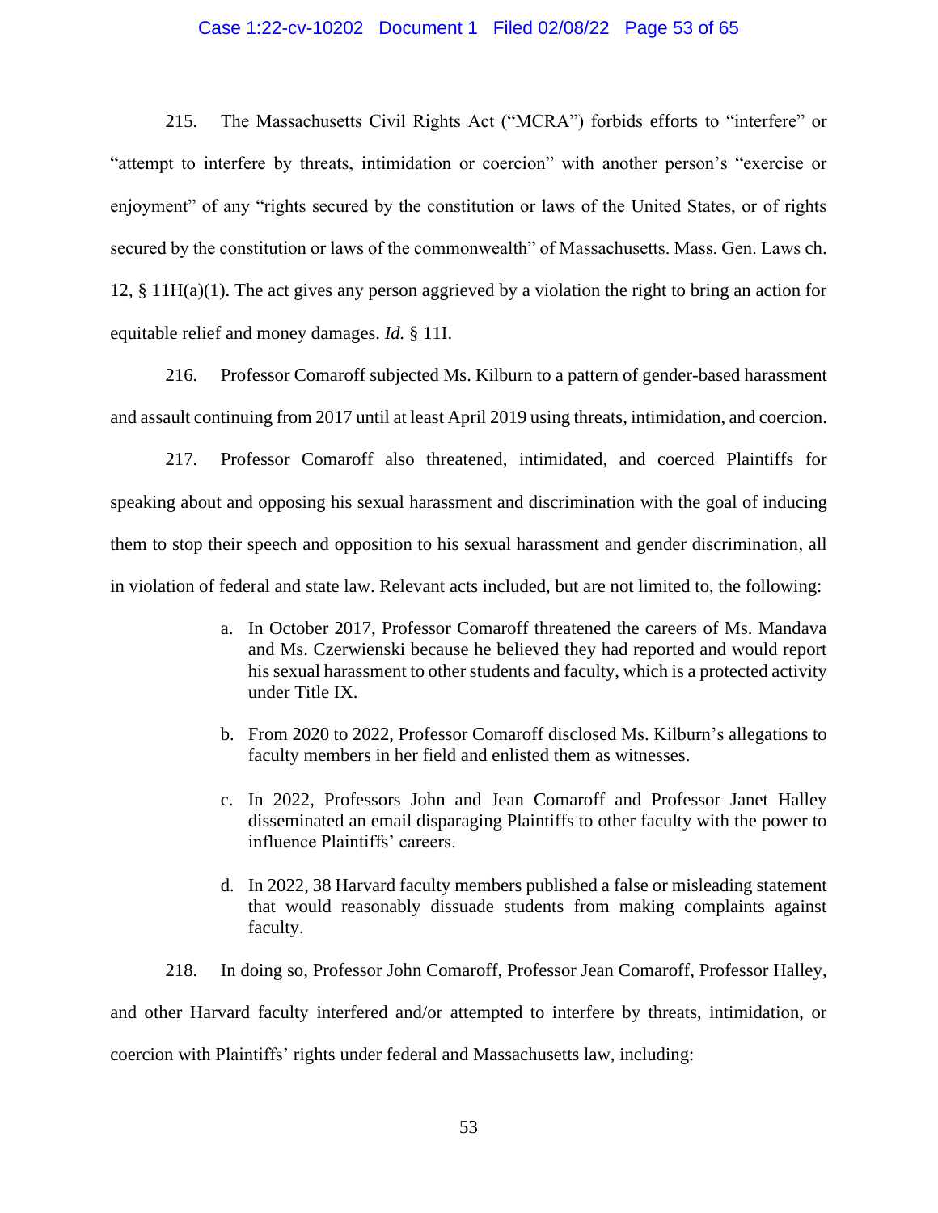215. The Massachusetts Civil Rights Act ("MCRA") forbids efforts to "interfere" or "attempt to interfere by threats, intimidation or coercion" with another person's "exercise or enjoyment" of any "rights secured by the constitution or laws of the United States, or of rights secured by the constitution or laws of the commonwealth" of Massachusetts. Mass. Gen. Laws ch. 12, § 11H(a)(1). The act gives any person aggrieved by a violation the right to bring an action for equitable relief and money damages. *Id.* § 11I.

216. Professor Comaroff subjected Ms. Kilburn to a pattern of gender-based harassment and assault continuing from 2017 until at least April 2019 using threats, intimidation, and coercion.

217. Professor Comaroff also threatened, intimidated, and coerced Plaintiffs for speaking about and opposing his sexual harassment and discrimination with the goal of inducing them to stop their speech and opposition to his sexual harassment and gender discrimination, all in violation of federal and state law. Relevant acts included, but are not limited to, the following:

> a. In October 2017, Professor Comaroff threatened the careers of Ms. Mandava and Ms. Czerwienski because he believed they had reported and would report his sexual harassment to other students and faculty, which is a protected activity under Title IX.
>
> b. From 2020 to 2022, Professor Comaroff disclosed Ms. Kilburn's allegations to faculty members in her field and enlisted them as witnesses.
>
> c. In 2022, Professors John and Jean Comaroff and Professor Janet Halley disseminated an email disparaging Plaintiffs to other faculty with the power to influence Plaintiffs' careers.
>
> d. In 2022, 38 Harvard faculty members published a false or misleading statement that would reasonably dissuade students from making complaints against faculty.

218. In doing so, Professor John Comaroff, Professor Jean Comaroff, Professor Halley, and other Harvard faculty interfered and/or attempted to interfere by threats, intimidation, or coercion with Plaintiffs' rights under federal and Massachusetts law, including: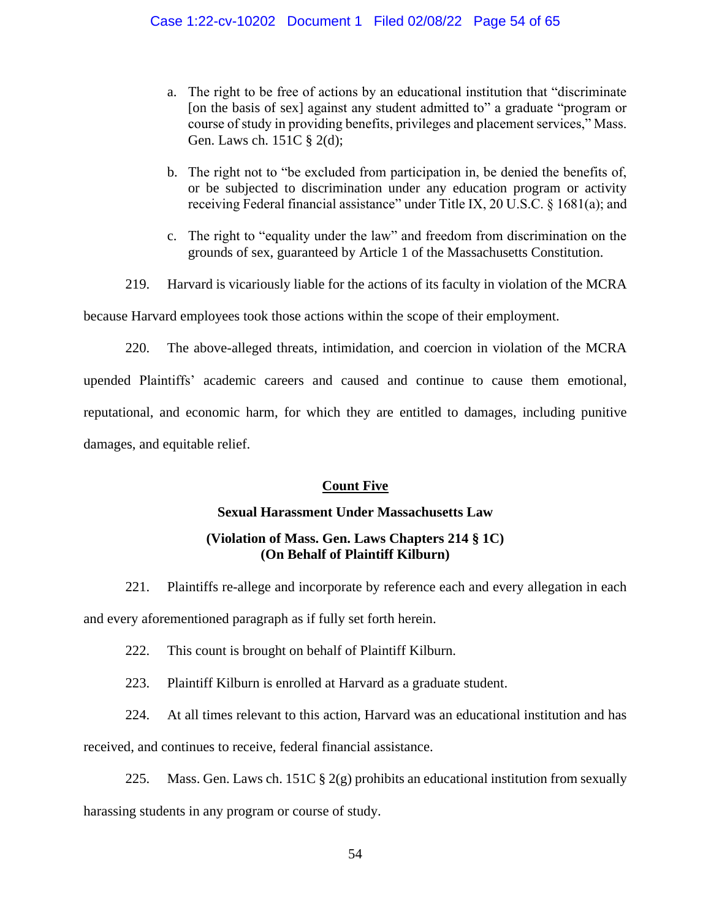a. The right to be free of actions by an educational institution that "discriminate [on the basis of sex] against any student admitted to" a graduate "program or course of study in providing benefits, privileges and placement services," Mass. Gen. Laws ch. 151C § 2(d);

b. The right not to "be excluded from participation in, be denied the benefits of, or be subjected to discrimination under any education program or activity receiving Federal financial assistance" under Title IX, 20 U.S.C. § 1681(a); and

c. The right to "equality under the law" and freedom from discrimination on the grounds of sex, guaranteed by Article 1 of the Massachusetts Constitution.

219. Harvard is vicariously liable for the actions of its faculty in violation of the MCRA because Harvard employees took those actions within the scope of their employment.

220. The above-alleged threats, intimidation, and coercion in violation of the MCRA upended Plaintiffs' academic careers and caused and continue to cause them emotional, reputational, and economic harm, for which they are entitled to damages, including punitive damages, and equitable relief.

## Count Five

### Sexual Harassment Under Massachusetts Law

### (Violation of Mass. Gen. Laws Chapters 214 § 1C) (On Behalf of Plaintiff Kilburn)

221. Plaintiffs re-allege and incorporate by reference each and every allegation in each and every aforementioned paragraph as if fully set forth herein.

222. This count is brought on behalf of Plaintiff Kilburn.

223. Plaintiff Kilburn is enrolled at Harvard as a graduate student.

224. At all times relevant to this action, Harvard was an educational institution and has received, and continues to receive, federal financial assistance.

225. Mass. Gen. Laws ch. 151C § 2(g) prohibits an educational institution from sexually harassing students in any program or course of study.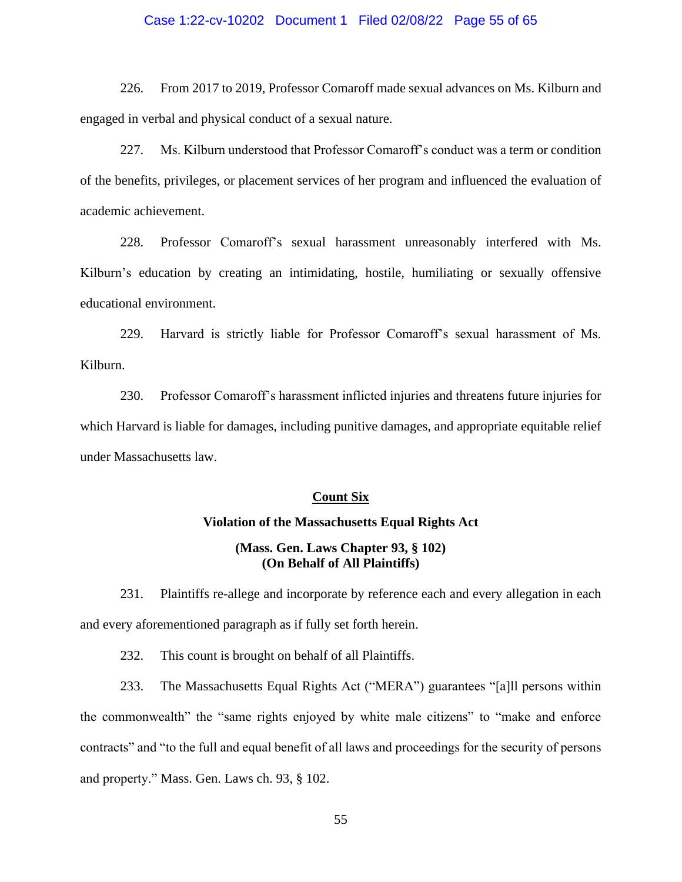226. From 2017 to 2019, Professor Comaroff made sexual advances on Ms. Kilburn and engaged in verbal and physical conduct of a sexual nature.

227. Ms. Kilburn understood that Professor Comaroff's conduct was a term or condition of the benefits, privileges, or placement services of her program and influenced the evaluation of academic achievement.

228. Professor Comaroff's sexual harassment unreasonably interfered with Ms. Kilburn's education by creating an intimidating, hostile, humiliating or sexually offensive educational environment.

229. Harvard is strictly liable for Professor Comaroff's sexual harassment of Ms. Kilburn.

230. Professor Comaroff's harassment inflicted injuries and threatens future injuries for which Harvard is liable for damages, including punitive damages, and appropriate equitable relief under Massachusetts law.

## Count Six

### Violation of the Massachusetts Equal Rights Act

### (Mass. Gen. Laws Chapter 93, § 102)
### (On Behalf of All Plaintiffs)

231. Plaintiffs re-allege and incorporate by reference each and every allegation in each and every aforementioned paragraph as if fully set forth herein.

232. This count is brought on behalf of all Plaintiffs.

233. The Massachusetts Equal Rights Act ("MERA") guarantees "[a]ll persons within the commonwealth" the "same rights enjoyed by white male citizens" to "make and enforce contracts" and "to the full and equal benefit of all laws and proceedings for the security of persons and property." Mass. Gen. Laws ch. 93, § 102.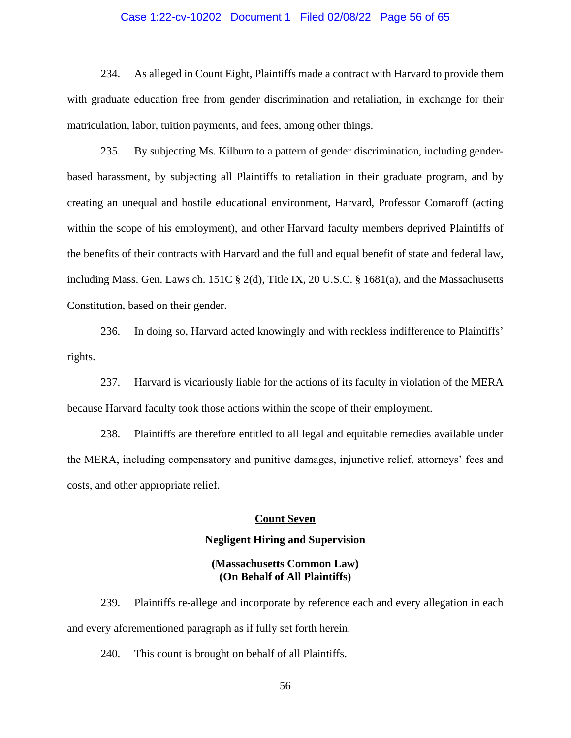234. As alleged in Count Eight, Plaintiffs made a contract with Harvard to provide them with graduate education free from gender discrimination and retaliation, in exchange for their matriculation, labor, tuition payments, and fees, among other things.

235. By subjecting Ms. Kilburn to a pattern of gender discrimination, including gender-based harassment, by subjecting all Plaintiffs to retaliation in their graduate program, and by creating an unequal and hostile educational environment, Harvard, Professor Comaroff (acting within the scope of his employment), and other Harvard faculty members deprived Plaintiffs of the benefits of their contracts with Harvard and the full and equal benefit of state and federal law, including Mass. Gen. Laws ch. 151C § 2(d), Title IX, 20 U.S.C. § 1681(a), and the Massachusetts Constitution, based on their gender.

236. In doing so, Harvard acted knowingly and with reckless indifference to Plaintiffs' rights.

237. Harvard is vicariously liable for the actions of its faculty in violation of the MERA because Harvard faculty took those actions within the scope of their employment.

238. Plaintiffs are therefore entitled to all legal and equitable remedies available under the MERA, including compensatory and punitive damages, injunctive relief, attorneys' fees and costs, and other appropriate relief.

## Count Seven

### Negligent Hiring and Supervision

### (Massachusetts Common Law) (On Behalf of All Plaintiffs)

239. Plaintiffs re-allege and incorporate by reference each and every allegation in each and every aforementioned paragraph as if fully set forth herein.

240. This count is brought on behalf of all Plaintiffs.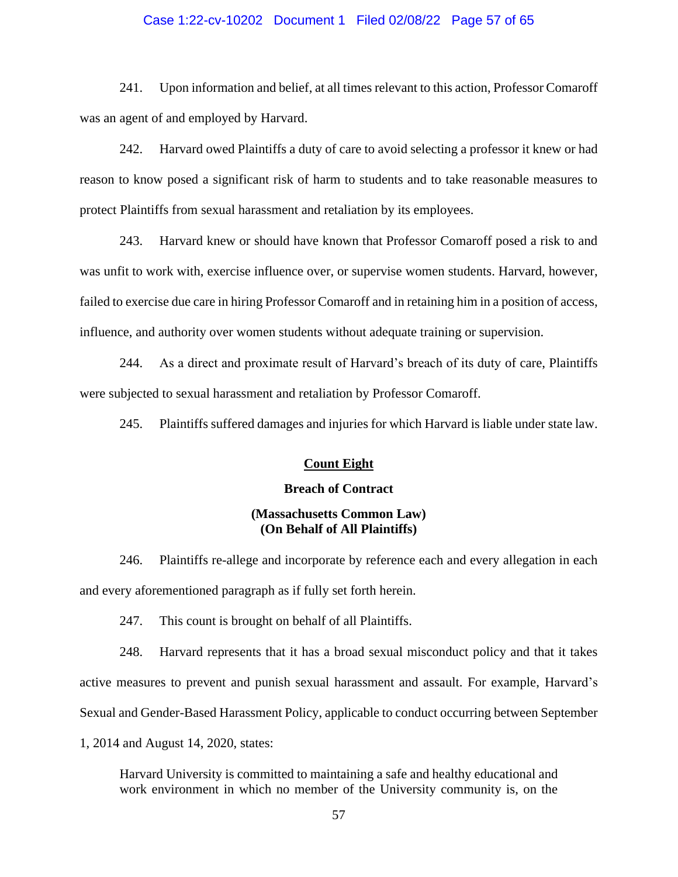241. Upon information and belief, at all times relevant to this action, Professor Comaroff was an agent of and employed by Harvard.

242. Harvard owed Plaintiffs a duty of care to avoid selecting a professor it knew or had reason to know posed a significant risk of harm to students and to take reasonable measures to protect Plaintiffs from sexual harassment and retaliation by its employees.

243. Harvard knew or should have known that Professor Comaroff posed a risk to and was unfit to work with, exercise influence over, or supervise women students. Harvard, however, failed to exercise due care in hiring Professor Comaroff and in retaining him in a position of access, influence, and authority over women students without adequate training or supervision.

244. As a direct and proximate result of Harvard's breach of its duty of care, Plaintiffs were subjected to sexual harassment and retaliation by Professor Comaroff.

245. Plaintiffs suffered damages and injuries for which Harvard is liable under state law.

## Count Eight

### Breach of Contract

### (Massachusetts Common Law)
### (On Behalf of All Plaintiffs)

246. Plaintiffs re-allege and incorporate by reference each and every allegation in each and every aforementioned paragraph as if fully set forth herein.

247. This count is brought on behalf of all Plaintiffs.

248. Harvard represents that it has a broad sexual misconduct policy and that it takes active measures to prevent and punish sexual harassment and assault. For example, Harvard's Sexual and Gender-Based Harassment Policy, applicable to conduct occurring between September 1, 2014 and August 14, 2020, states:

> Harvard University is committed to maintaining a safe and healthy educational and work environment in which no member of the University community is, on the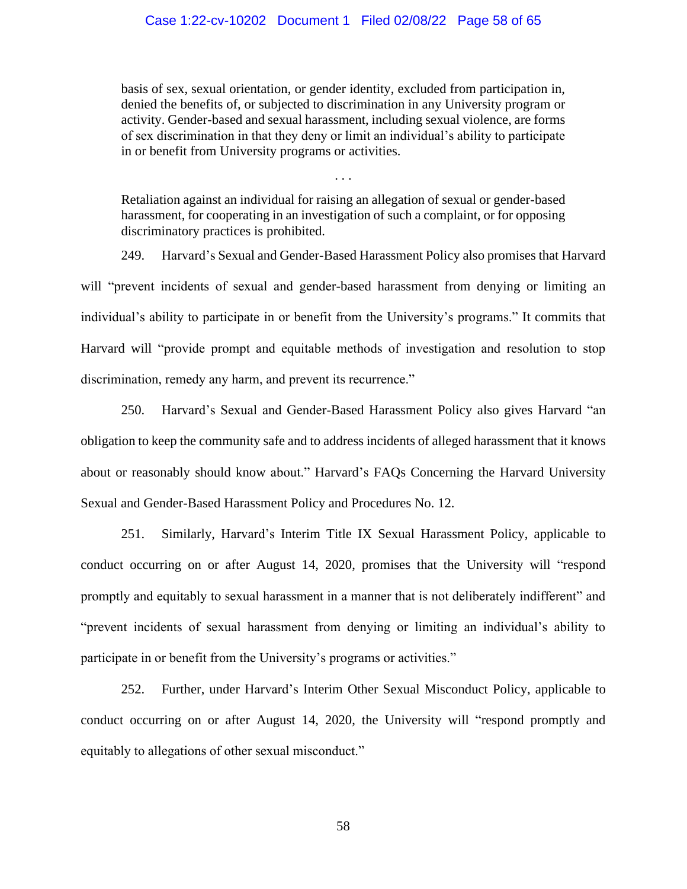> basis of sex, sexual orientation, or gender identity, excluded from participation in, denied the benefits of, or subjected to discrimination in any University program or activity. Gender-based and sexual harassment, including sexual violence, are forms of sex discrimination in that they deny or limit an individual's ability to participate in or benefit from University programs or activities.
>
> . . .
>
> Retaliation against an individual for raising an allegation of sexual or gender-based harassment, for cooperating in an investigation of such a complaint, or for opposing discriminatory practices is prohibited.

249. Harvard's Sexual and Gender-Based Harassment Policy also promises that Harvard will "prevent incidents of sexual and gender-based harassment from denying or limiting an individual's ability to participate in or benefit from the University's programs." It commits that Harvard will "provide prompt and equitable methods of investigation and resolution to stop discrimination, remedy any harm, and prevent its recurrence."

250. Harvard's Sexual and Gender-Based Harassment Policy also gives Harvard "an obligation to keep the community safe and to address incidents of alleged harassment that it knows about or reasonably should know about." Harvard's FAQs Concerning the Harvard University Sexual and Gender-Based Harassment Policy and Procedures No. 12.

251. Similarly, Harvard's Interim Title IX Sexual Harassment Policy, applicable to conduct occurring on or after August 14, 2020, promises that the University will "respond promptly and equitably to sexual harassment in a manner that is not deliberately indifferent" and "prevent incidents of sexual harassment from denying or limiting an individual's ability to participate in or benefit from the University's programs or activities."

252. Further, under Harvard's Interim Other Sexual Misconduct Policy, applicable to conduct occurring on or after August 14, 2020, the University will "respond promptly and equitably to allegations of other sexual misconduct."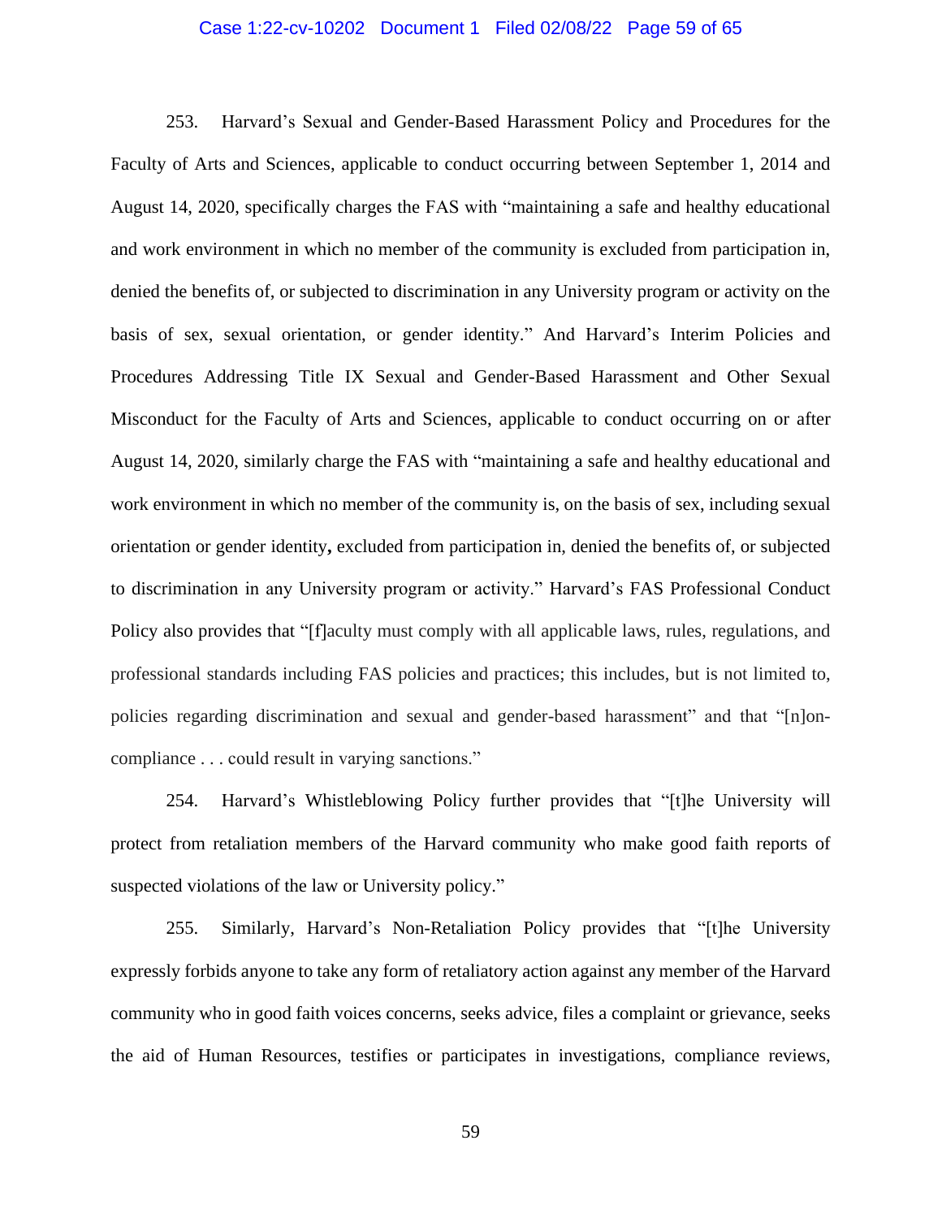253. Harvard's Sexual and Gender-Based Harassment Policy and Procedures for the Faculty of Arts and Sciences, applicable to conduct occurring between September 1, 2014 and August 14, 2020, specifically charges the FAS with "maintaining a safe and healthy educational and work environment in which no member of the community is excluded from participation in, denied the benefits of, or subjected to discrimination in any University program or activity on the basis of sex, sexual orientation, or gender identity." And Harvard's Interim Policies and Procedures Addressing Title IX Sexual and Gender-Based Harassment and Other Sexual Misconduct for the Faculty of Arts and Sciences, applicable to conduct occurring on or after August 14, 2020, similarly charge the FAS with "maintaining a safe and healthy educational and work environment in which no member of the community is, on the basis of sex, including sexual orientation or gender identity**,** excluded from participation in, denied the benefits of, or subjected to discrimination in any University program or activity." Harvard's FAS Professional Conduct Policy also provides that "[f]aculty must comply with all applicable laws, rules, regulations, and professional standards including FAS policies and practices; this includes, but is not limited to, policies regarding discrimination and sexual and gender-based harassment" and that "[n]on-compliance . . . could result in varying sanctions."

254. Harvard's Whistleblowing Policy further provides that "[t]he University will protect from retaliation members of the Harvard community who make good faith reports of suspected violations of the law or University policy."

255. Similarly, Harvard's Non-Retaliation Policy provides that "[t]he University expressly forbids anyone to take any form of retaliatory action against any member of the Harvard community who in good faith voices concerns, seeks advice, files a complaint or grievance, seeks the aid of Human Resources, testifies or participates in investigations, compliance reviews,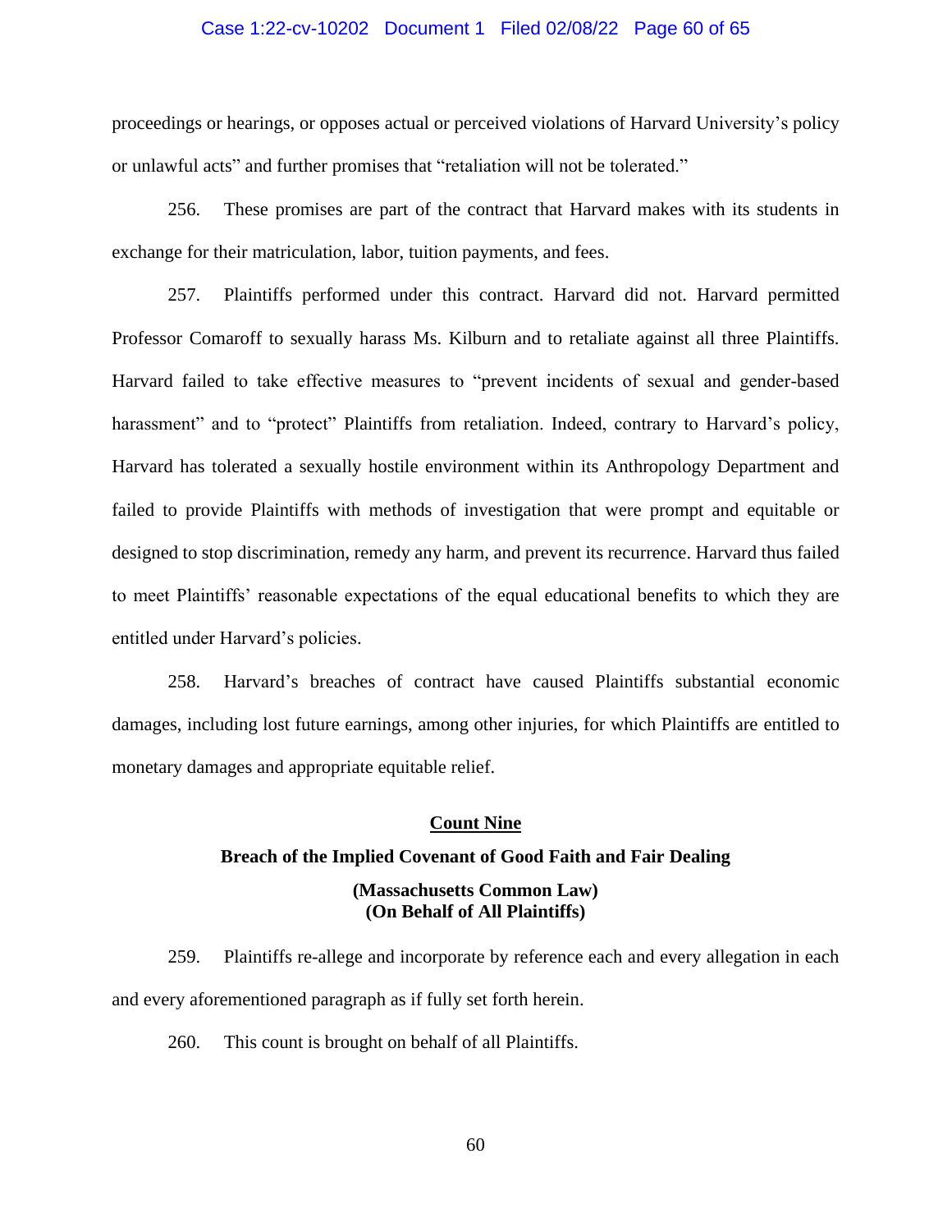proceedings or hearings, or opposes actual or perceived violations of Harvard University's policy or unlawful acts" and further promises that "retaliation will not be tolerated."

256. These promises are part of the contract that Harvard makes with its students in exchange for their matriculation, labor, tuition payments, and fees.

257. Plaintiffs performed under this contract. Harvard did not. Harvard permitted Professor Comaroff to sexually harass Ms. Kilburn and to retaliate against all three Plaintiffs. Harvard failed to take effective measures to "prevent incidents of sexual and gender-based harassment" and to "protect" Plaintiffs from retaliation. Indeed, contrary to Harvard's policy, Harvard has tolerated a sexually hostile environment within its Anthropology Department and failed to provide Plaintiffs with methods of investigation that were prompt and equitable or designed to stop discrimination, remedy any harm, and prevent its recurrence. Harvard thus failed to meet Plaintiffs' reasonable expectations of the equal educational benefits to which they are entitled under Harvard's policies.

258. Harvard's breaches of contract have caused Plaintiffs substantial economic damages, including lost future earnings, among other injuries, for which Plaintiffs are entitled to monetary damages and appropriate equitable relief.

## Count Nine

### Breach of the Implied Covenant of Good Faith and Fair Dealing

**(Massachusetts Common Law)**
**(On Behalf of All Plaintiffs)**

259. Plaintiffs re-allege and incorporate by reference each and every allegation in each and every aforementioned paragraph as if fully set forth herein.

260. This count is brought on behalf of all Plaintiffs.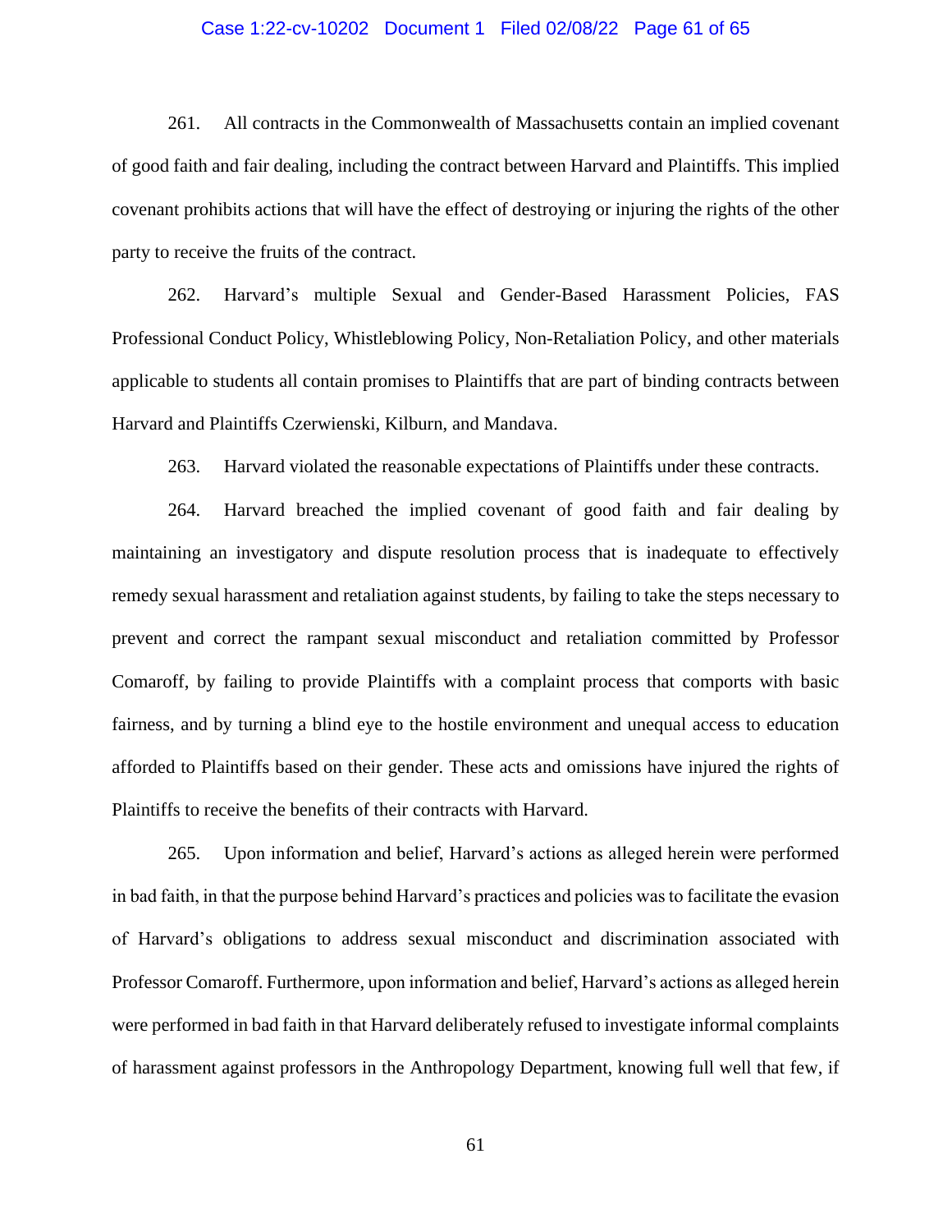261. All contracts in the Commonwealth of Massachusetts contain an implied covenant of good faith and fair dealing, including the contract between Harvard and Plaintiffs. This implied covenant prohibits actions that will have the effect of destroying or injuring the rights of the other party to receive the fruits of the contract.

262. Harvard's multiple Sexual and Gender-Based Harassment Policies, FAS Professional Conduct Policy, Whistleblowing Policy, Non-Retaliation Policy, and other materials applicable to students all contain promises to Plaintiffs that are part of binding contracts between Harvard and Plaintiffs Czerwienski, Kilburn, and Mandava.

263. Harvard violated the reasonable expectations of Plaintiffs under these contracts.

264. Harvard breached the implied covenant of good faith and fair dealing by maintaining an investigatory and dispute resolution process that is inadequate to effectively remedy sexual harassment and retaliation against students, by failing to take the steps necessary to prevent and correct the rampant sexual misconduct and retaliation committed by Professor Comaroff, by failing to provide Plaintiffs with a complaint process that comports with basic fairness, and by turning a blind eye to the hostile environment and unequal access to education afforded to Plaintiffs based on their gender. These acts and omissions have injured the rights of Plaintiffs to receive the benefits of their contracts with Harvard.

265. Upon information and belief, Harvard's actions as alleged herein were performed in bad faith, in that the purpose behind Harvard's practices and policies was to facilitate the evasion of Harvard's obligations to address sexual misconduct and discrimination associated with Professor Comaroff. Furthermore, upon information and belief, Harvard's actions as alleged herein were performed in bad faith in that Harvard deliberately refused to investigate informal complaints of harassment against professors in the Anthropology Department, knowing full well that few, if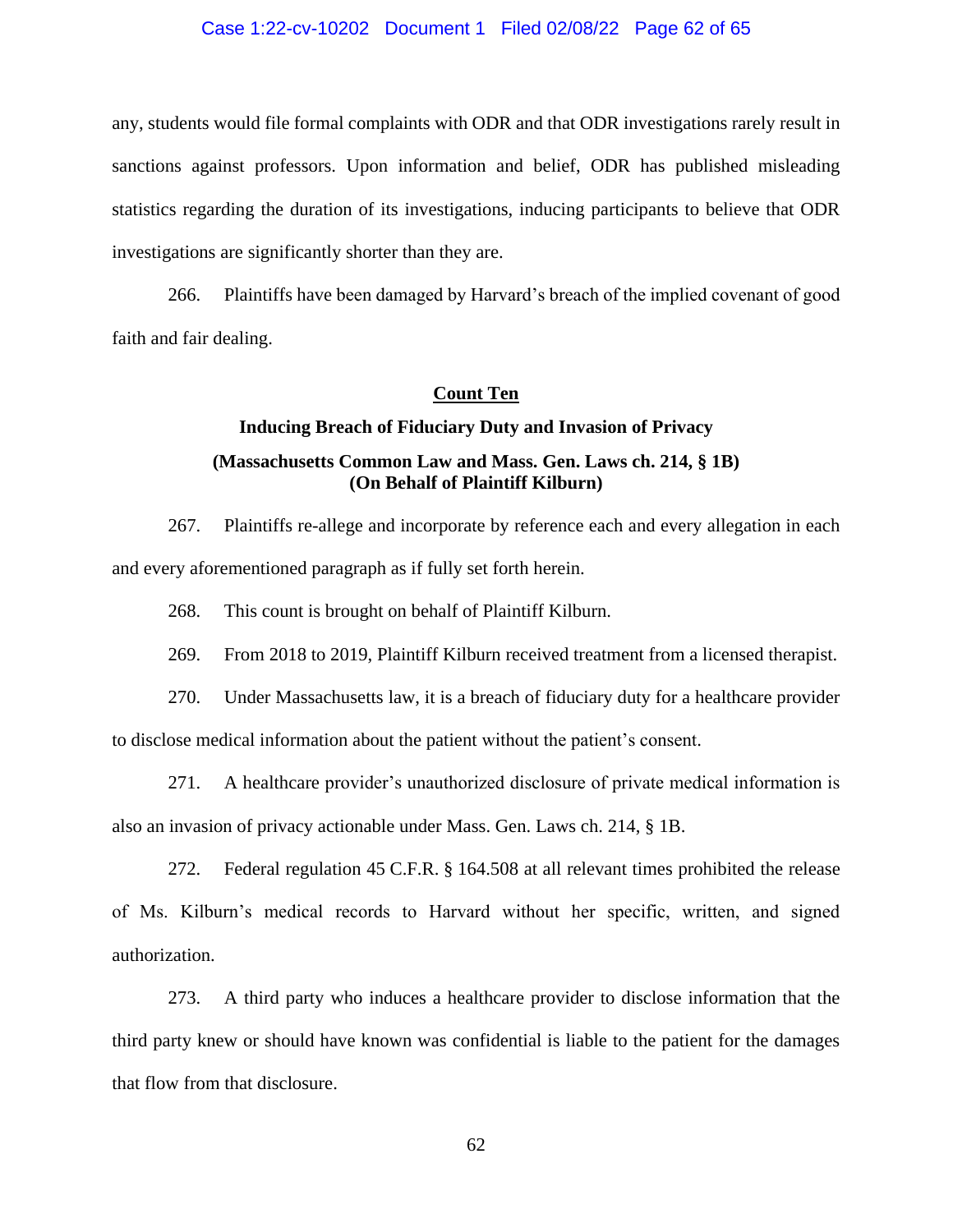any, students would file formal complaints with ODR and that ODR investigations rarely result in sanctions against professors. Upon information and belief, ODR has published misleading statistics regarding the duration of its investigations, inducing participants to believe that ODR investigations are significantly shorter than they are.

266. Plaintiffs have been damaged by Harvard's breach of the implied covenant of good faith and fair dealing.

**Count Ten**

**Inducing Breach of Fiduciary Duty and Invasion of Privacy**

**(Massachusetts Common Law and Mass. Gen. Laws ch. 214, § 1B)**
**(On Behalf of Plaintiff Kilburn)**

267. Plaintiffs re-allege and incorporate by reference each and every allegation in each and every aforementioned paragraph as if fully set forth herein.

268. This count is brought on behalf of Plaintiff Kilburn.

269. From 2018 to 2019, Plaintiff Kilburn received treatment from a licensed therapist.

270. Under Massachusetts law, it is a breach of fiduciary duty for a healthcare provider to disclose medical information about the patient without the patient's consent.

271. A healthcare provider's unauthorized disclosure of private medical information is also an invasion of privacy actionable under Mass. Gen. Laws ch. 214, § 1B.

272. Federal regulation 45 C.F.R. § 164.508 at all relevant times prohibited the release of Ms. Kilburn's medical records to Harvard without her specific, written, and signed authorization.

273. A third party who induces a healthcare provider to disclose information that the third party knew or should have known was confidential is liable to the patient for the damages that flow from that disclosure.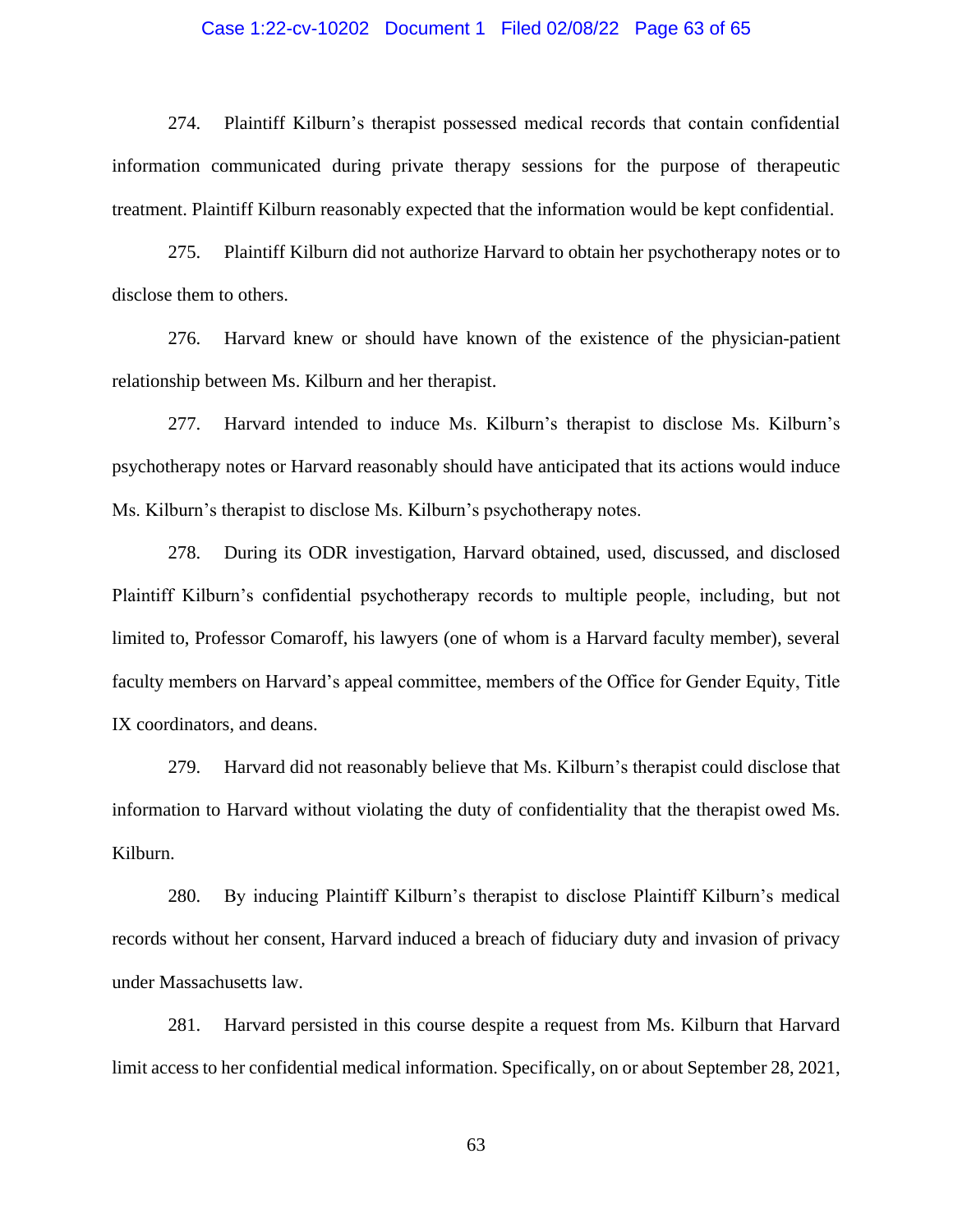274. Plaintiff Kilburn's therapist possessed medical records that contain confidential information communicated during private therapy sessions for the purpose of therapeutic treatment. Plaintiff Kilburn reasonably expected that the information would be kept confidential.

275. Plaintiff Kilburn did not authorize Harvard to obtain her psychotherapy notes or to disclose them to others.

276. Harvard knew or should have known of the existence of the physician-patient relationship between Ms. Kilburn and her therapist.

277. Harvard intended to induce Ms. Kilburn's therapist to disclose Ms. Kilburn's psychotherapy notes or Harvard reasonably should have anticipated that its actions would induce Ms. Kilburn's therapist to disclose Ms. Kilburn's psychotherapy notes.

278. During its ODR investigation, Harvard obtained, used, discussed, and disclosed Plaintiff Kilburn's confidential psychotherapy records to multiple people, including, but not limited to, Professor Comaroff, his lawyers (one of whom is a Harvard faculty member), several faculty members on Harvard's appeal committee, members of the Office for Gender Equity, Title IX coordinators, and deans.

279. Harvard did not reasonably believe that Ms. Kilburn's therapist could disclose that information to Harvard without violating the duty of confidentiality that the therapist owed Ms. Kilburn.

280. By inducing Plaintiff Kilburn's therapist to disclose Plaintiff Kilburn's medical records without her consent, Harvard induced a breach of fiduciary duty and invasion of privacy under Massachusetts law.

281. Harvard persisted in this course despite a request from Ms. Kilburn that Harvard limit access to her confidential medical information. Specifically, on or about September 28, 2021,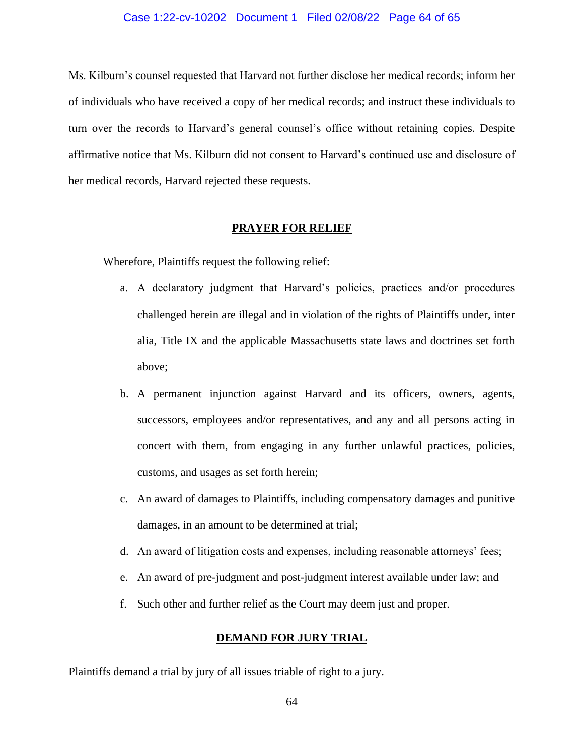Ms. Kilburn's counsel requested that Harvard not further disclose her medical records; inform her of individuals who have received a copy of her medical records; and instruct these individuals to turn over the records to Harvard's general counsel's office without retaining copies. Despite affirmative notice that Ms. Kilburn did not consent to Harvard's continued use and disclosure of her medical records, Harvard rejected these requests.

## **PRAYER FOR RELIEF**

Wherefore, Plaintiffs request the following relief:

a. A declaratory judgment that Harvard's policies, practices and/or procedures challenged herein are illegal and in violation of the rights of Plaintiffs under, inter alia, Title IX and the applicable Massachusetts state laws and doctrines set forth above;

b. A permanent injunction against Harvard and its officers, owners, agents, successors, employees and/or representatives, and any and all persons acting in concert with them, from engaging in any further unlawful practices, policies, customs, and usages as set forth herein;

c. An award of damages to Plaintiffs, including compensatory damages and punitive damages, in an amount to be determined at trial;

d. An award of litigation costs and expenses, including reasonable attorneys' fees;

e. An award of pre-judgment and post-judgment interest available under law; and

f. Such other and further relief as the Court may deem just and proper.

## **DEMAND FOR JURY TRIAL**

Plaintiffs demand a trial by jury of all issues triable of right to a jury.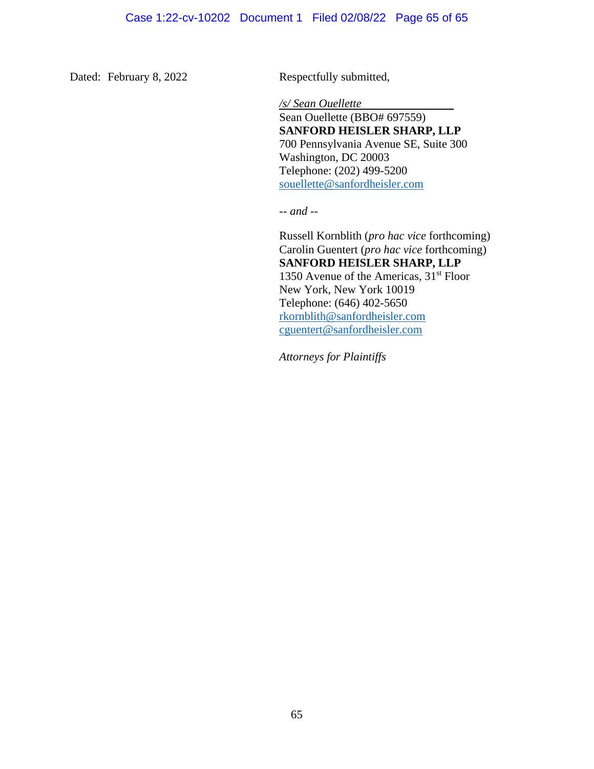Dated: February 8, 2022

Respectfully submitted,

*/s/ Sean Ouellette*
Sean Ouellette (BBO# 697559)
**SANFORD HEISLER SHARP, LLP**
700 Pennsylvania Avenue SE, Suite 300
Washington, DC 20003
Telephone: (202) 499-5200
souellette@sanfordheisler.com

*-- and --*

Russell Kornblith (*pro hac vice* forthcoming)
Carolin Guentert (*pro hac vice* forthcoming)
**SANFORD HEISLER SHARP, LLP**
1350 Avenue of the Americas, 31st Floor
New York, New York 10019
Telephone: (646) 402-5650
rkornblith@sanfordheisler.com
cguentert@sanfordheisler.com

*Attorneys for Plaintiffs*